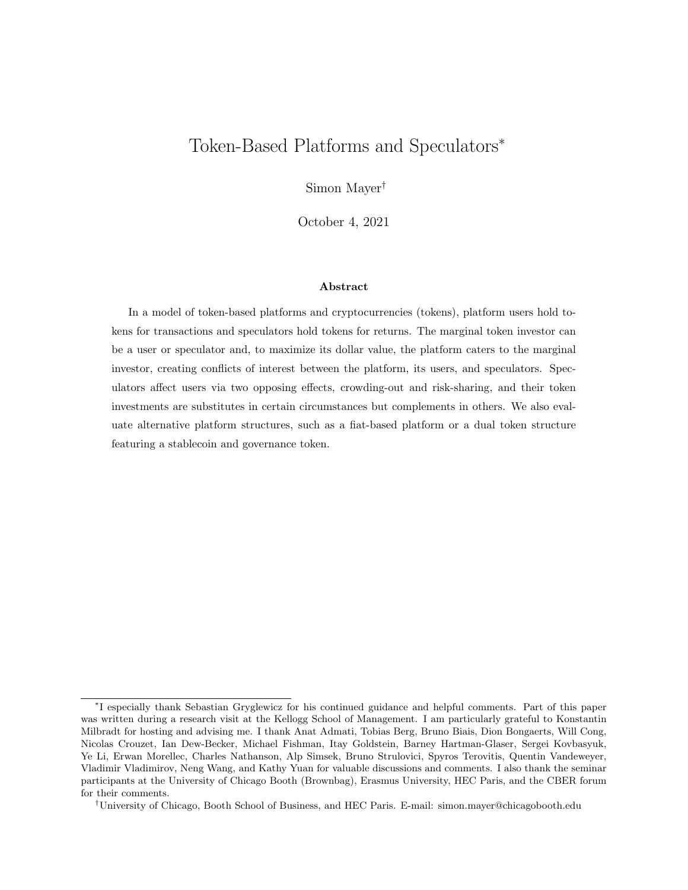# Token-Based Platforms and Speculators*

Simon Mayer†

October 4, 2021

### Abstract

In a model of token-based platforms and cryptocurrencies (tokens), platform users hold tokens for transactions and speculators hold tokens for returns. The marginal token investor can be a user or speculator and, to maximize its dollar value, the platform caters to the marginal investor, creating conflicts of interest between the platform, its users, and speculators. Speculators affect users via two opposing effects, crowding-out and risk-sharing, and their token investments are substitutes in certain circumstances but complements in others. We also evaluate alternative platform structures, such as a fiat-based platform or a dual token structure featuring a stablecoin and governance token.

---

*I especially thank Sebastian Gryglewicz for his continued guidance and helpful comments. Part of this paper was written during a research visit at the Kellogg School of Management. I am particularly grateful to Konstantin Milbradt for hosting and advising me. I thank Anat Admati, Tobias Berg, Bruno Biais, Dion Bongaerts, Will Cong, Nicolas Crouzet, Ian Dew-Becker, Michael Fishman, Itay Goldstein, Barney Hartman-Glaser, Sergei Kovbasyuk, Ye Li, Erwan Morellec, Charles Nathanson, Alp Simsek, Bruno Strulovici, Spyros Terovitis, Quentin Vandeweyer, Vladimir Vladimirov, Neng Wang, and Kathy Yuan for valuable discussions and comments. I also thank the seminar participants at the University of Chicago Booth (Brownbag), Erasmus University, HEC Paris, and the CBER forum for their comments.

†University of Chicago, Booth School of Business, and HEC Paris. E-mail: simon.mayer@chicagobooth.edu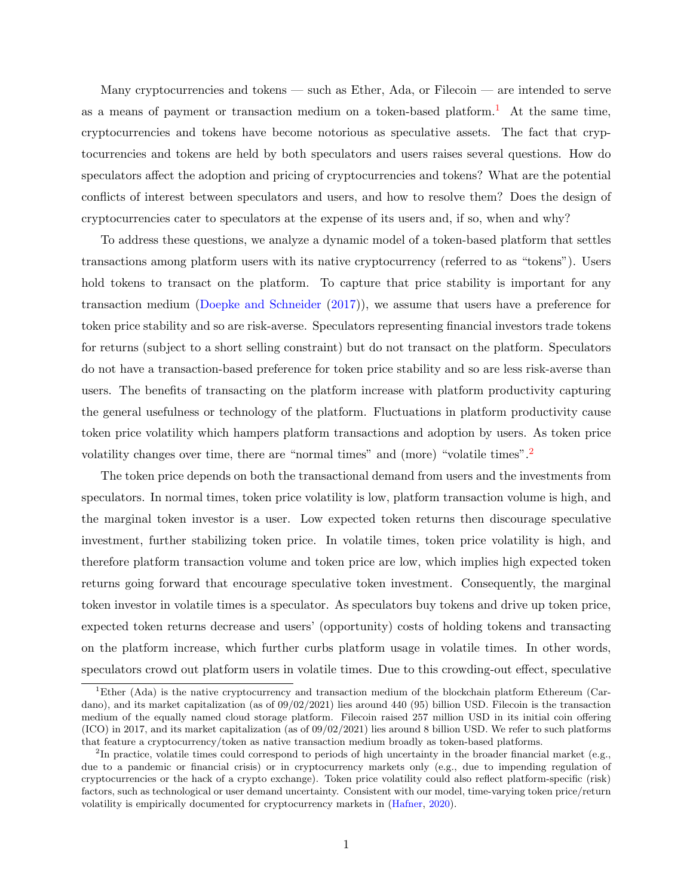Many cryptocurrencies and tokens — such as Ether, Ada, or Filecoin — are intended to serve as a means of payment or transaction medium on a token-based platform.[1] At the same time, cryptocurrencies and tokens have become notorious as speculative assets. The fact that cryptocurrencies and tokens are held by both speculators and users raises several questions. How do speculators affect the adoption and pricing of cryptocurrencies and tokens? What are the potential conflicts of interest between speculators and users, and how to resolve them? Does the design of cryptocurrencies cater to speculators at the expense of its users and, if so, when and why?

To address these questions, we analyze a dynamic model of a token-based platform that settles transactions among platform users with its native cryptocurrency (referred to as "tokens"). Users hold tokens to transact on the platform. To capture that price stability is important for any transaction medium (Doepke and Schneider (2017)), we assume that users have a preference for token price stability and so are risk-averse. Speculators representing financial investors trade tokens for returns (subject to a short selling constraint) but do not transact on the platform. Speculators do not have a transaction-based preference for token price stability and so are less risk-averse than users. The benefits of transacting on the platform increase with platform productivity capturing the general usefulness or technology of the platform. Fluctuations in platform productivity cause token price volatility which hampers platform transactions and adoption by users. As token price volatility changes over time, there are "normal times" and (more) "volatile times".[2]

The token price depends on both the transactional demand from users and the investments from speculators. In normal times, token price volatility is low, platform transaction volume is high, and the marginal token investor is a user. Low expected token returns then discourage speculative investment, further stabilizing token price. In volatile times, token price volatility is high, and therefore platform transaction volume and token price are low, which implies high expected token returns going forward that encourage speculative token investment. Consequently, the marginal token investor in volatile times is a speculator. As speculators buy tokens and drive up token price, expected token returns decrease and users' (opportunity) costs of holding tokens and transacting on the platform increase, which further curbs platform usage in volatile times. In other words, speculators crowd out platform users in volatile times. Due to this crowding-out effect, speculative

[1] Ether (Ada) is the native cryptocurrency and transaction medium of the blockchain platform Ethereum (Cardano), and its market capitalization (as of 09/02/2021) lies around 440 (95) billion USD. Filecoin is the transaction medium of the equally named cloud storage platform. Filecoin raised 257 million USD in its initial coin offering (ICO) in 2017, and its market capitalization (as of 09/02/2021) lies around 8 billion USD. We refer to such platforms that feature a cryptocurrency/token as native transaction medium broadly as token-based platforms.

[2] In practice, volatile times could correspond to periods of high uncertainty in the broader financial market (e.g., due to a pandemic or financial crisis) or in cryptocurrency markets only (e.g., due to impending regulation of cryptocurrencies or the hack of a crypto exchange). Token price volatility could also reflect platform-specific (risk) factors, such as technological or user demand uncertainty. Consistent with our model, time-varying token price/return volatility is empirically documented for cryptocurrency markets in (Hafner, 2020).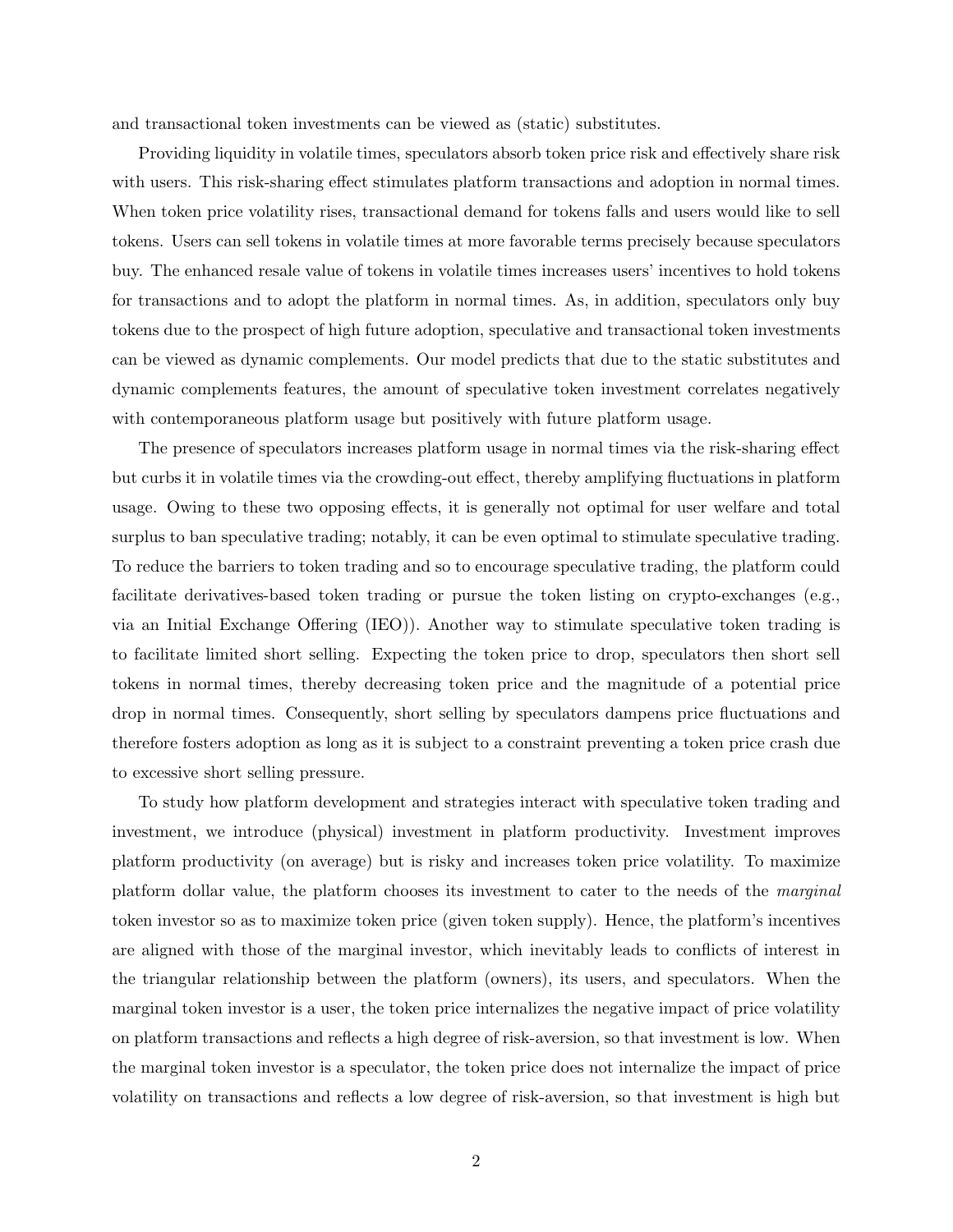and transactional token investments can be viewed as (static) substitutes.

Providing liquidity in volatile times, speculators absorb token price risk and effectively share risk with users. This risk-sharing effect stimulates platform transactions and adoption in normal times. When token price volatility rises, transactional demand for tokens falls and users would like to sell tokens. Users can sell tokens in volatile times at more favorable terms precisely because speculators buy. The enhanced resale value of tokens in volatile times increases users' incentives to hold tokens for transactions and to adopt the platform in normal times. As, in addition, speculators only buy tokens due to the prospect of high future adoption, speculative and transactional token investments can be viewed as dynamic complements. Our model predicts that due to the static substitutes and dynamic complements features, the amount of speculative token investment correlates negatively with contemporaneous platform usage but positively with future platform usage.

The presence of speculators increases platform usage in normal times via the risk-sharing effect but curbs it in volatile times via the crowding-out effect, thereby amplifying fluctuations in platform usage. Owing to these two opposing effects, it is generally not optimal for user welfare and total surplus to ban speculative trading; notably, it can be even optimal to stimulate speculative trading. To reduce the barriers to token trading and so to encourage speculative trading, the platform could facilitate derivatives-based token trading or pursue the token listing on crypto-exchanges (e.g., via an Initial Exchange Offering (IEO)). Another way to stimulate speculative token trading is to facilitate limited short selling. Expecting the token price to drop, speculators then short sell tokens in normal times, thereby decreasing token price and the magnitude of a potential price drop in normal times. Consequently, short selling by speculators dampens price fluctuations and therefore fosters adoption as long as it is subject to a constraint preventing a token price crash due to excessive short selling pressure.

To study how platform development and strategies interact with speculative token trading and investment, we introduce (physical) investment in platform productivity. Investment improves platform productivity (on average) but is risky and increases token price volatility. To maximize platform dollar value, the platform chooses its investment to cater to the needs of the *marginal* token investor so as to maximize token price (given token supply). Hence, the platform's incentives are aligned with those of the marginal investor, which inevitably leads to conflicts of interest in the triangular relationship between the platform (owners), its users, and speculators. When the marginal token investor is a user, the token price internalizes the negative impact of price volatility on platform transactions and reflects a high degree of risk-aversion, so that investment is low. When the marginal token investor is a speculator, the token price does not internalize the impact of price volatility on transactions and reflects a low degree of risk-aversion, so that investment is high but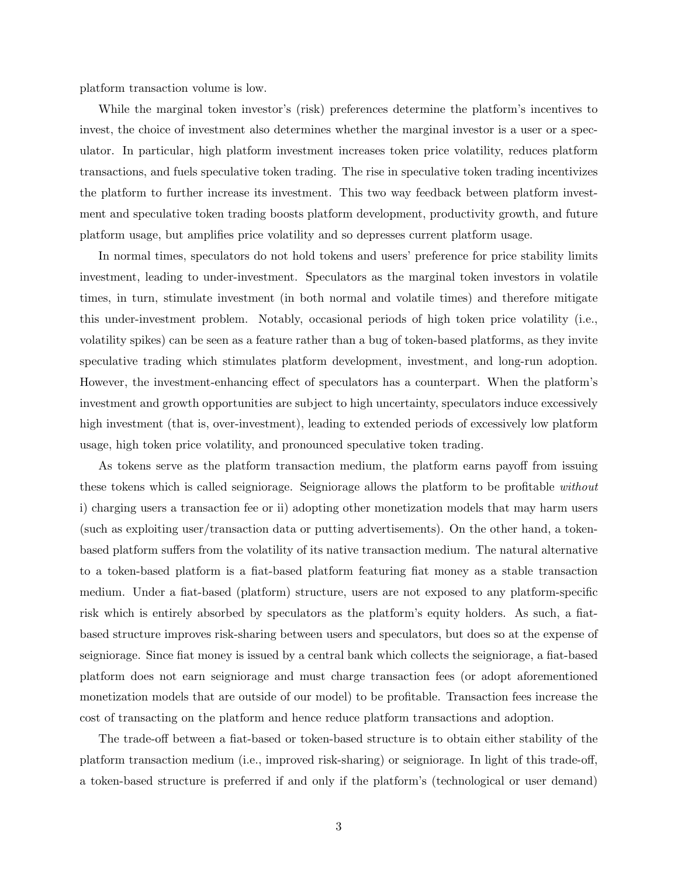platform transaction volume is low.

While the marginal token investor's (risk) preferences determine the platform's incentives to invest, the choice of investment also determines whether the marginal investor is a user or a speculator. In particular, high platform investment increases token price volatility, reduces platform transactions, and fuels speculative token trading. The rise in speculative token trading incentivizes the platform to further increase its investment. This two way feedback between platform investment and speculative token trading boosts platform development, productivity growth, and future platform usage, but amplifies price volatility and so depresses current platform usage.

In normal times, speculators do not hold tokens and users' preference for price stability limits investment, leading to under-investment. Speculators as the marginal token investors in volatile times, in turn, stimulate investment (in both normal and volatile times) and therefore mitigate this under-investment problem. Notably, occasional periods of high token price volatility (i.e., volatility spikes) can be seen as a feature rather than a bug of token-based platforms, as they invite speculative trading which stimulates platform development, investment, and long-run adoption. However, the investment-enhancing effect of speculators has a counterpart. When the platform's investment and growth opportunities are subject to high uncertainty, speculators induce excessively high investment (that is, over-investment), leading to extended periods of excessively low platform usage, high token price volatility, and pronounced speculative token trading.

As tokens serve as the platform transaction medium, the platform earns payoff from issuing these tokens which is called seigniorage. Seigniorage allows the platform to be profitable *without* i) charging users a transaction fee or ii) adopting other monetization models that may harm users (such as exploiting user/transaction data or putting advertisements). On the other hand, a token-based platform suffers from the volatility of its native transaction medium. The natural alternative to a token-based platform is a fiat-based platform featuring fiat money as a stable transaction medium. Under a fiat-based (platform) structure, users are not exposed to any platform-specific risk which is entirely absorbed by speculators as the platform's equity holders. As such, a fiat-based structure improves risk-sharing between users and speculators, but does so at the expense of seigniorage. Since fiat money is issued by a central bank which collects the seigniorage, a fiat-based platform does not earn seigniorage and must charge transaction fees (or adopt aforementioned monetization models that are outside of our model) to be profitable. Transaction fees increase the cost of transacting on the platform and hence reduce platform transactions and adoption.

The trade-off between a fiat-based or token-based structure is to obtain either stability of the platform transaction medium (i.e., improved risk-sharing) or seigniorage. In light of this trade-off, a token-based structure is preferred if and only if the platform's (technological or user demand)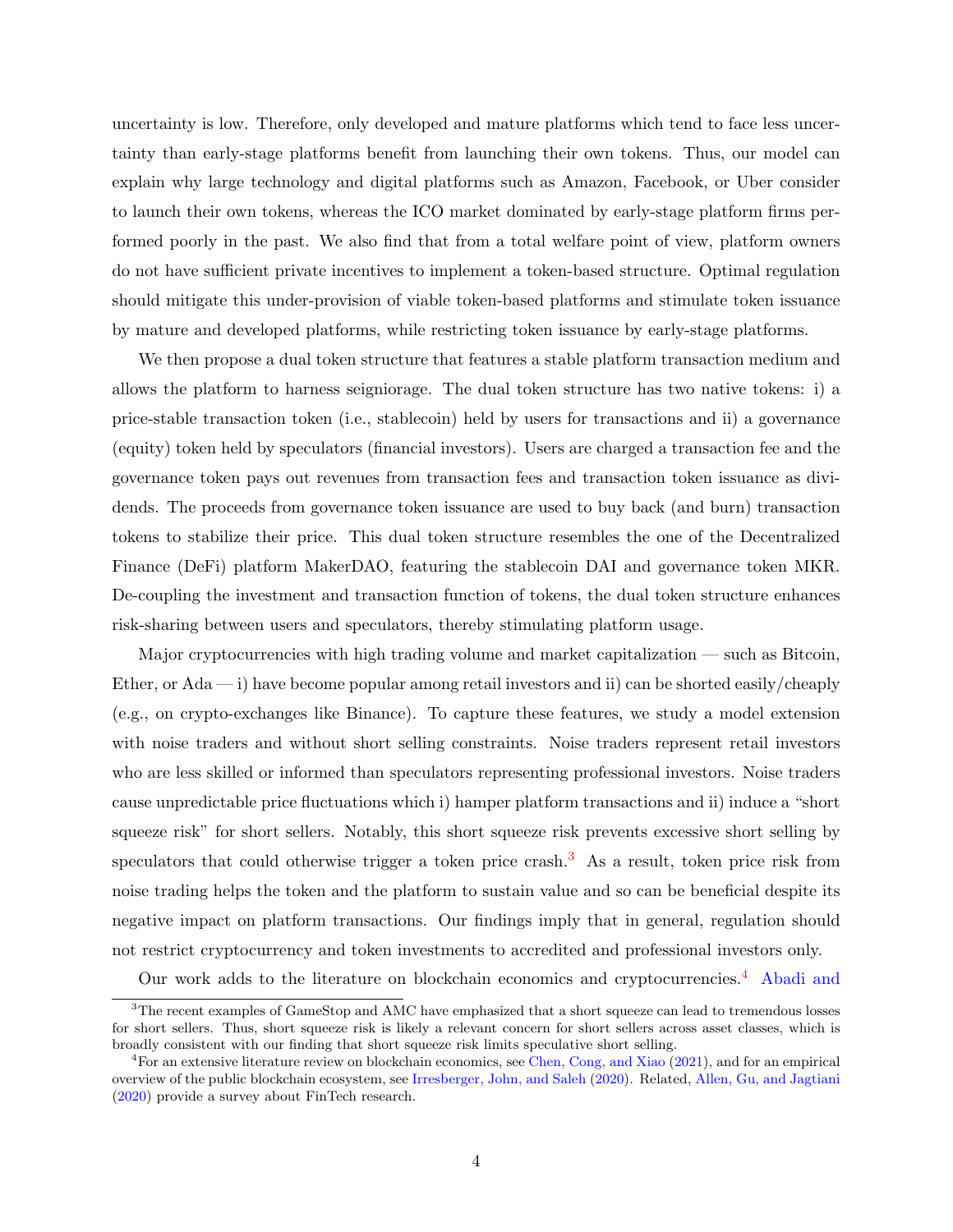uncertainty is low. Therefore, only developed and mature platforms which tend to face less uncertainty than early-stage platforms benefit from launching their own tokens. Thus, our model can explain why large technology and digital platforms such as Amazon, Facebook, or Uber consider to launch their own tokens, whereas the ICO market dominated by early-stage platform firms performed poorly in the past. We also find that from a total welfare point of view, platform owners do not have sufficient private incentives to implement a token-based structure. Optimal regulation should mitigate this under-provision of viable token-based platforms and stimulate token issuance by mature and developed platforms, while restricting token issuance by early-stage platforms.

We then propose a dual token structure that features a stable platform transaction medium and allows the platform to harness seigniorage. The dual token structure has two native tokens: i) a price-stable transaction token (i.e., stablecoin) held by users for transactions and ii) a governance (equity) token held by speculators (financial investors). Users are charged a transaction fee and the governance token pays out revenues from transaction fees and transaction token issuance as dividends. The proceeds from governance token issuance are used to buy back (and burn) transaction tokens to stabilize their price. This dual token structure resembles the one of the Decentralized Finance (DeFi) platform MakerDAO, featuring the stablecoin DAI and governance token MKR. De-coupling the investment and transaction function of tokens, the dual token structure enhances risk-sharing between users and speculators, thereby stimulating platform usage.

Major cryptocurrencies with high trading volume and market capitalization — such as Bitcoin, Ether, or Ada — i) have become popular among retail investors and ii) can be shorted easily/cheaply (e.g., on crypto-exchanges like Binance). To capture these features, we study a model extension with noise traders and without short selling constraints. Noise traders represent retail investors who are less skilled or informed than speculators representing professional investors. Noise traders cause unpredictable price fluctuations which i) hamper platform transactions and ii) induce a "short squeeze risk" for short sellers. Notably, this short squeeze risk prevents excessive short selling by speculators that could otherwise trigger a token price crash.[3] As a result, token price risk from noise trading helps the token and the platform to sustain value and so can be beneficial despite its negative impact on platform transactions. Our findings imply that in general, regulation should not restrict cryptocurrency and token investments to accredited and professional investors only.

Our work adds to the literature on blockchain economics and cryptocurrencies.[4] Abadi and

---

[3] The recent examples of GameStop and AMC have emphasized that a short squeeze can lead to tremendous losses for short sellers. Thus, short squeeze risk is likely a relevant concern for short sellers across asset classes, which is broadly consistent with our finding that short squeeze risk limits speculative short selling.

[4] For an extensive literature review on blockchain economics, see Chen, Cong, and Xiao (2021), and for an empirical overview of the public blockchain ecosystem, see Irresberger, John, and Saleh (2020). Related, Allen, Gu, and Jagtiani (2020) provide a survey about FinTech research.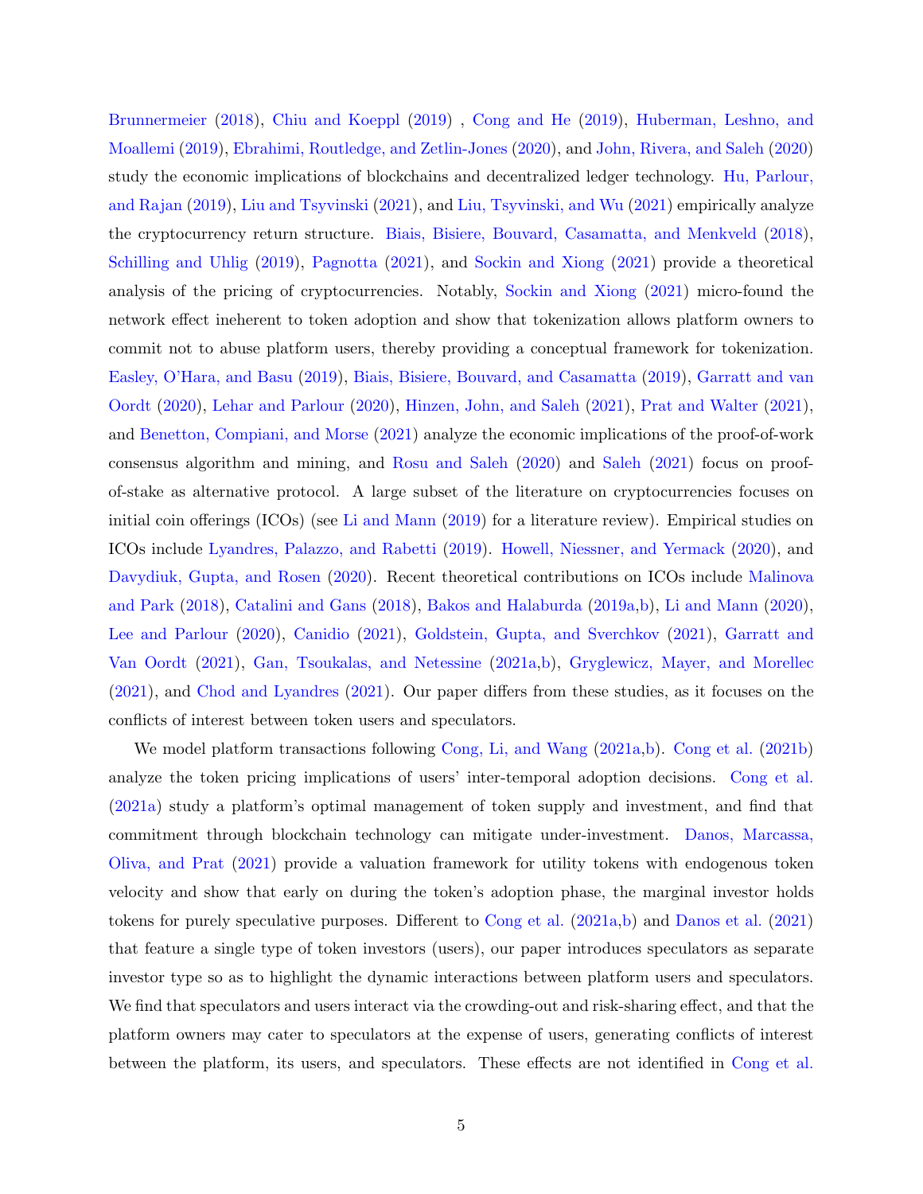Brunnermeier (2018), Chiu and Koeppl (2019) , Cong and He (2019), Huberman, Leshno, and Moallemi (2019), Ebrahimi, Routledge, and Zetlin-Jones (2020), and John, Rivera, and Saleh (2020) study the economic implications of blockchains and decentralized ledger technology. Hu, Parlour, and Rajan (2019), Liu and Tsyvinski (2021), and Liu, Tsyvinski, and Wu (2021) empirically analyze the cryptocurrency return structure. Biais, Bisiere, Bouvard, Casamatta, and Menkveld (2018), Schilling and Uhlig (2019), Pagnotta (2021), and Sockin and Xiong (2021) provide a theoretical analysis of the pricing of cryptocurrencies. Notably, Sockin and Xiong (2021) micro-found the network effect ineherent to token adoption and show that tokenization allows platform owners to commit not to abuse platform users, thereby providing a conceptual framework for tokenization. Easley, O'Hara, and Basu (2019), Biais, Bisiere, Bouvard, and Casamatta (2019), Garratt and van Oordt (2020), Lehar and Parlour (2020), Hinzen, John, and Saleh (2021), Prat and Walter (2021), and Benetton, Compiani, and Morse (2021) analyze the economic implications of the proof-of-work consensus algorithm and mining, and Rosu and Saleh (2020) and Saleh (2021) focus on proof-of-stake as alternative protocol. A large subset of the literature on cryptocurrencies focuses on initial coin offerings (ICOs) (see Li and Mann (2019) for a literature review). Empirical studies on ICOs include Lyandres, Palazzo, and Rabetti (2019). Howell, Niessner, and Yermack (2020), and Davydiuk, Gupta, and Rosen (2020). Recent theoretical contributions on ICOs include Malinova and Park (2018), Catalini and Gans (2018), Bakos and Halaburda (2019a,b), Li and Mann (2020), Lee and Parlour (2020), Canidio (2021), Goldstein, Gupta, and Sverchkov (2021), Garratt and Van Oordt (2021), Gan, Tsoukalas, and Netessine (2021a,b), Gryglewicz, Mayer, and Morellec (2021), and Chod and Lyandres (2021). Our paper differs from these studies, as it focuses on the conflicts of interest between token users and speculators.

We model platform transactions following Cong, Li, and Wang (2021a,b). Cong et al. (2021b) analyze the token pricing implications of users' inter-temporal adoption decisions. Cong et al. (2021a) study a platform's optimal management of token supply and investment, and find that commitment through blockchain technology can mitigate under-investment. Danos, Marcassa, Oliva, and Prat (2021) provide a valuation framework for utility tokens with endogenous token velocity and show that early on during the token's adoption phase, the marginal investor holds tokens for purely speculative purposes. Different to Cong et al. (2021a,b) and Danos et al. (2021) that feature a single type of token investors (users), our paper introduces speculators as separate investor type so as to highlight the dynamic interactions between platform users and speculators. We find that speculators and users interact via the crowding-out and risk-sharing effect, and that the platform owners may cater to speculators at the expense of users, generating conflicts of interest between the platform, its users, and speculators. These effects are not identified in Cong et al.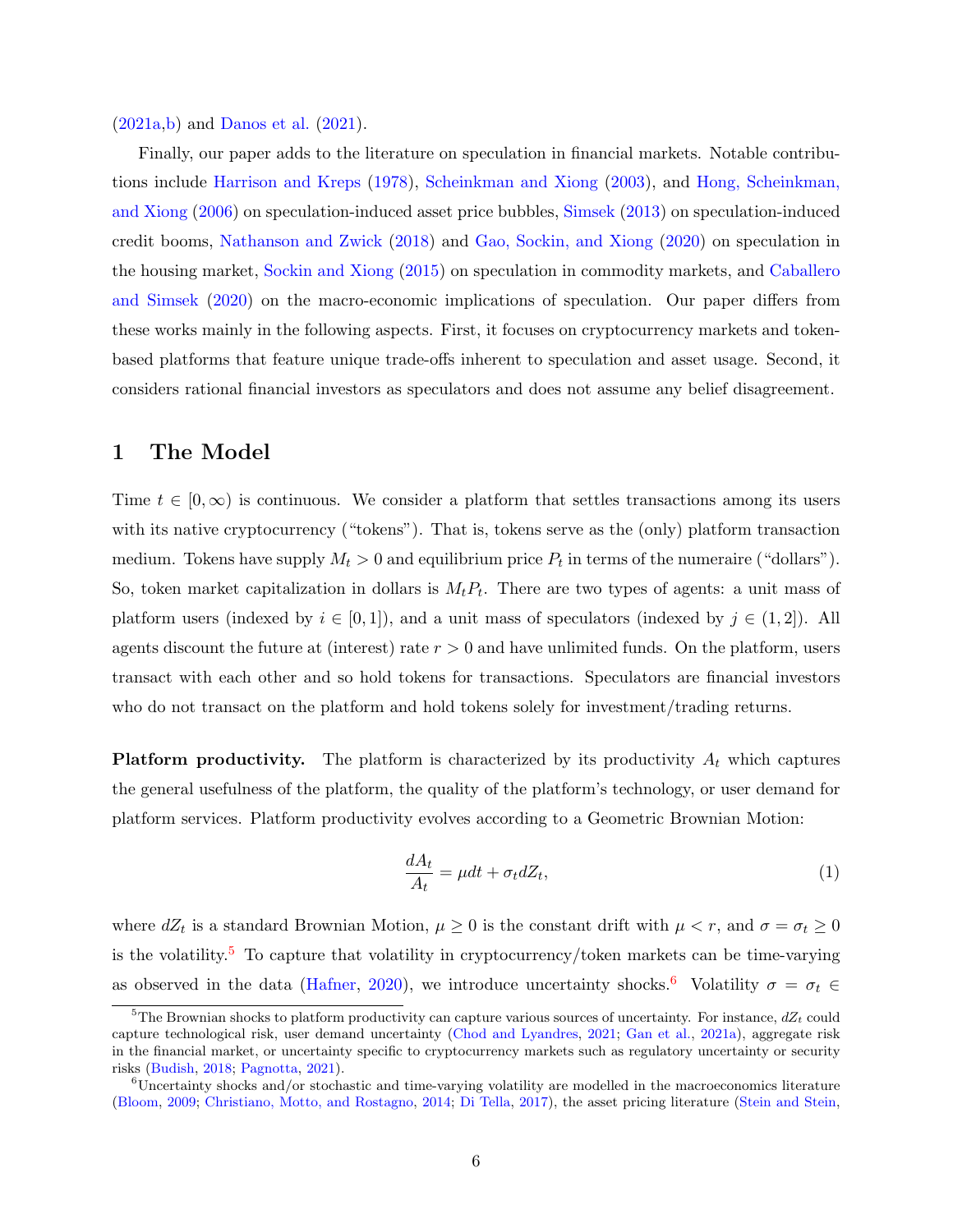(2021a,b) and Danos et al. (2021).

Finally, our paper adds to the literature on speculation in financial markets. Notable contributions include Harrison and Kreps (1978), Scheinkman and Xiong (2003), and Hong, Scheinkman, and Xiong (2006) on speculation-induced asset price bubbles, Simsek (2013) on speculation-induced credit booms, Nathanson and Zwick (2018) and Gao, Sockin, and Xiong (2020) on speculation in the housing market, Sockin and Xiong (2015) on speculation in commodity markets, and Caballero and Simsek (2020) on the macro-economic implications of speculation. Our paper differs from these works mainly in the following aspects. First, it focuses on cryptocurrency markets and token-based platforms that feature unique trade-offs inherent to speculation and asset usage. Second, it considers rational financial investors as speculators and does not assume any belief disagreement.

# 1 The Model

Time $t \in [0, \infty)$ is continuous. We consider a platform that settles transactions among its users with its native cryptocurrency ("tokens"). That is, tokens serve as the (only) platform transaction medium. Tokens have supply $M_t > 0$ and equilibrium price $P_t$ in terms of the numeraire ("dollars"). So, token market capitalization in dollars is $M_t P_t$. There are two types of agents: a unit mass of platform users (indexed by $i \in [0, 1]$), and a unit mass of speculators (indexed by $j \in (1, 2]$). All agents discount the future at (interest) rate $r > 0$ and have unlimited funds. On the platform, users transact with each other and so hold tokens for transactions. Speculators are financial investors who do not transact on the platform and hold tokens solely for investment/trading returns.

**Platform productivity.** The platform is characterized by its productivity $A_t$ which captures the general usefulness of the platform, the quality of the platform's technology, or user demand for platform services. Platform productivity evolves according to a Geometric Brownian Motion:

$$\frac{dA_t}{A_t} = \mu dt + \sigma_t dZ_t, \tag{1}$$

where $dZ_t$ is a standard Brownian Motion, $\mu \geq 0$ is the constant drift with $\mu < r$, and $\sigma = \sigma_t \geq 0$ is the volatility.[5] To capture that volatility in cryptocurrency/token markets can be time-varying as observed in the data (Hafner, 2020), we introduce uncertainty shocks.[6] Volatility $\sigma = \sigma_t \in$

[5] The Brownian shocks to platform productivity can capture various sources of uncertainty. For instance, $dZ_t$ could capture technological risk, user demand uncertainty (Chod and Lyandres, 2021; Gan et al., 2021a), aggregate risk in the financial market, or uncertainty specific to cryptocurrency markets such as regulatory uncertainty or security risks (Budish, 2018; Pagnotta, 2021).

[6] Uncertainty shocks and/or stochastic and time-varying volatility are modelled in the macroeconomics literature (Bloom, 2009; Christiano, Motto, and Rostagno, 2014; Di Tella, 2017), the asset pricing literature (Stein and Stein,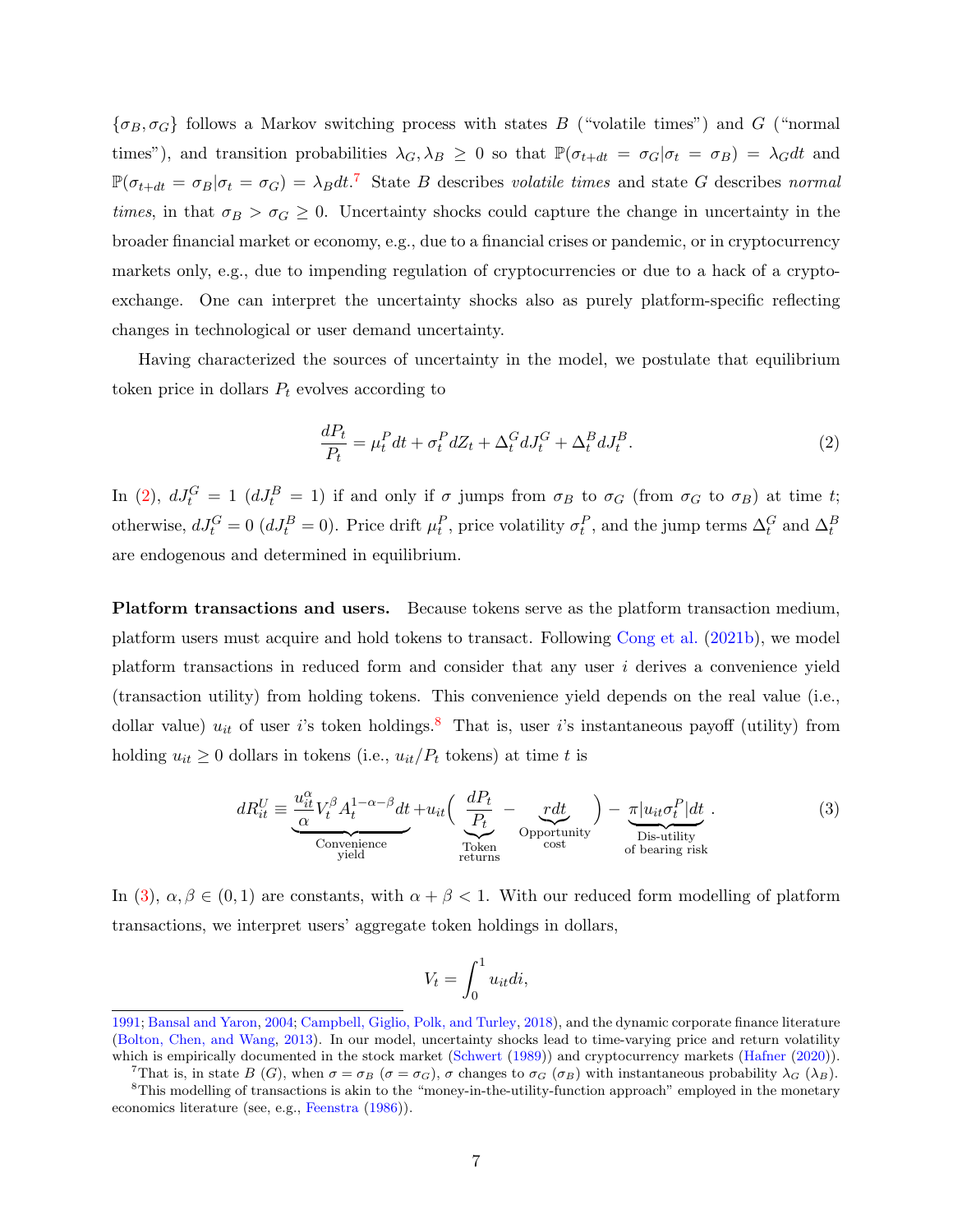$\{\sigma_B, \sigma_G\}$ follows a Markov switching process with states $B$ ("volatile times") and $G$ ("normal times"), and transition probabilities $\lambda_G, \lambda_B \geq 0$ so that $\mathbb{P}(\sigma_{t+dt} = \sigma_G | \sigma_t = \sigma_B) = \lambda_G dt$ and $\mathbb{P}(\sigma_{t+dt} = \sigma_B | \sigma_t = \sigma_G) = \lambda_B dt$.[7] State $B$ describes *volatile times* and state $G$ describes *normal times*, in that $\sigma_B > \sigma_G \geq 0$. Uncertainty shocks could capture the change in uncertainty in the broader financial market or economy, e.g., due to a financial crises or pandemic, or in cryptocurrency markets only, e.g., due to impending regulation of cryptocurrencies or due to a hack of a crypto-exchange. One can interpret the uncertainty shocks also as purely platform-specific reflecting changes in technological or user demand uncertainty.

Having characterized the sources of uncertainty in the model, we postulate that equilibrium token price in dollars $P_t$ evolves according to

$$\frac{dP_t}{P_t} = \mu_t^P dt + \sigma_t^P dZ_t + \Delta_t^G dJ_t^G + \Delta_t^B dJ_t^B. \tag{2}$$

In (2), $dJ_t^G = 1$ ($dJ_t^B = 1$) if and only if $\sigma$ jumps from $\sigma_B$ to $\sigma_G$ (from $\sigma_G$ to $\sigma_B$) at time $t$; otherwise, $dJ_t^G = 0$ ($dJ_t^B = 0$). Price drift $\mu_t^P$, price volatility $\sigma_t^P$, and the jump terms $\Delta_t^G$ and $\Delta_t^B$ are endogenous and determined in equilibrium.

**Platform transactions and users.** Because tokens serve as the platform transaction medium, platform users must acquire and hold tokens to transact. Following Cong et al. (2021b), we model platform transactions in reduced form and consider that any user $i$ derives a convenience yield (transaction utility) from holding tokens. This convenience yield depends on the real value (i.e., dollar value) $u_{it}$ of user $i$'s token holdings.[8] That is, user $i$'s instantaneous payoff (utility) from holding $u_{it} \geq 0$ dollars in tokens (i.e., $u_{it}/P_t$ tokens) at time $t$ is

$$dR_{it}^U \equiv \underbrace{\frac{u_{it}^\alpha}{\alpha} V_t^\beta A_t^{1-\alpha-\beta} dt}_{\substack{\text{Convenience} \\ \text{yield}}} + u_{it} \Big( \underbrace{\frac{dP_t}{P_t}}_{\substack{\text{Token} \\ \text{returns}}} - \underbrace{r dt}_{\substack{\text{Opportunity} \\ \text{cost}}} \Big) - \underbrace{\pi |u_{it} \sigma_t^P| dt}_{\substack{\text{Dis-utility} \\ \text{of bearing risk}}}. \tag{3}$$

In (3), $\alpha, \beta \in (0, 1)$ are constants, with $\alpha + \beta < 1$. With our reduced form modelling of platform transactions, we interpret users' aggregate token holdings in dollars,

$$V_t = \int_0^1 u_{it} di,$$

1991; Bansal and Yaron, 2004; Campbell, Giglio, Polk, and Turley, 2018), and the dynamic corporate finance literature (Bolton, Chen, and Wang, 2013). In our model, uncertainty shocks lead to time-varying price and return volatility which is empirically documented in the stock market (Schwert (1989)) and cryptocurrency markets (Hafner (2020)).

[7] That is, in state $B$ ($G$), when $\sigma = \sigma_B$ ($\sigma = \sigma_G$), $\sigma$ changes to $\sigma_G$ ($\sigma_B$) with instantaneous probability $\lambda_G$ ($\lambda_B$).

[8] This modelling of transactions is akin to the "money-in-the-utility-function approach" employed in the monetary economics literature (see, e.g., Feenstra (1986)).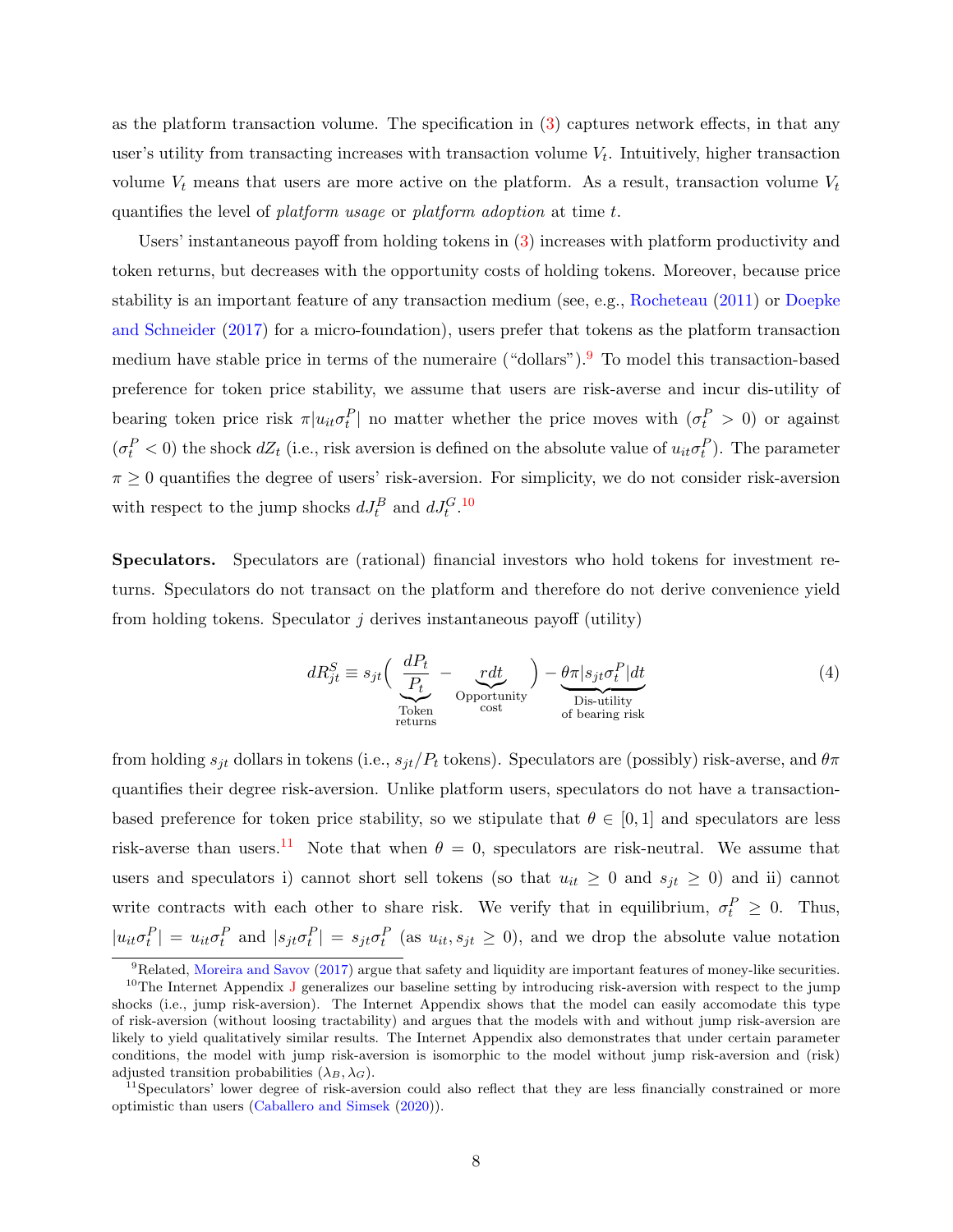as the platform transaction volume. The specification in (3) captures network effects, in that any user's utility from transacting increases with transaction volume $V_t$. Intuitively, higher transaction volume $V_t$ means that users are more active on the platform. As a result, transaction volume $V_t$ quantifies the level of *platform usage* or *platform adoption* at time $t$.

Users' instantaneous payoff from holding tokens in (3) increases with platform productivity and token returns, but decreases with the opportunity costs of holding tokens. Moreover, because price stability is an important feature of any transaction medium (see, e.g., Rocheteau (2011) or Doepke and Schneider (2017) for a micro-foundation), users prefer that tokens as the platform transaction medium have stable price in terms of the numeraire ("dollars").[9] To model this transaction-based preference for token price stability, we assume that users are risk-averse and incur dis-utility of bearing token price risk $\pi|u_{it}\sigma_t^P|$ no matter whether the price moves with ($\sigma_t^P > 0$) or against ($\sigma_t^P < 0$) the shock $dZ_t$ (i.e., risk aversion is defined on the absolute value of $u_{it}\sigma_t^P$). The parameter $\pi \geq 0$ quantifies the degree of users' risk-aversion. For simplicity, we do not consider risk-aversion with respect to the jump shocks $dJ_t^B$ and $dJ_t^G$.[10]

**Speculators.** Speculators are (rational) financial investors who hold tokens for investment returns. Speculators do not transact on the platform and therefore do not derive convenience yield from holding tokens. Speculator $j$ derives instantaneous payoff (utility)

$$dR_{jt}^S \equiv s_{jt}\Big(\underbrace{\frac{dP_t}{P_t}}_{\substack{\text{Token}\\\text{returns}}} - \underbrace{rdt}_{\substack{\text{Opportunity}\\\text{cost}}}\Big) - \underbrace{\theta\pi|s_{jt}\sigma_t^P|dt}_{\substack{\text{Dis-utility}\\\text{of bearing risk}}} \tag{4}$$

from holding $s_{jt}$ dollars in tokens (i.e., $s_{jt}/P_t$ tokens). Speculators are (possibly) risk-averse, and $\theta\pi$ quantifies their degree risk-aversion. Unlike platform users, speculators do not have a transaction-based preference for token price stability, so we stipulate that $\theta \in [0, 1]$ and speculators are less risk-averse than users.[11] Note that when $\theta = 0$, speculators are risk-neutral. We assume that users and speculators i) cannot short sell tokens (so that $u_{it} \geq 0$ and $s_{jt} \geq 0$) and ii) cannot write contracts with each other to share risk. We verify that in equilibrium, $\sigma_t^P \geq 0$. Thus, $|u_{it}\sigma_t^P| = u_{it}\sigma_t^P$ and $|s_{jt}\sigma_t^P| = s_{jt}\sigma_t^P$ (as $u_{it}, s_{jt} \geq 0$), and we drop the absolute value notation

[9] Related, Moreira and Savov (2017) argue that safety and liquidity are important features of money-like securities.

[10] The Internet Appendix J generalizes our baseline setting by introducing risk-aversion with respect to the jump shocks (i.e., jump risk-aversion). The Internet Appendix shows that the model can easily accomodate this type of risk-aversion (without loosing tractability) and argues that the models with and without jump risk-aversion are likely to yield qualitatively similar results. The Internet Appendix also demonstrates that under certain parameter conditions, the model with jump risk-aversion is isomorphic to the model without jump risk-aversion and (risk) adjusted transition probabilities ($\lambda_B, \lambda_G$).

[11] Speculators' lower degree of risk-aversion could also reflect that they are less financially constrained or more optimistic than users (Caballero and Simsek (2020)).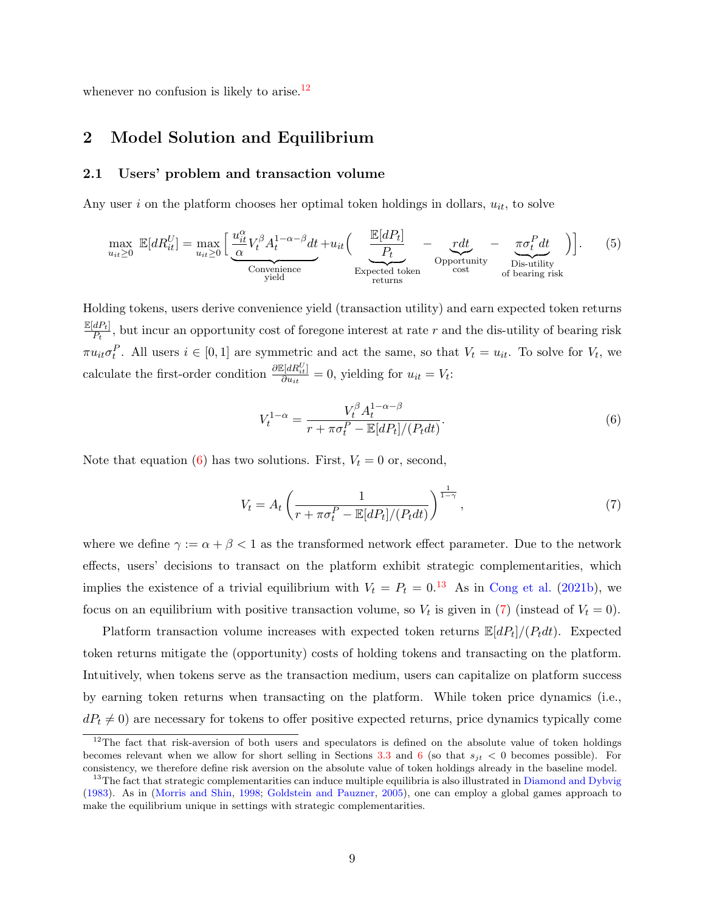whenever no confusion is likely to arise.[12]

## 2 Model Solution and Equilibrium

### 2.1 Users' problem and transaction volume

Any user $i$ on the platform chooses her optimal token holdings in dollars, $u_{it}$, to solve

$$\max_{u_{it}\geq 0} \mathbb{E}[dR_{it}^U] = \max_{u_{it}\geq 0} \Big[ \underbrace{\frac{u_{it}^{\alpha}}{\alpha} V_t^{\beta} A_t^{1-\alpha-\beta} dt}_{\substack{\text{Convenience} \\ \text{yield}}} + u_{it} \Big( \underbrace{\frac{\mathbb{E}[dP_t]}{P_t}}_{\substack{\text{Expected token} \\ \text{returns}}} - \underbrace{r dt}_{\substack{\text{Opportunity} \\ \text{cost}}} - \underbrace{\pi \sigma_t^P dt}_{\substack{\text{Dis-utility} \\ \text{of bearing risk}}} \Big) \Big]. \tag{5}$$

Holding tokens, users derive convenience yield (transaction utility) and earn expected token returns $\frac{\mathbb{E}[dP_t]}{P_t}$, but incur an opportunity cost of foregone interest at rate $r$ and the dis-utility of bearing risk $\pi u_{it} \sigma_t^P$. All users $i \in [0,1]$ are symmetric and act the same, so that $V_t = u_{it}$. To solve for $V_t$, we calculate the first-order condition $\frac{\partial \mathbb{E}[dR_{it}^U]}{\partial u_{it}} = 0$, yielding for $u_{it} = V_t$:

$$V_t^{1-\alpha} = \frac{V_t^{\beta} A_t^{1-\alpha-\beta}}{r + \pi \sigma_t^P - \mathbb{E}[dP_t]/(P_t dt)}. \tag{6}$$

Note that equation (6) has two solutions. First, $V_t = 0$ or, second,

$$V_t = A_t \left( \frac{1}{r + \pi \sigma_t^P - \mathbb{E}[dP_t]/(P_t dt)} \right)^{\frac{1}{1-\gamma}}, \tag{7}$$

where we define $\gamma := \alpha + \beta < 1$ as the transformed network effect parameter. Due to the network effects, users' decisions to transact on the platform exhibit strategic complementarities, which implies the existence of a trivial equilibrium with $V_t = P_t = 0$.[13] As in Cong et al. (2021b), we focus on an equilibrium with positive transaction volume, so $V_t$ is given in (7) (instead of $V_t = 0$).

Platform transaction volume increases with expected token returns $\mathbb{E}[dP_t]/(P_t dt)$. Expected token returns mitigate the (opportunity) costs of holding tokens and transacting on the platform. Intuitively, when tokens serve as the transaction medium, users can capitalize on platform success by earning token returns when transacting on the platform. While token price dynamics (i.e., $dP_t \neq 0$) are necessary for tokens to offer positive expected returns, price dynamics typically come

[12] The fact that risk-aversion of both users and speculators is defined on the absolute value of token holdings becomes relevant when we allow for short selling in Sections 3.3 and 6 (so that $s_{jt} < 0$ becomes possible). For consistency, we therefore define risk aversion on the absolute value of token holdings already in the baseline model.

[13] The fact that strategic complementarities can induce multiple equilibria is also illustrated in Diamond and Dybvig (1983). As in (Morris and Shin, 1998; Goldstein and Pauzner, 2005), one can employ a global games approach to make the equilibrium unique in settings with strategic complementarities.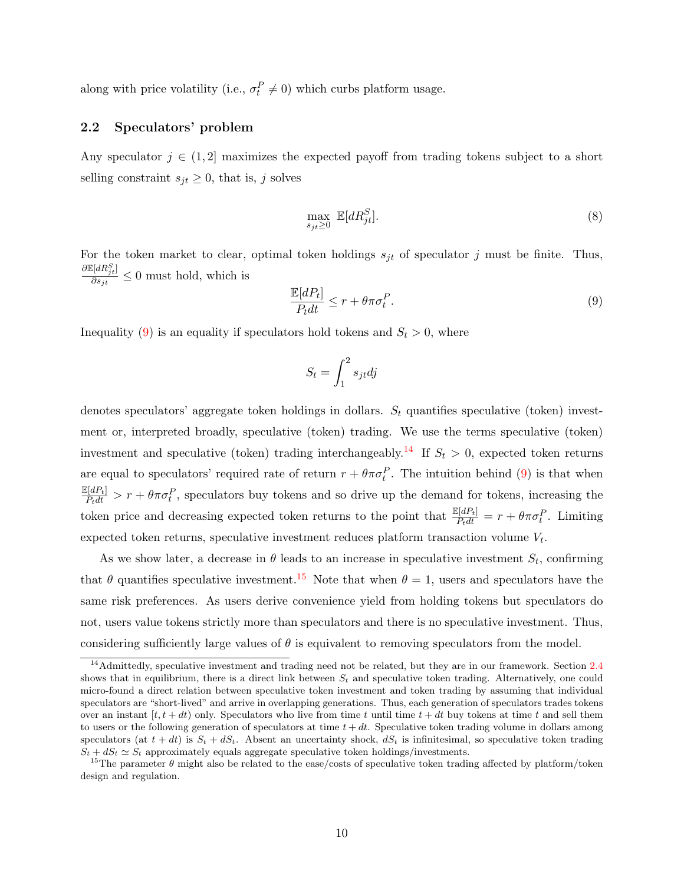along with price volatility (i.e., $\sigma_t^P \neq 0$) which curbs platform usage.

## 2.2 Speculators' problem

Any speculator $j \in (1,2]$ maximizes the expected payoff from trading tokens subject to a short selling constraint $s_{jt} \geq 0$, that is, $j$ solves

$$\max_{s_{jt} \geq 0} \mathbb{E}[dR_{jt}^S]. \tag{8}$$

For the token market to clear, optimal token holdings $s_{jt}$ of speculator $j$ must be finite. Thus, $\frac{\partial \mathbb{E}[dR_{jt}^S]}{\partial s_{jt}} \leq 0$ must hold, which is

$$\frac{\mathbb{E}[dP_t]}{P_t dt} \leq r + \theta \pi \sigma_t^P. \tag{9}$$

Inequality (9) is an equality if speculators hold tokens and $S_t > 0$, where

$$S_t = \int_1^2 s_{jt} dj$$

denotes speculators' aggregate token holdings in dollars. $S_t$ quantifies speculative (token) investment or, interpreted broadly, speculative (token) trading. We use the terms speculative (token) investment and speculative (token) trading interchangeably.[14] If $S_t > 0$, expected token returns are equal to speculators' required rate of return $r + \theta \pi \sigma_t^P$. The intuition behind (9) is that when $\frac{\mathbb{E}[dP_t]}{P_t dt} > r + \theta \pi \sigma_t^P$, speculators buy tokens and so drive up the demand for tokens, increasing the token price and decreasing expected token returns to the point that $\frac{\mathbb{E}[dP_t]}{P_t dt} = r + \theta \pi \sigma_t^P$. Limiting expected token returns, speculative investment reduces platform transaction volume $V_t$.

As we show later, a decrease in $\theta$ leads to an increase in speculative investment $S_t$, confirming that $\theta$ quantifies speculative investment.[15] Note that when $\theta = 1$, users and speculators have the same risk preferences. As users derive convenience yield from holding tokens but speculators do not, users value tokens strictly more than speculators and there is no speculative investment. Thus, considering sufficiently large values of $\theta$ is equivalent to removing speculators from the model.

[14] Admittedly, speculative investment and trading need not be related, but they are in our framework. Section 2.4 shows that in equilibrium, there is a direct link between $S_t$ and speculative token trading. Alternatively, one could micro-found a direct relation between speculative token investment and token trading by assuming that individual speculators are "short-lived" and arrive in overlapping generations. Thus, each generation of speculators trades tokens over an instant $[t, t+dt)$ only. Speculators who live from time $t$ until time $t+dt$ buy tokens at time $t$ and sell them to users or the following generation of speculators at time $t+dt$. Speculative token trading volume in dollars among speculators (at $t+dt$) is $S_t + dS_t$. Absent an uncertainty shock, $dS_t$ is infinitesimal, so speculative token trading $S_t + dS_t \simeq S_t$ approximately equals aggregate speculative token holdings/investments.

[15] The parameter $\theta$ might also be related to the ease/costs of speculative token trading affected by platform/token design and regulation.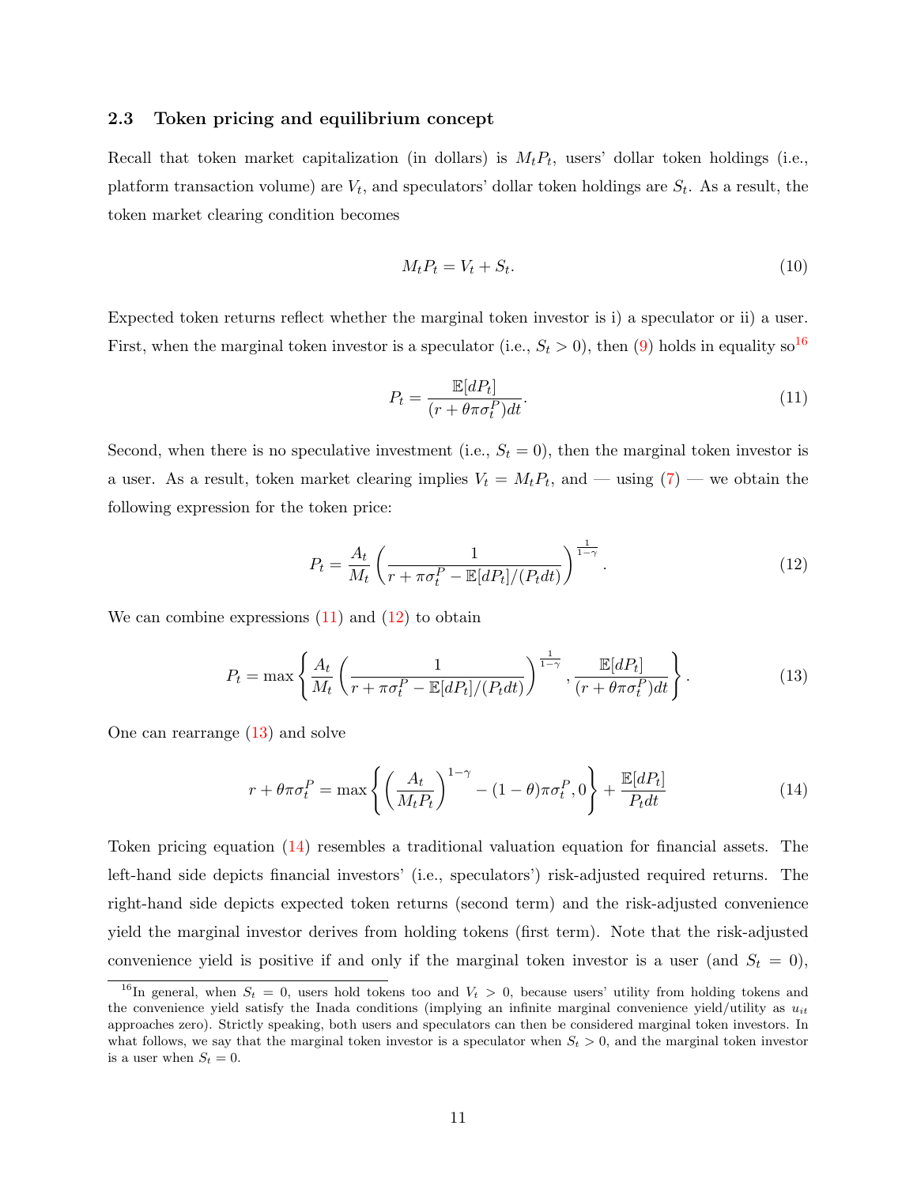### 2.3 Token pricing and equilibrium concept

Recall that token market capitalization (in dollars) is $M_t P_t$, users' dollar token holdings (i.e., platform transaction volume) are $V_t$, and speculators' dollar token holdings are $S_t$. As a result, the token market clearing condition becomes

$$M_t P_t = V_t + S_t. \tag{10}$$

Expected token returns reflect whether the marginal token investor is i) a speculator or ii) a user. First, when the marginal token investor is a speculator (i.e., $S_t > 0$), then (9) holds in equality so[16]

$$P_t = \frac{\mathbb{E}[dP_t]}{(r + \theta \pi \sigma_t^P)dt}. \tag{11}$$

Second, when there is no speculative investment (i.e., $S_t = 0$), then the marginal token investor is a user. As a result, token market clearing implies $V_t = M_t P_t$, and — using (7) — we obtain the following expression for the token price:

$$P_t = \frac{A_t}{M_t} \left( \frac{1}{r + \pi \sigma_t^P - \mathbb{E}[dP_t]/(P_t dt)} \right)^{\frac{1}{1-\gamma}}. \tag{12}$$

We can combine expressions (11) and (12) to obtain

$$P_t = \max \left\{ \frac{A_t}{M_t} \left( \frac{1}{r + \pi \sigma_t^P - \mathbb{E}[dP_t]/(P_t dt)} \right)^{\frac{1}{1-\gamma}}, \frac{\mathbb{E}[dP_t]}{(r + \theta \pi \sigma_t^P)dt} \right\}. \tag{13}$$

One can rearrange (13) and solve

$$r + \theta \pi \sigma_t^P = \max \left\{ \left( \frac{A_t}{M_t P_t} \right)^{1-\gamma} - (1-\theta) \pi \sigma_t^P, 0 \right\} + \frac{\mathbb{E}[dP_t]}{P_t dt} \tag{14}$$

Token pricing equation (14) resembles a traditional valuation equation for financial assets. The left-hand side depicts financial investors' (i.e., speculators') risk-adjusted required returns. The right-hand side depicts expected token returns (second term) and the risk-adjusted convenience yield the marginal investor derives from holding tokens (first term). Note that the risk-adjusted convenience yield is positive if and only if the marginal token investor is a user (and $S_t = 0$),

[16] In general, when $S_t = 0$, users hold tokens too and $V_t > 0$, because users' utility from holding tokens and the convenience yield satisfy the Inada conditions (implying an infinite marginal convenience yield/utility as $u_{it}$ approaches zero). Strictly speaking, both users and speculators can then be considered marginal token investors. In what follows, we say that the marginal token investor is a speculator when $S_t > 0$, and the marginal token investor is a user when $S_t = 0$.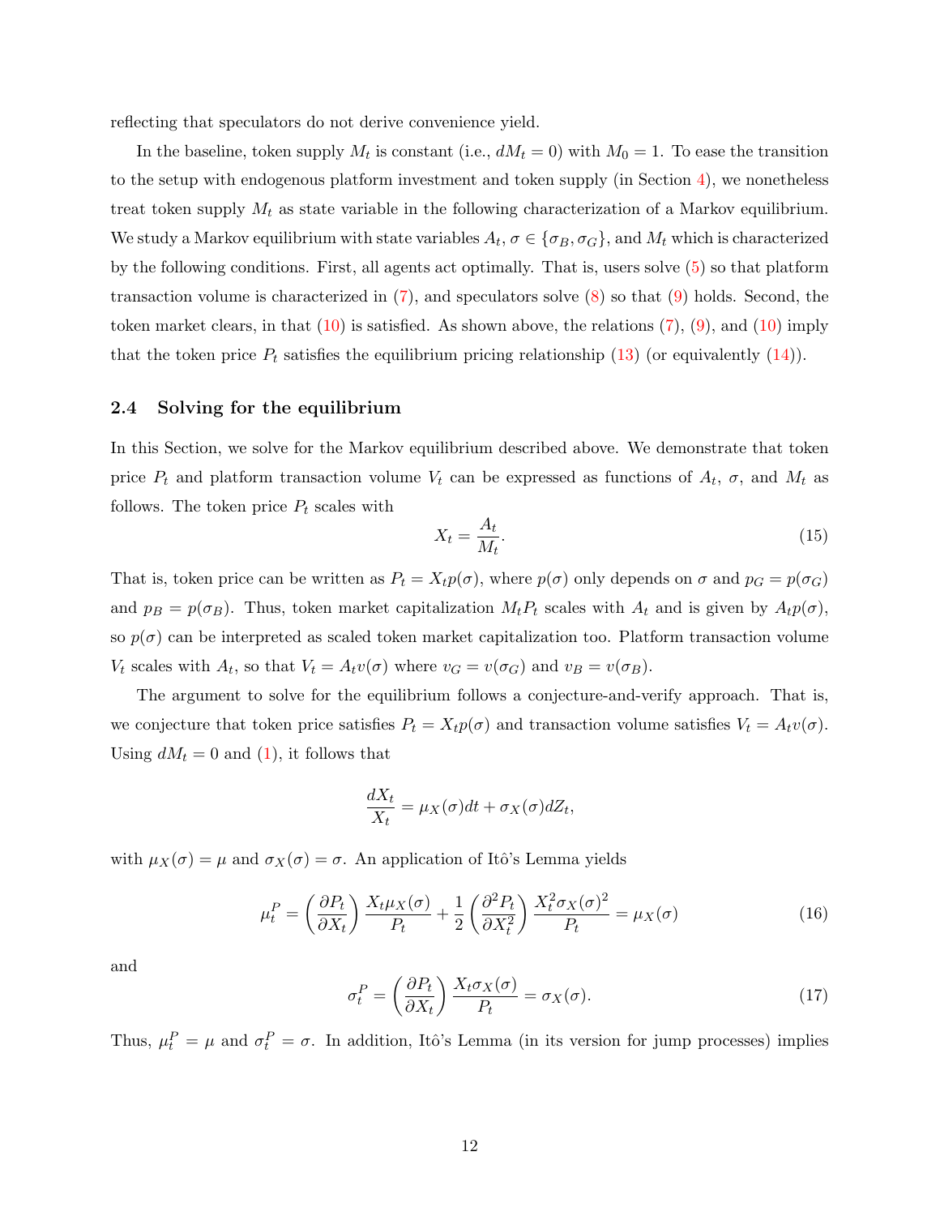reflecting that speculators do not derive convenience yield.

In the baseline, token supply $M_t$ is constant (i.e., $dM_t = 0$) with $M_0 = 1$. To ease the transition to the setup with endogenous platform investment and token supply (in Section 4), we nonetheless treat token supply $M_t$ as state variable in the following characterization of a Markov equilibrium. We study a Markov equilibrium with state variables $A_t$, $\sigma \in \{\sigma_B, \sigma_G\}$, and $M_t$ which is characterized by the following conditions. First, all agents act optimally. That is, users solve (5) so that platform transaction volume is characterized in (7), and speculators solve (8) so that (9) holds. Second, the token market clears, in that (10) is satisfied. As shown above, the relations (7), (9), and (10) imply that the token price $P_t$ satisfies the equilibrium pricing relationship (13) (or equivalently (14)).

### 2.4 Solving for the equilibrium

In this Section, we solve for the Markov equilibrium described above. We demonstrate that token price $P_t$ and platform transaction volume $V_t$ can be expressed as functions of $A_t$, $\sigma$, and $M_t$ as follows. The token price $P_t$ scales with

$$X_t = \frac{A_t}{M_t}. \tag{15}$$

That is, token price can be written as $P_t = X_t p(\sigma)$, where $p(\sigma)$ only depends on $\sigma$ and $p_G = p(\sigma_G)$ and $p_B = p(\sigma_B)$. Thus, token market capitalization $M_t P_t$ scales with $A_t$ and is given by $A_t p(\sigma)$, so $p(\sigma)$ can be interpreted as scaled token market capitalization too. Platform transaction volume $V_t$ scales with $A_t$, so that $V_t = A_t v(\sigma)$ where $v_G = v(\sigma_G)$ and $v_B = v(\sigma_B)$.

The argument to solve for the equilibrium follows a conjecture-and-verify approach. That is, we conjecture that token price satisfies $P_t = X_t p(\sigma)$ and transaction volume satisfies $V_t = A_t v(\sigma)$. Using $dM_t = 0$ and (1), it follows that

$$\frac{dX_t}{X_t} = \mu_X(\sigma)dt + \sigma_X(\sigma)dZ_t,$$

with $\mu_X(\sigma) = \mu$ and $\sigma_X(\sigma) = \sigma$. An application of Itô's Lemma yields

$$\mu_t^P = \left(\frac{\partial P_t}{\partial X_t}\right)\frac{X_t \mu_X(\sigma)}{P_t} + \frac{1}{2}\left(\frac{\partial^2 P_t}{\partial X_t^2}\right)\frac{X_t^2 \sigma_X(\sigma)^2}{P_t} = \mu_X(\sigma) \tag{16}$$

and

$$\sigma_t^P = \left(\frac{\partial P_t}{\partial X_t}\right)\frac{X_t \sigma_X(\sigma)}{P_t} = \sigma_X(\sigma). \tag{17}$$

Thus, $\mu_t^P = \mu$ and $\sigma_t^P = \sigma$. In addition, Itô's Lemma (in its version for jump processes) implies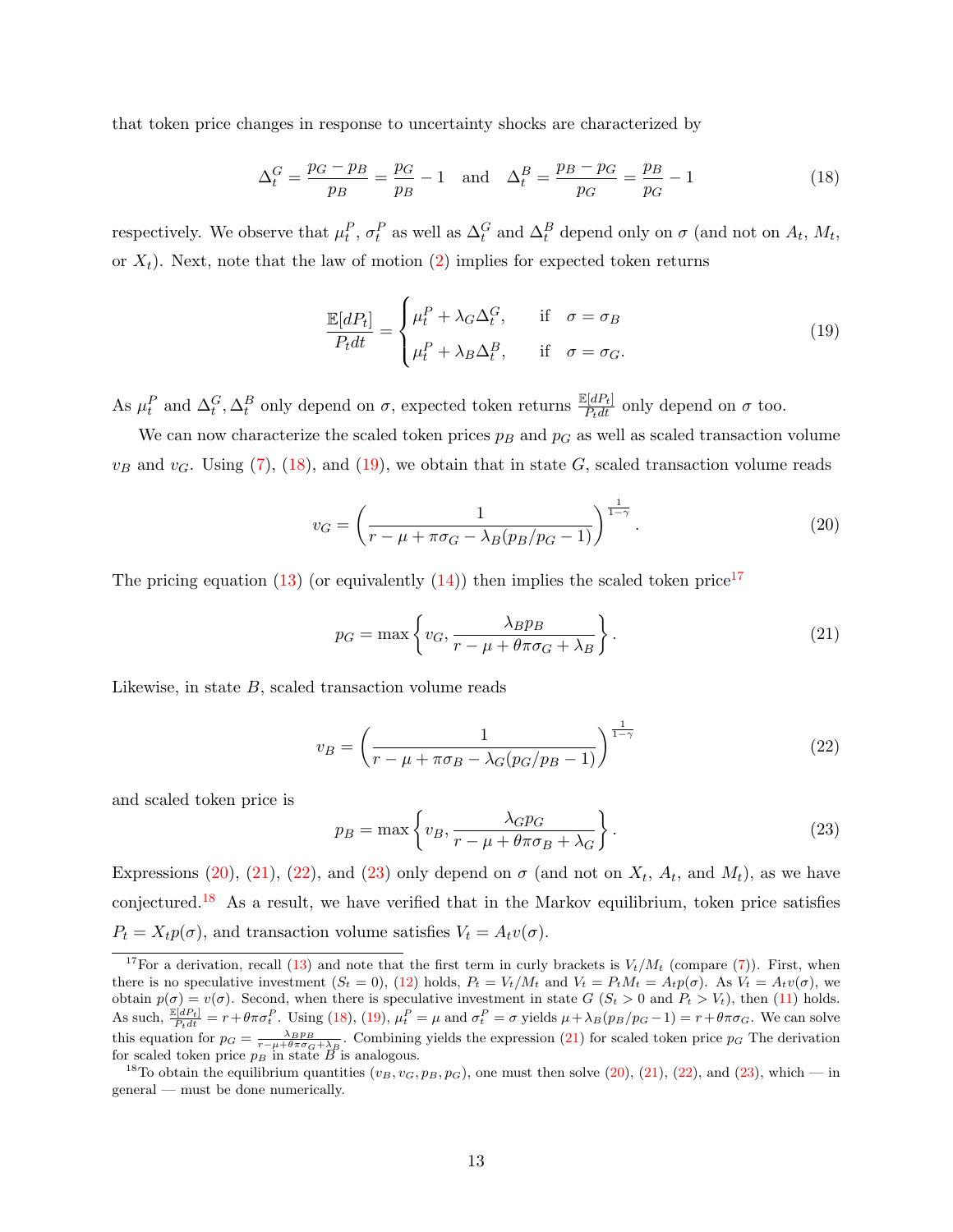that token price changes in response to uncertainty shocks are characterized by

$$\Delta_t^G = \frac{p_G - p_B}{p_B} = \frac{p_G}{p_B} - 1 \quad \text{and} \quad \Delta_t^B = \frac{p_B - p_G}{p_G} = \frac{p_B}{p_G} - 1 \tag{18}$$

respectively. We observe that $\mu_t^P$, $\sigma_t^P$ as well as $\Delta_t^G$ and $\Delta_t^B$ depend only on $\sigma$ (and not on $A_t$, $M_t$, or $X_t$). Next, note that the law of motion (2) implies for expected token returns

$$\frac{\mathbb{E}[dP_t]}{P_t dt} = \begin{cases} \mu_t^P + \lambda_G \Delta_t^G, & \text{if} \quad \sigma = \sigma_B \\ \mu_t^P + \lambda_B \Delta_t^B, & \text{if} \quad \sigma = \sigma_G. \end{cases} \tag{19}$$

As $\mu_t^P$ and $\Delta_t^G, \Delta_t^B$ only depend on $\sigma$, expected token returns $\frac{\mathbb{E}[dP_t]}{P_t dt}$ only depend on $\sigma$ too.

We can now characterize the scaled token prices $p_B$ and $p_G$ as well as scaled transaction volume $v_B$ and $v_G$. Using (7), (18), and (19), we obtain that in state $G$, scaled transaction volume reads

$$v_G = \left( \frac{1}{r - \mu + \pi\sigma_G - \lambda_B(p_B/p_G - 1)} \right)^{\frac{1}{1-\gamma}}. \tag{20}$$

The pricing equation (13) (or equivalently (14)) then implies the scaled token price[17]

$$p_G = \max\left\{ v_G, \frac{\lambda_B p_B}{r - \mu + \theta\pi\sigma_G + \lambda_B} \right\}. \tag{21}$$

Likewise, in state $B$, scaled transaction volume reads

$$v_B = \left( \frac{1}{r - \mu + \pi\sigma_B - \lambda_G(p_G/p_B - 1)} \right)^{\frac{1}{1-\gamma}} \tag{22}$$

and scaled token price is

$$p_B = \max\left\{ v_B, \frac{\lambda_G p_G}{r - \mu + \theta\pi\sigma_B + \lambda_G} \right\}. \tag{23}$$

Expressions (20), (21), (22), and (23) only depend on $\sigma$ (and not on $X_t$, $A_t$, and $M_t$), as we have conjectured.[18] As a result, we have verified that in the Markov equilibrium, token price satisfies $P_t = X_t p(\sigma)$, and transaction volume satisfies $V_t = A_t v(\sigma)$.

---

[17] For a derivation, recall (13) and note that the first term in curly brackets is $V_t/M_t$ (compare (7)). First, when there is no speculative investment ($S_t = 0$), (12) holds, $P_t = V_t/M_t$ and $V_t = P_t M_t = A_t p(\sigma)$. As $V_t = A_t v(\sigma)$, we obtain $p(\sigma) = v(\sigma)$. Second, when there is speculative investment in state $G$ ($S_t > 0$ and $P_t > V_t$), then (11) holds. As such, $\frac{\mathbb{E}[dP_t]}{P_t dt} = r + \theta\pi\sigma_t^P$. Using (18), (19), $\mu_t^P = \mu$ and $\sigma_t^P = \sigma$ yields $\mu + \lambda_B(p_B/p_G - 1) = r + \theta\pi\sigma_G$. We can solve this equation for $p_G = \frac{\lambda_B p_B}{r - \mu + \theta\pi\sigma_G + \lambda_B}$. Combining yields the expression (21) for scaled token price $p_G$ The derivation for scaled token price $p_B$ in state $B$ is analogous.

[18] To obtain the equilibrium quantities $(v_B, v_G, p_B, p_G)$, one must then solve (20), (21), (22), and (23), which — in general — must be done numerically.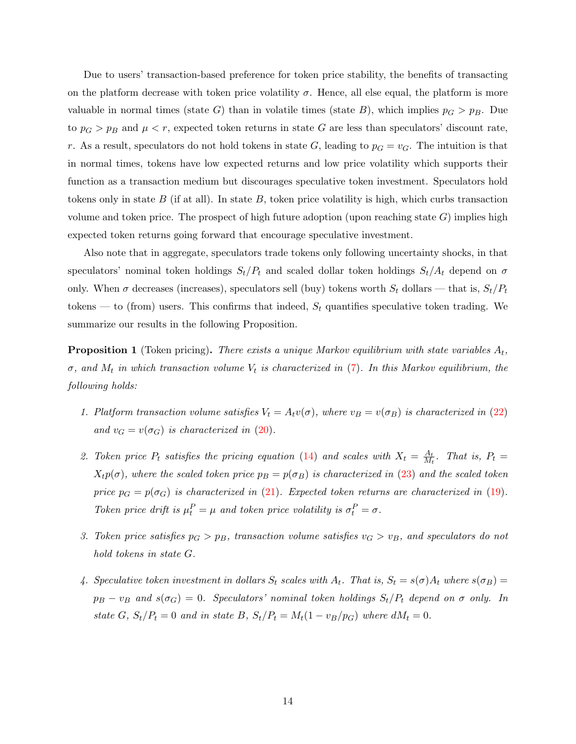Due to users' transaction-based preference for token price stability, the benefits of transacting on the platform decrease with token price volatility $\sigma$. Hence, all else equal, the platform is more valuable in normal times (state $G$) than in volatile times (state $B$), which implies $p_G > p_B$. Due to $p_G > p_B$ and $\mu < r$, expected token returns in state $G$ are less than speculators' discount rate, $r$. As a result, speculators do not hold tokens in state $G$, leading to $p_G = v_G$. The intuition is that in normal times, tokens have low expected returns and low price volatility which supports their function as a transaction medium but discourages speculative token investment. Speculators hold tokens only in state $B$ (if at all). In state $B$, token price volatility is high, which curbs transaction volume and token price. The prospect of high future adoption (upon reaching state $G$) implies high expected token returns going forward that encourage speculative investment.

Also note that in aggregate, speculators trade tokens only following uncertainty shocks, in that speculators' nominal token holdings $S_t/P_t$ and scaled dollar token holdings $S_t/A_t$ depend on $\sigma$ only. When $\sigma$ decreases (increases), speculators sell (buy) tokens worth $S_t$ dollars — that is, $S_t/P_t$ tokens — to (from) users. This confirms that indeed, $S_t$ quantifies speculative token trading. We summarize our results in the following Proposition.

**Proposition 1** (Token pricing)**.** *There exists a unique Markov equilibrium with state variables $A_t$, $\sigma$, and $M_t$ in which transaction volume $V_t$ is characterized in (7). In this Markov equilibrium, the following holds:*

1. *Platform transaction volume satisfies $V_t = A_t v(\sigma)$, where $v_B = v(\sigma_B)$ is characterized in (22) and $v_G = v(\sigma_G)$ is characterized in (20).*

2. *Token price $P_t$ satisfies the pricing equation (14) and scales with $X_t = \frac{A_t}{M_t}$. That is, $P_t = X_t p(\sigma)$, where the scaled token price $p_B = p(\sigma_B)$ is characterized in (23) and the scaled token price $p_G = p(\sigma_G)$ is characterized in (21). Expected token returns are characterized in (19). Token price drift is $\mu_t^P = \mu$ and token price volatility is $\sigma_t^P = \sigma$.*

3. *Token price satisfies $p_G > p_B$, transaction volume satisfies $v_G > v_B$, and speculators do not hold tokens in state $G$.*

4. *Speculative token investment in dollars $S_t$ scales with $A_t$. That is, $S_t = s(\sigma)A_t$ where $s(\sigma_B) = p_B - v_B$ and $s(\sigma_G) = 0$. Speculators' nominal token holdings $S_t/P_t$ depend on $\sigma$ only. In state $G$, $S_t/P_t = 0$ and in state $B$, $S_t/P_t = M_t(1 - v_B/p_G)$ where $dM_t = 0$.*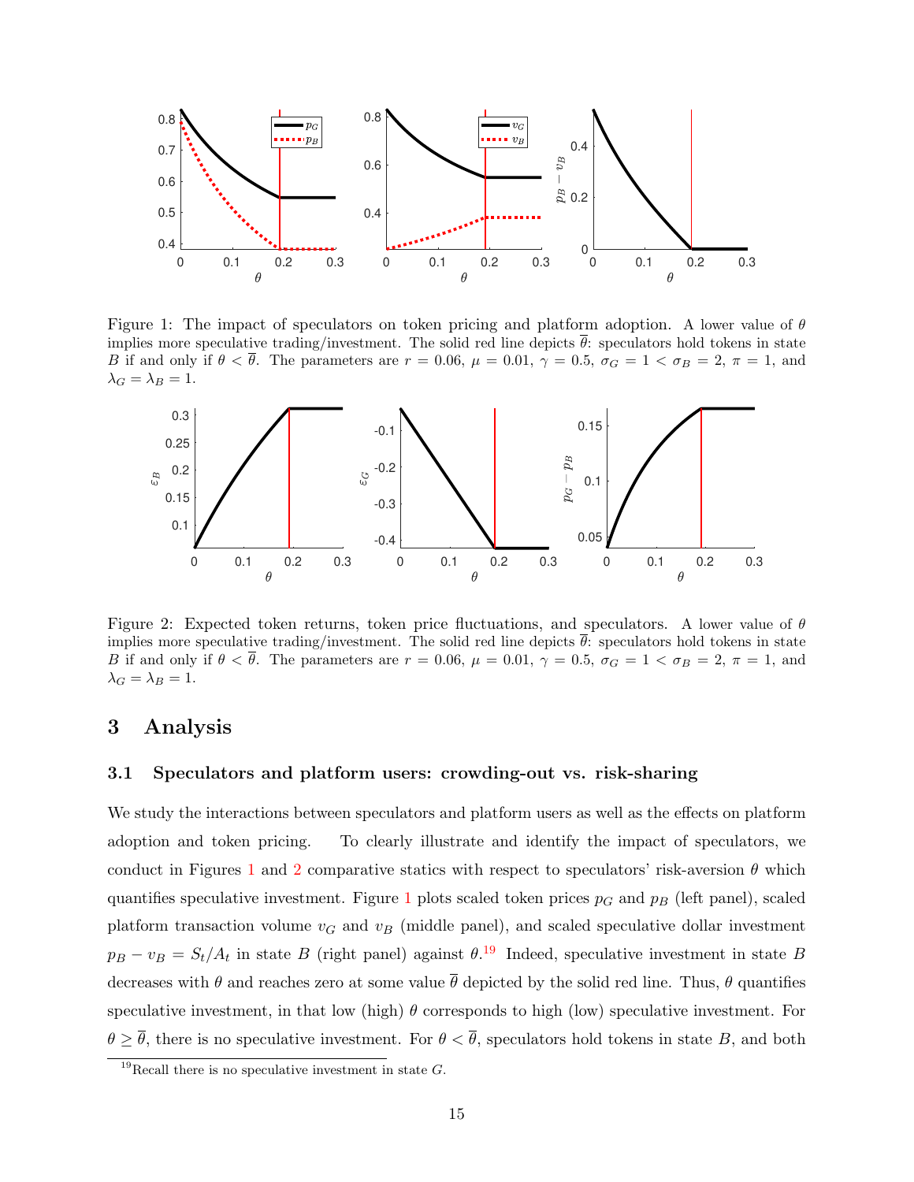Figure 1: The impact of speculators on token pricing and platform adoption. A lower value of $\theta$ implies more speculative trading/investment. The solid red line depicts $\overline{\theta}$: speculators hold tokens in state $B$ if and only if $\theta < \overline{\theta}$. The parameters are $r = 0.06$, $\mu = 0.01$, $\gamma = 0.5$, $\sigma_G = 1 < \sigma_B = 2$, $\pi = 1$, and $\lambda_G = \lambda_B = 1$.

Figure 2: Expected token returns, token price fluctuations, and speculators. A lower value of $\theta$ implies more speculative trading/investment. The solid red line depicts $\overline{\theta}$: speculators hold tokens in state $B$ if and only if $\theta < \overline{\theta}$. The parameters are $r = 0.06$, $\mu = 0.01$, $\gamma = 0.5$, $\sigma_G = 1 < \sigma_B = 2$, $\pi = 1$, and $\lambda_G = \lambda_B = 1$.

# 3 Analysis

## 3.1 Speculators and platform users: crowding-out vs. risk-sharing

We study the interactions between speculators and platform users as well as the effects on platform adoption and token pricing. To clearly illustrate and identify the impact of speculators, we conduct in Figures 1 and 2 comparative statics with respect to speculators' risk-aversion $\theta$ which quantifies speculative investment. Figure 1 plots scaled token prices $p_G$ and $p_B$ (left panel), scaled platform transaction volume $v_G$ and $v_B$ (middle panel), and scaled speculative dollar investment $p_B - v_B = S_t/A_t$ in state $B$ (right panel) against $\theta$.[19] Indeed, speculative investment in state $B$ decreases with $\theta$ and reaches zero at some value $\overline{\theta}$ depicted by the solid red line. Thus, $\theta$ quantifies speculative investment, in that low (high) $\theta$ corresponds to high (low) speculative investment. For $\theta \geq \overline{\theta}$, there is no speculative investment. For $\theta < \overline{\theta}$, speculators hold tokens in state $B$, and both

[19] Recall there is no speculative investment in state $G$.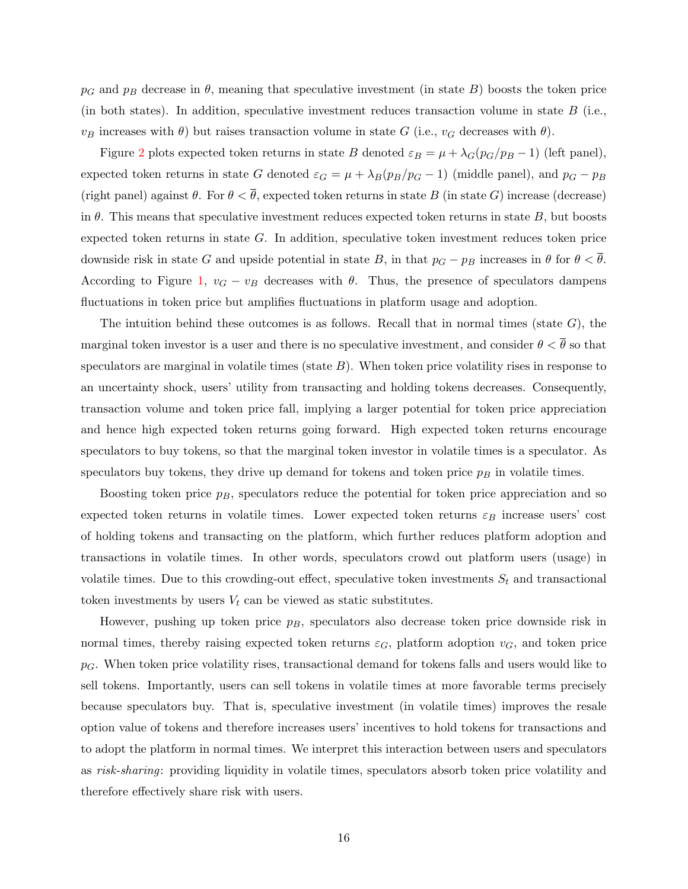$p_G$ and $p_B$ decrease in $\theta$, meaning that speculative investment (in state $B$) boosts the token price (in both states). In addition, speculative investment reduces transaction volume in state $B$ (i.e., $v_B$ increases with $\theta$) but raises transaction volume in state $G$ (i.e., $v_G$ decreases with $\theta$).

Figure 2 plots expected token returns in state $B$ denoted $\varepsilon_B = \mu + \lambda_G(p_G/p_B - 1)$ (left panel), expected token returns in state $G$ denoted $\varepsilon_G = \mu + \lambda_B(p_B/p_G - 1)$ (middle panel), and $p_G - p_B$ (right panel) against $\theta$. For $\theta < \overline{\theta}$, expected token returns in state $B$ (in state $G$) increase (decrease) in $\theta$. This means that speculative investment reduces expected token returns in state $B$, but boosts expected token returns in state $G$. In addition, speculative token investment reduces token price downside risk in state $G$ and upside potential in state $B$, in that $p_G - p_B$ increases in $\theta$ for $\theta < \overline{\theta}$. According to Figure 1, $v_G - v_B$ decreases with $\theta$. Thus, the presence of speculators dampens fluctuations in token price but amplifies fluctuations in platform usage and adoption.

The intuition behind these outcomes is as follows. Recall that in normal times (state $G$), the marginal token investor is a user and there is no speculative investment, and consider $\theta < \overline{\theta}$ so that speculators are marginal in volatile times (state $B$). When token price volatility rises in response to an uncertainty shock, users' utility from transacting and holding tokens decreases. Consequently, transaction volume and token price fall, implying a larger potential for token price appreciation and hence high expected token returns going forward. High expected token returns encourage speculators to buy tokens, so that the marginal token investor in volatile times is a speculator. As speculators buy tokens, they drive up demand for tokens and token price $p_B$ in volatile times.

Boosting token price $p_B$, speculators reduce the potential for token price appreciation and so expected token returns in volatile times. Lower expected token returns $\varepsilon_B$ increase users' cost of holding tokens and transacting on the platform, which further reduces platform adoption and transactions in volatile times. In other words, speculators crowd out platform users (usage) in volatile times. Due to this crowding-out effect, speculative token investments $S_t$ and transactional token investments by users $V_t$ can be viewed as static substitutes.

However, pushing up token price $p_B$, speculators also decrease token price downside risk in normal times, thereby raising expected token returns $\varepsilon_G$, platform adoption $v_G$, and token price $p_G$. When token price volatility rises, transactional demand for tokens falls and users would like to sell tokens. Importantly, users can sell tokens in volatile times at more favorable terms precisely because speculators buy. That is, speculative investment (in volatile times) improves the resale option value of tokens and therefore increases users' incentives to hold tokens for transactions and to adopt the platform in normal times. We interpret this interaction between users and speculators as *risk-sharing*: providing liquidity in volatile times, speculators absorb token price volatility and therefore effectively share risk with users.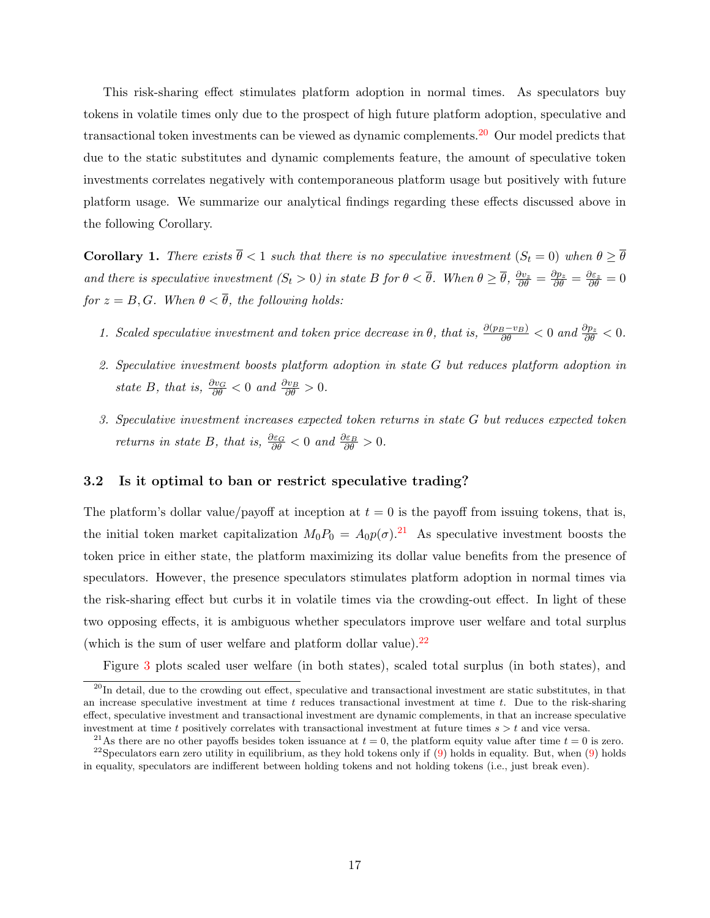This risk-sharing effect stimulates platform adoption in normal times. As speculators buy tokens in volatile times only due to the prospect of high future platform adoption, speculative and transactional token investments can be viewed as dynamic complements.[20] Our model predicts that due to the static substitutes and dynamic complements feature, the amount of speculative token investments correlates negatively with contemporaneous platform usage but positively with future platform usage. We summarize our analytical findings regarding these effects discussed above in the following Corollary.

**Corollary 1.** *There exists $\overline{\theta} < 1$ such that there is no speculative investment ($S_t = 0$) when $\theta \geq \overline{\theta}$ and there is speculative investment ($S_t > 0$) in state $B$ for $\theta < \overline{\theta}$. When $\theta \geq \overline{\theta}$, $\frac{\partial v_z}{\partial \theta} = \frac{\partial p_z}{\partial \theta} = \frac{\partial \varepsilon_z}{\partial \theta} = 0$ for $z = B, G$. When $\theta < \overline{\theta}$, the following holds:*

1. *Scaled speculative investment and token price decrease in $\theta$, that is, $\frac{\partial (p_B - v_B)}{\partial \theta} < 0$ and $\frac{\partial p_z}{\partial \theta} < 0$.*
2. *Speculative investment boosts platform adoption in state $G$ but reduces platform adoption in state $B$, that is, $\frac{\partial v_G}{\partial \theta} < 0$ and $\frac{\partial v_B}{\partial \theta} > 0$.*
3. *Speculative investment increases expected token returns in state $G$ but reduces expected token returns in state $B$, that is, $\frac{\partial \varepsilon_G}{\partial \theta} < 0$ and $\frac{\partial \varepsilon_B}{\partial \theta} > 0$.*

### 3.2 Is it optimal to ban or restrict speculative trading?

The platform's dollar value/payoff at inception at $t = 0$ is the payoff from issuing tokens, that is, the initial token market capitalization $M_0 P_0 = A_0 p(\sigma)$.[21] As speculative investment boosts the token price in either state, the platform maximizing its dollar value benefits from the presence of speculators. However, the presence speculators stimulates platform adoption in normal times via the risk-sharing effect but curbs it in volatile times via the crowding-out effect. In light of these two opposing effects, it is ambiguous whether speculators improve user welfare and total surplus (which is the sum of user welfare and platform dollar value).[22]

Figure 3 plots scaled user welfare (in both states), scaled total surplus (in both states), and

[20] In detail, due to the crowding out effect, speculative and transactional investment are static substitutes, in that an increase speculative investment at time $t$ reduces transactional investment at time $t$. Due to the risk-sharing effect, speculative investment and transactional investment are dynamic complements, in that an increase speculative investment at time $t$ positively correlates with transactional investment at future times $s > t$ and vice versa.

[21] As there are no other payoffs besides token issuance at $t = 0$, the platform equity value after time $t = 0$ is zero.

[22] Speculators earn zero utility in equilibrium, as they hold tokens only if (9) holds in equality. But, when (9) holds in equality, speculators are indifferent between holding tokens and not holding tokens (i.e., just break even).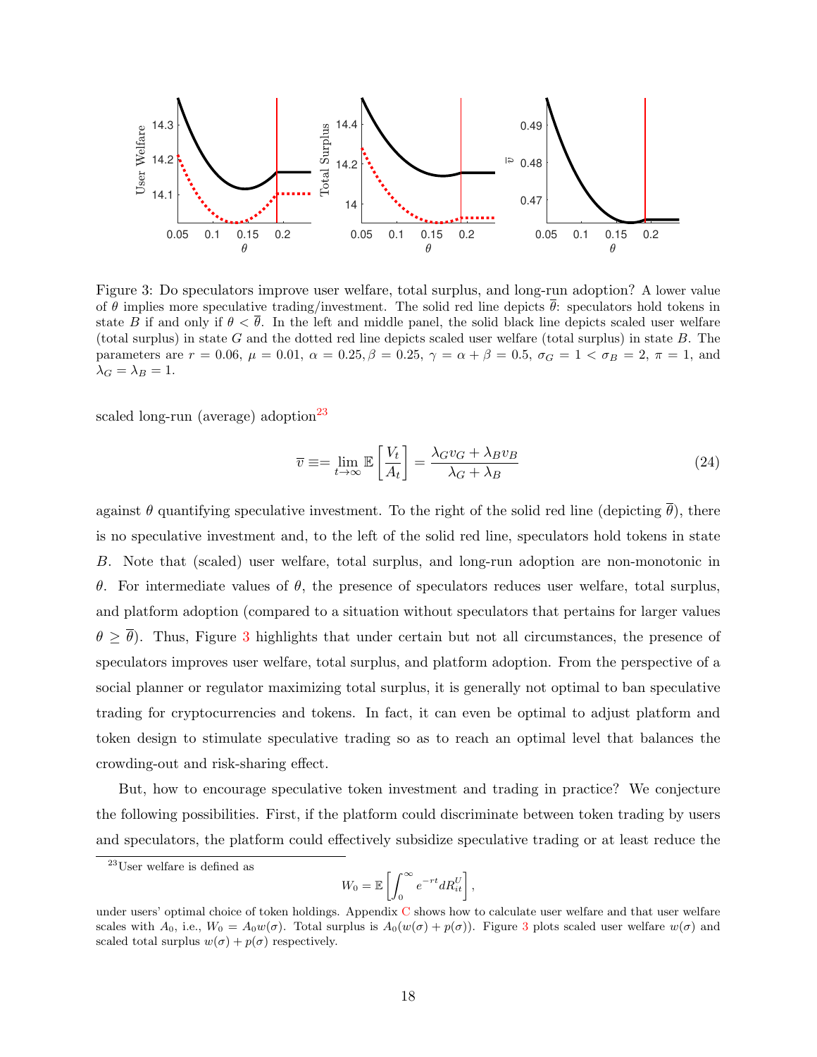Figure 3: Do speculators improve user welfare, total surplus, and long-run adoption? A lower value of $\theta$ implies more speculative trading/investment. The solid red line depicts $\overline{\theta}$: speculators hold tokens in state $B$ if and only if $\theta < \overline{\theta}$. In the left and middle panel, the solid black line depicts scaled user welfare (total surplus) in state $G$ and the dotted red line depicts scaled user welfare (total surplus) in state $B$. The parameters are $r = 0.06$, $\mu = 0.01$, $\alpha = 0.25, \beta = 0.25$, $\gamma = \alpha + \beta = 0.5$, $\sigma_G = 1 < \sigma_B = 2$, $\pi = 1$, and $\lambda_G = \lambda_B = 1$.

scaled long-run (average) adoption[23]

$$\overline{v} \equiv = \lim_{t \to \infty} \mathbb{E}\left[\frac{V_t}{A_t}\right] = \frac{\lambda_G v_G + \lambda_B v_B}{\lambda_G + \lambda_B} \tag{24}$$

against $\theta$ quantifying speculative investment. To the right of the solid red line (depicting $\overline{\theta}$), there is no speculative investment and, to the left of the solid red line, speculators hold tokens in state $B$. Note that (scaled) user welfare, total surplus, and long-run adoption are non-monotonic in $\theta$. For intermediate values of $\theta$, the presence of speculators reduces user welfare, total surplus, and platform adoption (compared to a situation without speculators that pertains for larger values $\theta \geq \overline{\theta}$). Thus, Figure 3 highlights that under certain but not all circumstances, the presence of speculators improves user welfare, total surplus, and platform adoption. From the perspective of a social planner or regulator maximizing total surplus, it is generally not optimal to ban speculative trading for cryptocurrencies and tokens. In fact, it can even be optimal to adjust platform and token design to stimulate speculative trading so as to reach an optimal level that balances the crowding-out and risk-sharing effect.

But, how to encourage speculative token investment and trading in practice? We conjecture the following possibilities. First, if the platform could discriminate between token trading by users and speculators, the platform could effectively subsidize speculative trading or at least reduce the

[23] User welfare is defined as

$$W_0 = \mathbb{E}\left[\int_0^\infty e^{-rt} dR_{it}^U\right],$$

under users' optimal choice of token holdings. Appendix C shows how to calculate user welfare and that user welfare scales with $A_0$, i.e., $W_0 = A_0 w(\sigma)$. Total surplus is $A_0(w(\sigma) + p(\sigma))$. Figure 3 plots scaled user welfare $w(\sigma)$ and scaled total surplus $w(\sigma) + p(\sigma)$ respectively.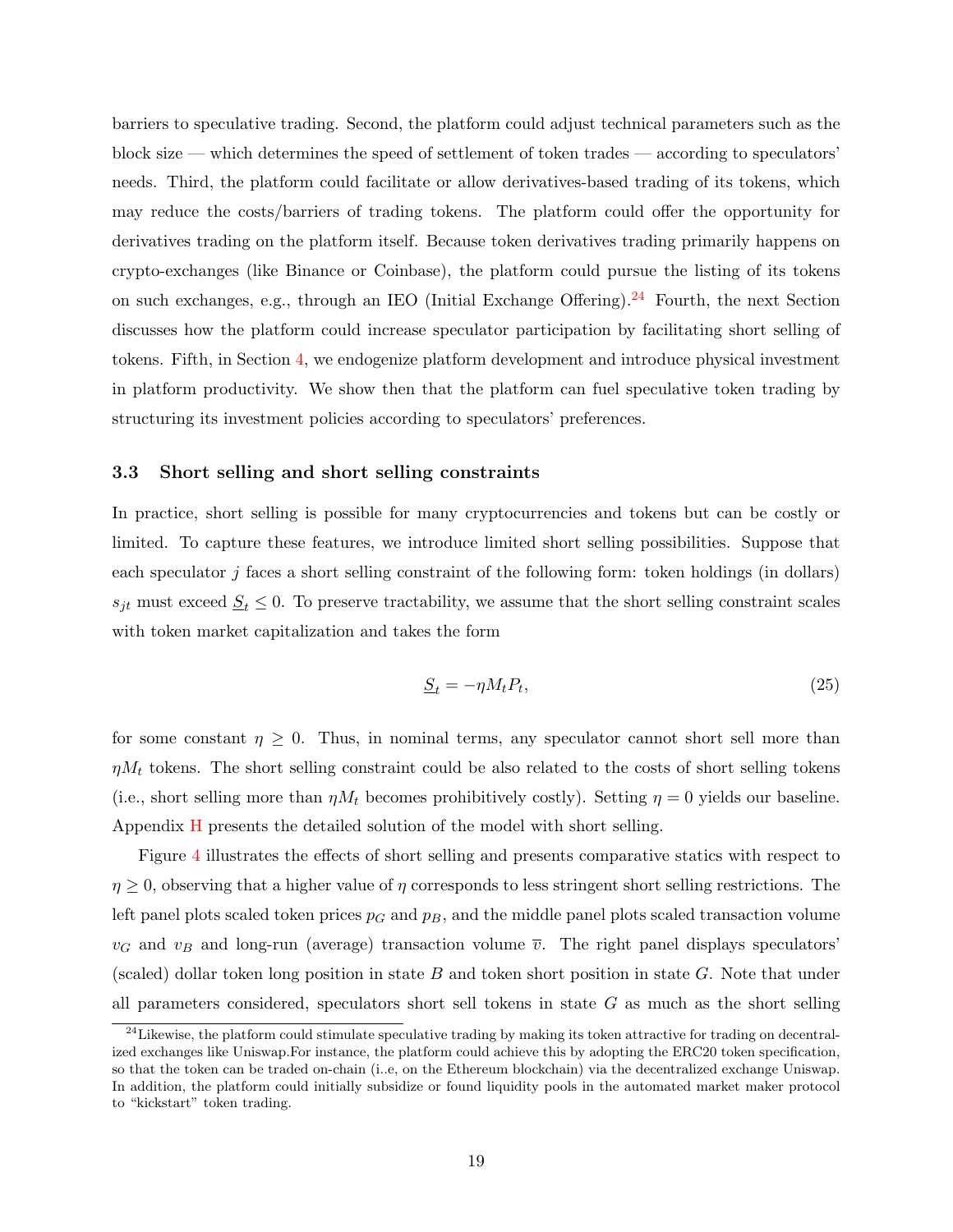barriers to speculative trading. Second, the platform could adjust technical parameters such as the block size — which determines the speed of settlement of token trades — according to speculators' needs. Third, the platform could facilitate or allow derivatives-based trading of its tokens, which may reduce the costs/barriers of trading tokens. The platform could offer the opportunity for derivatives trading on the platform itself. Because token derivatives trading primarily happens on crypto-exchanges (like Binance or Coinbase), the platform could pursue the listing of its tokens on such exchanges, e.g., through an IEO (Initial Exchange Offering).[24] Fourth, the next Section discusses how the platform could increase speculator participation by facilitating short selling of tokens. Fifth, in Section 4, we endogenize platform development and introduce physical investment in platform productivity. We show then that the platform can fuel speculative token trading by structuring its investment policies according to speculators' preferences.

### 3.3 Short selling and short selling constraints

In practice, short selling is possible for many cryptocurrencies and tokens but can be costly or limited. To capture these features, we introduce limited short selling possibilities. Suppose that each speculator $j$ faces a short selling constraint of the following form: token holdings (in dollars) $s_{jt}$ must exceed $\underline{S}_t \leq 0$. To preserve tractability, we assume that the short selling constraint scales with token market capitalization and takes the form

$$\underline{S}_t = -\eta M_t P_t, \tag{25}$$

for some constant $\eta \geq 0$. Thus, in nominal terms, any speculator cannot short sell more than $\eta M_t$ tokens. The short selling constraint could be also related to the costs of short selling tokens (i.e., short selling more than $\eta M_t$ becomes prohibitively costly). Setting $\eta = 0$ yields our baseline. Appendix H presents the detailed solution of the model with short selling.

Figure 4 illustrates the effects of short selling and presents comparative statics with respect to $\eta \geq 0$, observing that a higher value of $\eta$ corresponds to less stringent short selling restrictions. The left panel plots scaled token prices $p_G$ and $p_B$, and the middle panel plots scaled transaction volume $v_G$ and $v_B$ and long-run (average) transaction volume $\overline{v}$. The right panel displays speculators' (scaled) dollar token long position in state $B$ and token short position in state $G$. Note that under all parameters considered, speculators short sell tokens in state $G$ as much as the short selling

[24] Likewise, the platform could stimulate speculative trading by making its token attractive for trading on decentralized exchanges like Uniswap.For instance, the platform could achieve this by adopting the ERC20 token specification, so that the token can be traded on-chain (i..e, on the Ethereum blockchain) via the decentralized exchange Uniswap. In addition, the platform could initially subsidize or found liquidity pools in the automated market maker protocol to "kickstart" token trading.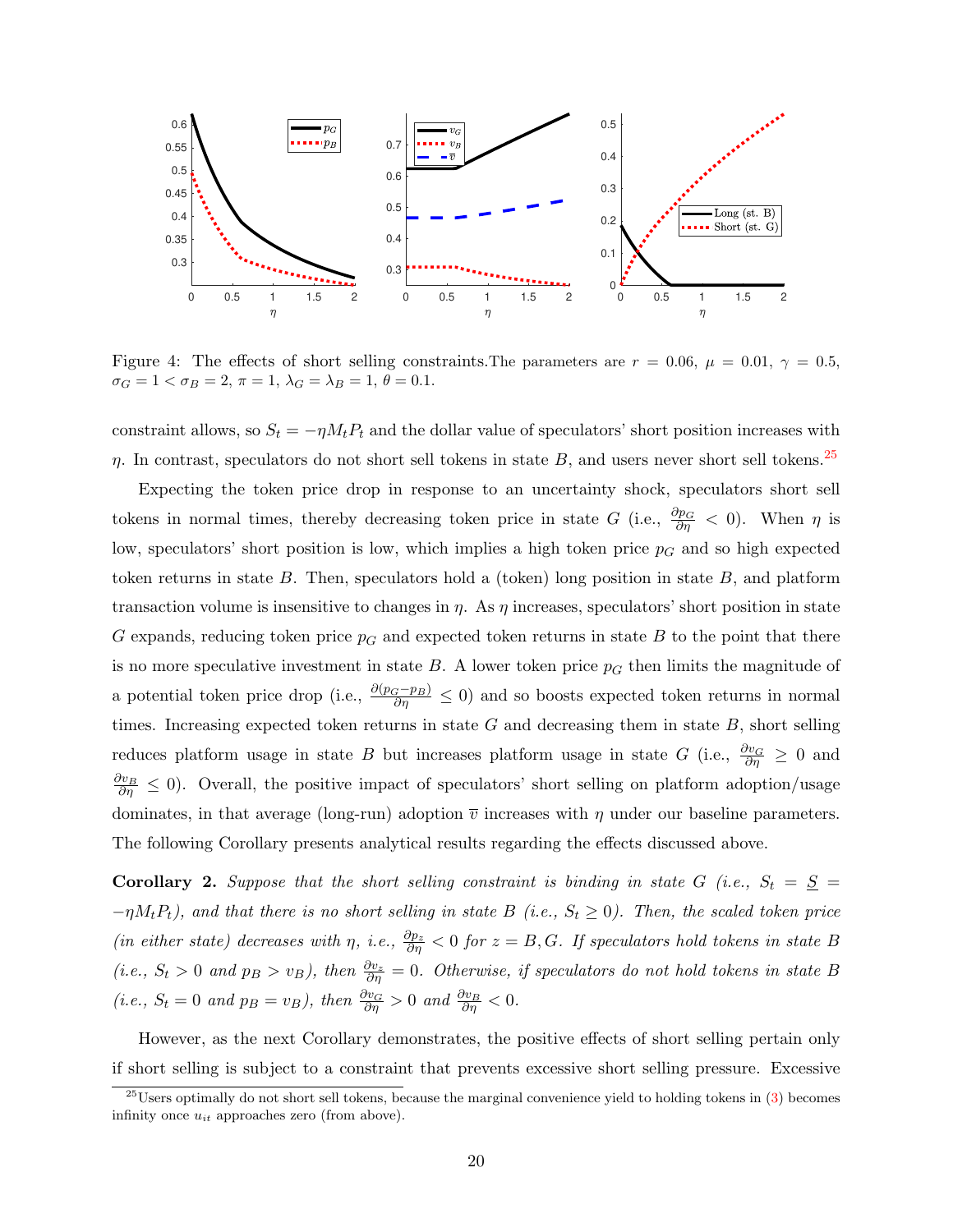Figure 4: The effects of short selling constraints.The parameters are $r = 0.06$, $\mu = 0.01$, $\gamma = 0.5$, $\sigma_G = 1 < \sigma_B = 2$, $\pi = 1$, $\lambda_G = \lambda_B = 1$, $\theta = 0.1$.

constraint allows, so $S_t = -\eta M_t P_t$ and the dollar value of speculators' short position increases with $\eta$. In contrast, speculators do not short sell tokens in state $B$, and users never short sell tokens.[25]

Expecting the token price drop in response to an uncertainty shock, speculators short sell tokens in normal times, thereby decreasing token price in state $G$ (i.e., $\frac{\partial p_G}{\partial \eta} < 0$). When $\eta$ is low, speculators' short position is low, which implies a high token price $p_G$ and so high expected token returns in state $B$. Then, speculators hold a (token) long position in state $B$, and platform transaction volume is insensitive to changes in $\eta$. As $\eta$ increases, speculators' short position in state $G$ expands, reducing token price $p_G$ and expected token returns in state $B$ to the point that there is no more speculative investment in state $B$. A lower token price $p_G$ then limits the magnitude of a potential token price drop (i.e., $\frac{\partial (p_G - p_B)}{\partial \eta} \leq 0$) and so boosts expected token returns in normal times. Increasing expected token returns in state $G$ and decreasing them in state $B$, short selling reduces platform usage in state $B$ but increases platform usage in state $G$ (i.e., $\frac{\partial v_G}{\partial \eta} \geq 0$ and $\frac{\partial v_B}{\partial \eta} \leq 0$). Overall, the positive impact of speculators' short selling on platform adoption/usage dominates, in that average (long-run) adoption $\overline{v}$ increases with $\eta$ under our baseline parameters. The following Corollary presents analytical results regarding the effects discussed above.

**Corollary 2.** *Suppose that the short selling constraint is binding in state $G$ (i.e., $S_t = \underline{S} = -\eta M_t P_t$), and that there is no short selling in state $B$ (i.e., $S_t \geq 0$). Then, the scaled token price (in either state) decreases with $\eta$, i.e., $\frac{\partial p_z}{\partial \eta} < 0$ for $z = B, G$. If speculators hold tokens in state $B$ (i.e., $S_t > 0$ and $p_B > v_B$), then $\frac{\partial v_z}{\partial \eta} = 0$. Otherwise, if speculators do not hold tokens in state $B$ (i.e., $S_t = 0$ and $p_B = v_B$), then $\frac{\partial v_G}{\partial \eta} > 0$ and $\frac{\partial v_B}{\partial \eta} < 0$.*

However, as the next Corollary demonstrates, the positive effects of short selling pertain only if short selling is subject to a constraint that prevents excessive short selling pressure. Excessive

[25] Users optimally do not short sell tokens, because the marginal convenience yield to holding tokens in (3) becomes infinity once $u_{it}$ approaches zero (from above).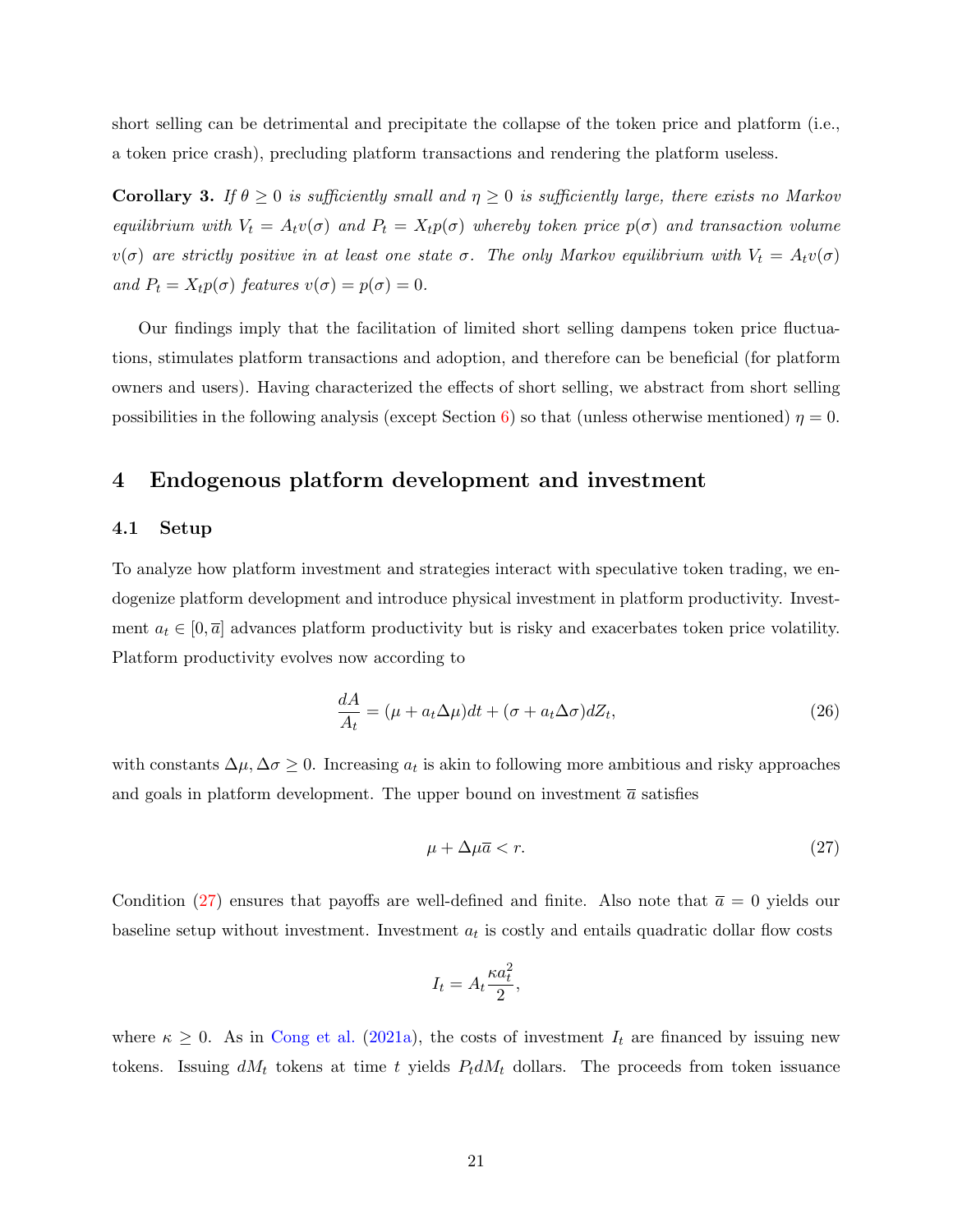short selling can be detrimental and precipitate the collapse of the token price and platform (i.e., a token price crash), precluding platform transactions and rendering the platform useless.

**Corollary 3.** *If $\theta \geq 0$ is sufficiently small and $\eta \geq 0$ is sufficiently large, there exists no Markov equilibrium with $V_t = A_t v(\sigma)$ and $P_t = X_t p(\sigma)$ whereby token price $p(\sigma)$ and transaction volume $v(\sigma)$ are strictly positive in at least one state $\sigma$. The only Markov equilibrium with $V_t = A_t v(\sigma)$ and $P_t = X_t p(\sigma)$ features $v(\sigma) = p(\sigma) = 0$.*

Our findings imply that the facilitation of limited short selling dampens token price fluctuations, stimulates platform transactions and adoption, and therefore can be beneficial (for platform owners and users). Having characterized the effects of short selling, we abstract from short selling possibilities in the following analysis (except Section 6) so that (unless otherwise mentioned) $\eta = 0$.

# 4 Endogenous platform development and investment

## 4.1 Setup

To analyze how platform investment and strategies interact with speculative token trading, we endogenize platform development and introduce physical investment in platform productivity. Investment $a_t \in [0, \overline{a}]$ advances platform productivity but is risky and exacerbates token price volatility. Platform productivity evolves now according to

$$\frac{dA}{A_t} = (\mu + a_t \Delta\mu)dt + (\sigma + a_t \Delta\sigma)dZ_t, \tag{26}$$

with constants $\Delta\mu, \Delta\sigma \geq 0$. Increasing $a_t$ is akin to following more ambitious and risky approaches and goals in platform development. The upper bound on investment $\overline{a}$ satisfies

$$\mu + \Delta\mu\overline{a} < r. \tag{27}$$

Condition (27) ensures that payoffs are well-defined and finite. Also note that $\overline{a} = 0$ yields our baseline setup without investment. Investment $a_t$ is costly and entails quadratic dollar flow costs

$$I_t = A_t \frac{\kappa a_t^2}{2},$$

where $\kappa \geq 0$. As in Cong et al. (2021a), the costs of investment $I_t$ are financed by issuing new tokens. Issuing $dM_t$ tokens at time $t$ yields $P_t dM_t$ dollars. The proceeds from token issuance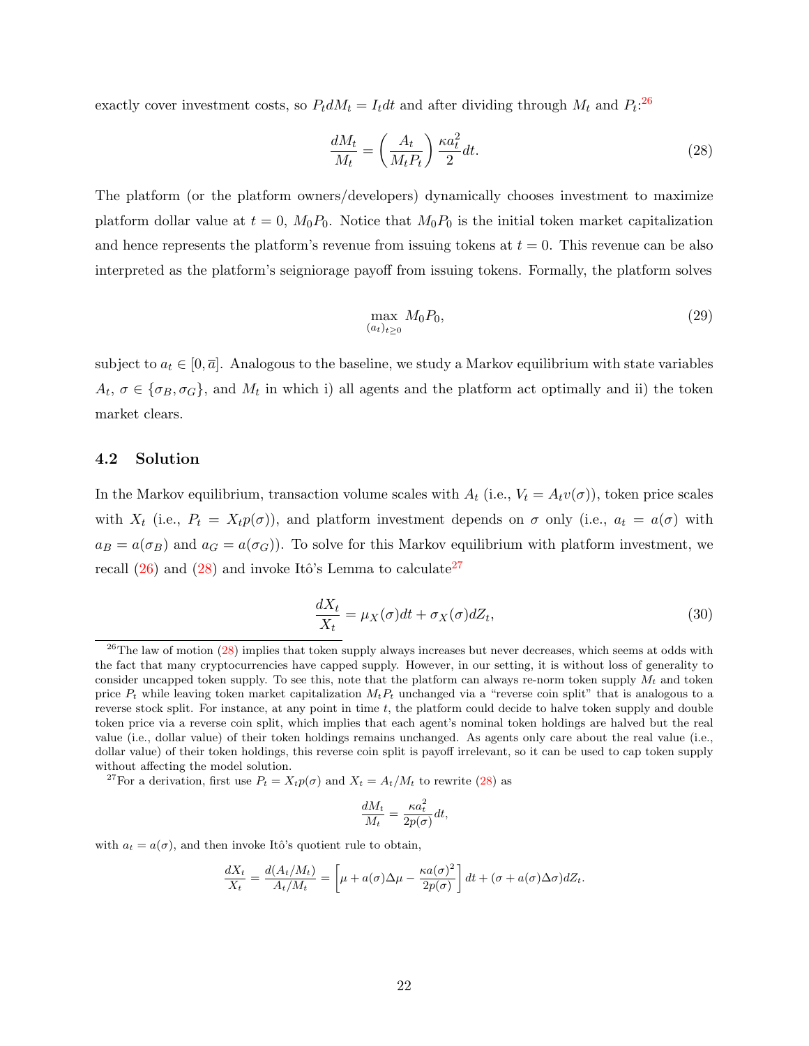exactly cover investment costs, so $P_t dM_t = I_t dt$ and after dividing through $M_t$ and $P_t$:[26]

$$\frac{dM_t}{M_t} = \left(\frac{A_t}{M_t P_t}\right) \frac{\kappa a_t^2}{2} dt. \tag{28}$$

The platform (or the platform owners/developers) dynamically chooses investment to maximize platform dollar value at $t = 0$, $M_0 P_0$. Notice that $M_0 P_0$ is the initial token market capitalization and hence represents the platform's revenue from issuing tokens at $t = 0$. This revenue can be also interpreted as the platform's seigniorage payoff from issuing tokens. Formally, the platform solves

$$\max_{(a_t)_{t \geq 0}} M_0 P_0, \tag{29}$$

subject to $a_t \in [0, \overline{a}]$. Analogous to the baseline, we study a Markov equilibrium with state variables $A_t$, $\sigma \in \{\sigma_B, \sigma_G\}$, and $M_t$ in which i) all agents and the platform act optimally and ii) the token market clears.

## 4.2 Solution

In the Markov equilibrium, transaction volume scales with $A_t$ (i.e., $V_t = A_t v(\sigma)$), token price scales with $X_t$ (i.e., $P_t = X_t p(\sigma)$), and platform investment depends on $\sigma$ only (i.e., $a_t = a(\sigma)$ with $a_B = a(\sigma_B)$ and $a_G = a(\sigma_G)$). To solve for this Markov equilibrium with platform investment, we recall (26) and (28) and invoke Itô's Lemma to calculate[27]

$$\frac{dX_t}{X_t} = \mu_X(\sigma)dt + \sigma_X(\sigma)dZ_t, \tag{30}$$

---

[26] The law of motion (28) implies that token supply always increases but never decreases, which seems at odds with the fact that many cryptocurrencies have capped supply. However, in our setting, it is without loss of generality to consider uncapped token supply. To see this, note that the platform can always re-norm token supply $M_t$ and token price $P_t$ while leaving token market capitalization $M_t P_t$ unchanged via a "reverse coin split" that is analogous to a reverse stock split. For instance, at any point in time $t$, the platform could decide to halve token supply and double token price via a reverse coin split, which implies that each agent's nominal token holdings are halved but the real value (i.e., dollar value) of their token holdings remains unchanged. As agents only care about the real value (i.e., dollar value) of their token holdings, this reverse coin split is payoff irrelevant, so it can be used to cap token supply without affecting the model solution.

[27] For a derivation, first use $P_t = X_t p(\sigma)$ and $X_t = A_t / M_t$ to rewrite (28) as

$$\frac{dM_t}{M_t} = \frac{\kappa a_t^2}{2p(\sigma)} dt,$$

with $a_t = a(\sigma)$, and then invoke Itô's quotient rule to obtain,

$$\frac{dX_t}{X_t} = \frac{d(A_t/M_t)}{A_t/M_t} = \left[\mu + a(\sigma)\Delta\mu - \frac{\kappa a(\sigma)^2}{2p(\sigma)}\right] dt + (\sigma + a(\sigma)\Delta\sigma) dZ_t.$$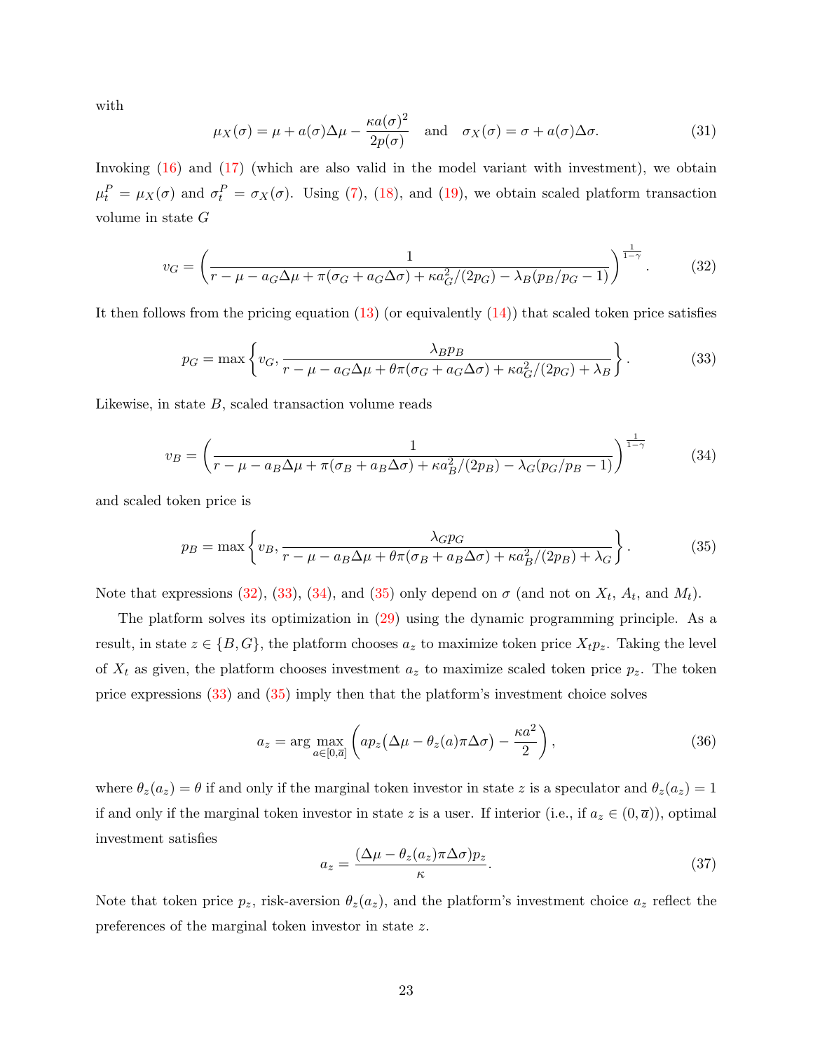with

$$\mu_X(\sigma) = \mu + a(\sigma)\Delta\mu - \frac{\kappa a(\sigma)^2}{2p(\sigma)} \quad \text{and} \quad \sigma_X(\sigma) = \sigma + a(\sigma)\Delta\sigma. \tag{31}$$

Invoking (16) and (17) (which are also valid in the model variant with investment), we obtain $\mu_t^P = \mu_X(\sigma)$ and $\sigma_t^P = \sigma_X(\sigma)$. Using (7), (18), and (19), we obtain scaled platform transaction volume in state $G$

$$v_G = \left( \frac{1}{r - \mu - a_G\Delta\mu + \pi(\sigma_G + a_G\Delta\sigma) + \kappa a_G^2/(2p_G) - \lambda_B(p_B/p_G - 1)} \right)^{\frac{1}{1-\gamma}}. \tag{32}$$

It then follows from the pricing equation (13) (or equivalently (14)) that scaled token price satisfies

$$p_G = \max\left\{ v_G, \frac{\lambda_B p_B}{r - \mu - a_G\Delta\mu + \theta\pi(\sigma_G + a_G\Delta\sigma) + \kappa a_G^2/(2p_G) + \lambda_B} \right\}. \tag{33}$$

Likewise, in state $B$, scaled transaction volume reads

$$v_B = \left( \frac{1}{r - \mu - a_B\Delta\mu + \pi(\sigma_B + a_B\Delta\sigma) + \kappa a_B^2/(2p_B) - \lambda_G(p_G/p_B - 1)} \right)^{\frac{1}{1-\gamma}} \tag{34}$$

and scaled token price is

$$p_B = \max\left\{ v_B, \frac{\lambda_G p_G}{r - \mu - a_B\Delta\mu + \theta\pi(\sigma_B + a_B\Delta\sigma) + \kappa a_B^2/(2p_B) + \lambda_G} \right\}. \tag{35}$$

Note that expressions (32), (33), (34), and (35) only depend on $\sigma$ (and not on $X_t$, $A_t$, and $M_t$).

The platform solves its optimization in (29) using the dynamic programming principle. As a result, in state $z \in \{B, G\}$, the platform chooses $a_z$ to maximize token price $X_t p_z$. Taking the level of $X_t$ as given, the platform chooses investment $a_z$ to maximize scaled token price $p_z$. The token price expressions (33) and (35) imply then that the platform's investment choice solves

$$a_z = \arg\max_{a \in [0,\overline{a}]} \left( a p_z\big(\Delta\mu - \theta_z(a)\pi\Delta\sigma\big) - \frac{\kappa a^2}{2} \right), \tag{36}$$

where $\theta_z(a_z) = \theta$ if and only if the marginal token investor in state $z$ is a speculator and $\theta_z(a_z) = 1$ if and only if the marginal token investor in state $z$ is a user. If interior (i.e., if $a_z \in (0, \overline{a})$), optimal investment satisfies

$$a_z = \frac{(\Delta\mu - \theta_z(a_z)\pi\Delta\sigma)p_z}{\kappa}. \tag{37}$$

Note that token price $p_z$, risk-aversion $\theta_z(a_z)$, and the platform's investment choice $a_z$ reflect the preferences of the marginal token investor in state $z$.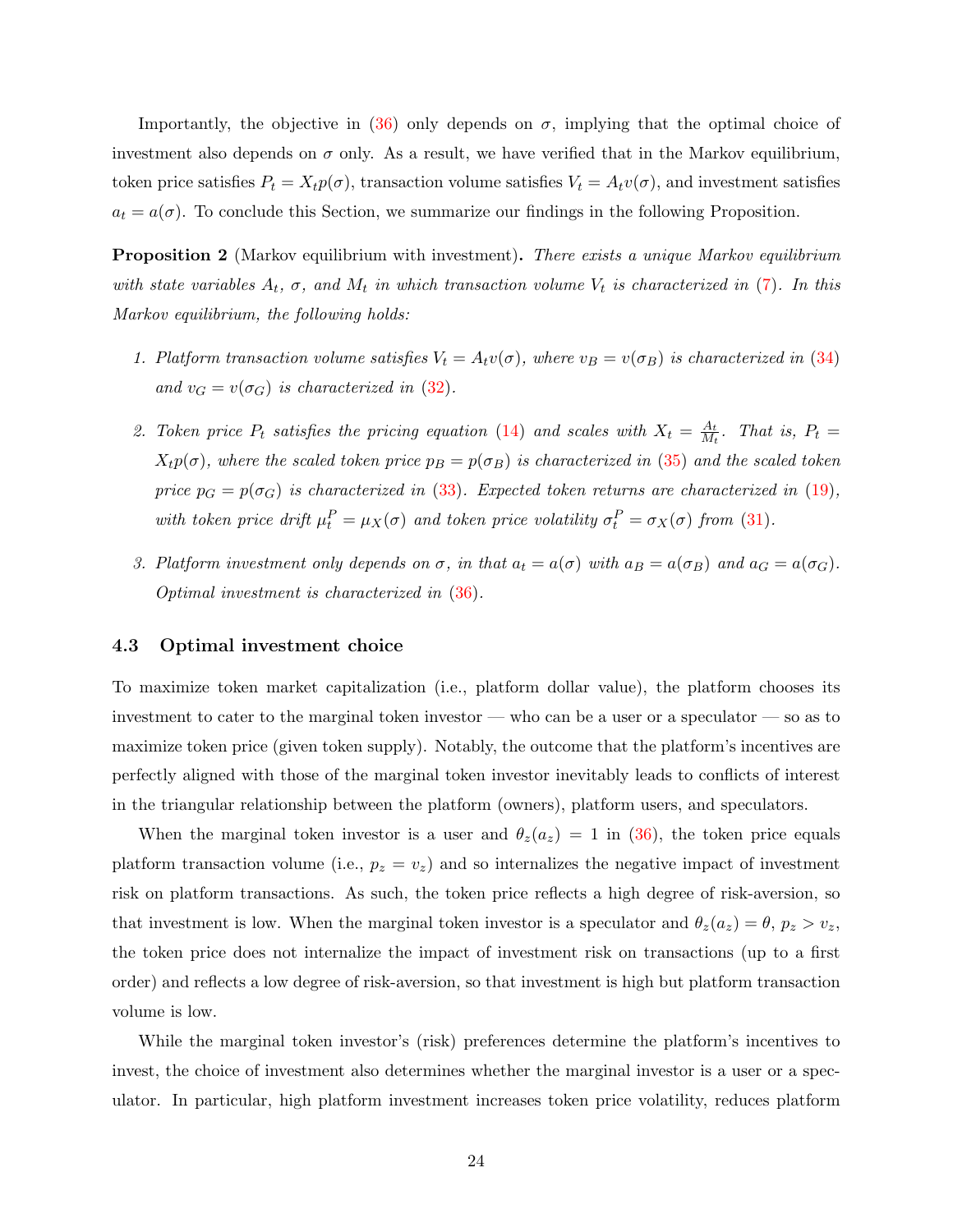Importantly, the objective in (36) only depends on $\sigma$, implying that the optimal choice of investment also depends on $\sigma$ only. As a result, we have verified that in the Markov equilibrium, token price satisfies $P_t = X_t p(\sigma)$, transaction volume satisfies $V_t = A_t v(\sigma)$, and investment satisfies $a_t = a(\sigma)$. To conclude this Section, we summarize our findings in the following Proposition.

**Proposition 2** (Markov equilibrium with investment)**.** *There exists a unique Markov equilibrium with state variables $A_t$, $\sigma$, and $M_t$ in which transaction volume $V_t$ is characterized in (7). In this Markov equilibrium, the following holds:*

1. *Platform transaction volume satisfies $V_t = A_t v(\sigma)$, where $v_B = v(\sigma_B)$ is characterized in (34) and $v_G = v(\sigma_G)$ is characterized in (32).*
2. *Token price $P_t$ satisfies the pricing equation (14) and scales with $X_t = \frac{A_t}{M_t}$. That is, $P_t = X_t p(\sigma)$, where the scaled token price $p_B = p(\sigma_B)$ is characterized in (35) and the scaled token price $p_G = p(\sigma_G)$ is characterized in (33). Expected token returns are characterized in (19), with token price drift $\mu_t^P = \mu_X(\sigma)$ and token price volatility $\sigma_t^P = \sigma_X(\sigma)$ from (31).*
3. *Platform investment only depends on $\sigma$, in that $a_t = a(\sigma)$ with $a_B = a(\sigma_B)$ and $a_G = a(\sigma_G)$. Optimal investment is characterized in (36).*

### 4.3 Optimal investment choice

To maximize token market capitalization (i.e., platform dollar value), the platform chooses its investment to cater to the marginal token investor — who can be a user or a speculator — so as to maximize token price (given token supply). Notably, the outcome that the platform's incentives are perfectly aligned with those of the marginal token investor inevitably leads to conflicts of interest in the triangular relationship between the platform (owners), platform users, and speculators.

When the marginal token investor is a user and $\theta_z(a_z) = 1$ in (36), the token price equals platform transaction volume (i.e., $p_z = v_z$) and so internalizes the negative impact of investment risk on platform transactions. As such, the token price reflects a high degree of risk-aversion, so that investment is low. When the marginal token investor is a speculator and $\theta_z(a_z) = \theta$, $p_z > v_z$, the token price does not internalize the impact of investment risk on transactions (up to a first order) and reflects a low degree of risk-aversion, so that investment is high but platform transaction volume is low.

While the marginal token investor's (risk) preferences determine the platform's incentives to invest, the choice of investment also determines whether the marginal investor is a user or a speculator. In particular, high platform investment increases token price volatility, reduces platform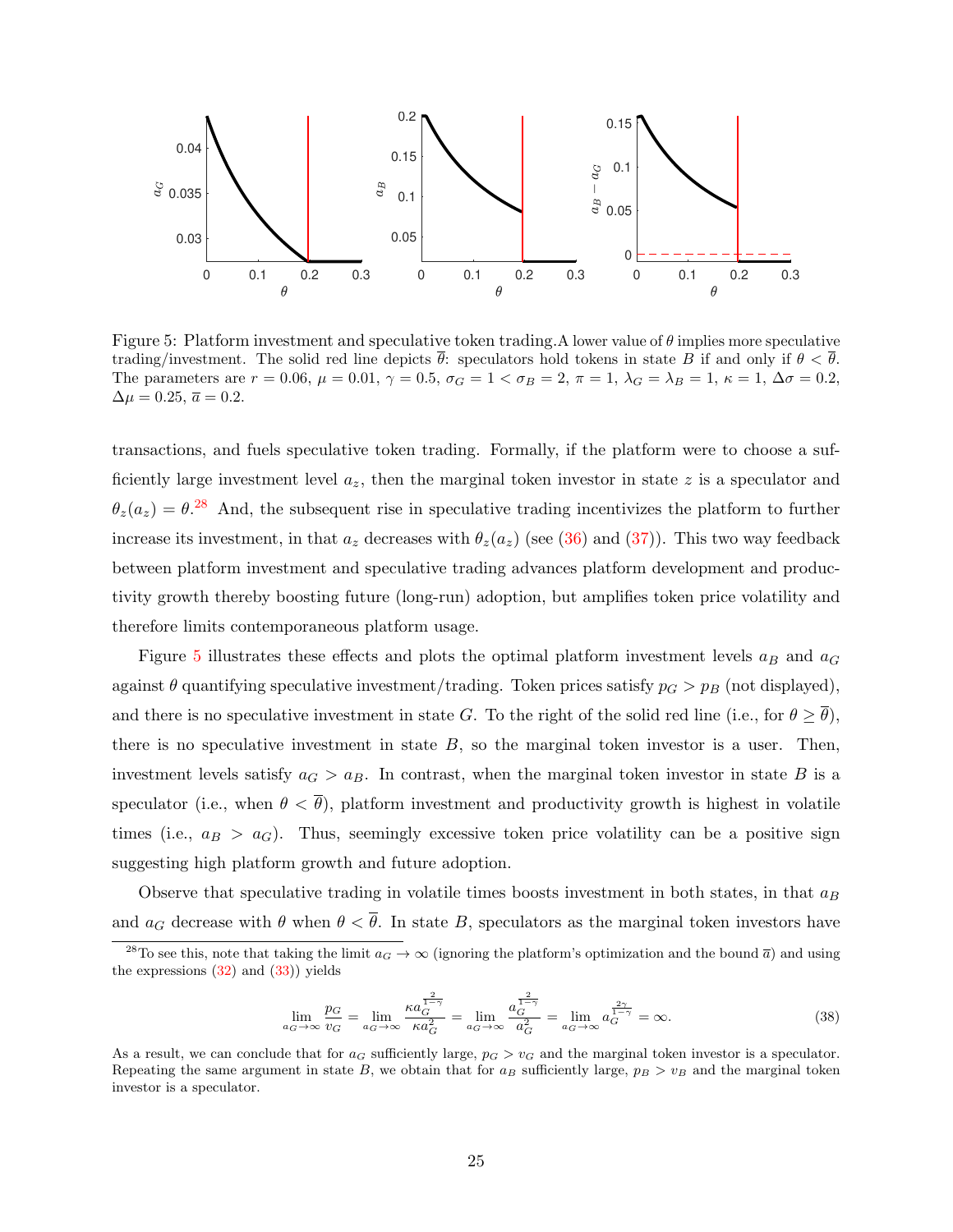Figure 5: Platform investment and speculative token trading. A lower value of $\theta$ implies more speculative trading/investment. The solid red line depicts $\overline{\theta}$: speculators hold tokens in state $B$ if and only if $\theta < \overline{\theta}$. The parameters are $r = 0.06$, $\mu = 0.01$, $\gamma = 0.5$, $\sigma_G = 1 < \sigma_B = 2$, $\pi = 1$, $\lambda_G = \lambda_B = 1$, $\kappa = 1$, $\Delta\sigma = 0.2$, $\Delta\mu = 0.25$, $\overline{a} = 0.2$.

transactions, and fuels speculative token trading. Formally, if the platform were to choose a sufficiently large investment level $a_z$, then the marginal token investor in state $z$ is a speculator and $\theta_z(a_z) = \theta$.[28] And, the subsequent rise in speculative trading incentivizes the platform to further increase its investment, in that $a_z$ decreases with $\theta_z(a_z)$ (see (36) and (37)). This two way feedback between platform investment and speculative trading advances platform development and productivity growth thereby boosting future (long-run) adoption, but amplifies token price volatility and therefore limits contemporaneous platform usage.

Figure 5 illustrates these effects and plots the optimal platform investment levels $a_B$ and $a_G$ against $\theta$ quantifying speculative investment/trading. Token prices satisfy $p_G > p_B$ (not displayed), and there is no speculative investment in state $G$. To the right of the solid red line (i.e., for $\theta \geq \overline{\theta}$), there is no speculative investment in state $B$, so the marginal token investor is a user. Then, investment levels satisfy $a_G > a_B$. In contrast, when the marginal token investor in state $B$ is a speculator (i.e., when $\theta < \overline{\theta}$), platform investment and productivity growth is highest in volatile times (i.e., $a_B > a_G$). Thus, seemingly excessive token price volatility can be a positive sign suggesting high platform growth and future adoption.

Observe that speculative trading in volatile times boosts investment in both states, in that $a_B$ and $a_G$ decrease with $\theta$ when $\theta < \overline{\theta}$. In state $B$, speculators as the marginal token investors have

[28] To see this, note that taking the limit $a_G \to \infty$ (ignoring the platform's optimization and the bound $\overline{a}$) and using the expressions (32) and (33)) yields

$$\lim_{a_G \to \infty} \frac{p_G}{v_G} = \lim_{a_G \to \infty} \frac{\kappa a_G^{\frac{2}{1-\gamma}}}{\kappa a_G^2} = \lim_{a_G \to \infty} \frac{a_G^{\frac{2}{1-\gamma}}}{a_G^2} = \lim_{a_G \to \infty} a_G^{\frac{2\gamma}{1-\gamma}} = \infty. \tag{38}$$

As a result, we can conclude that for $a_G$ sufficiently large, $p_G > v_G$ and the marginal token investor is a speculator. Repeating the same argument in state $B$, we obtain that for $a_B$ sufficiently large, $p_B > v_B$ and the marginal token investor is a speculator.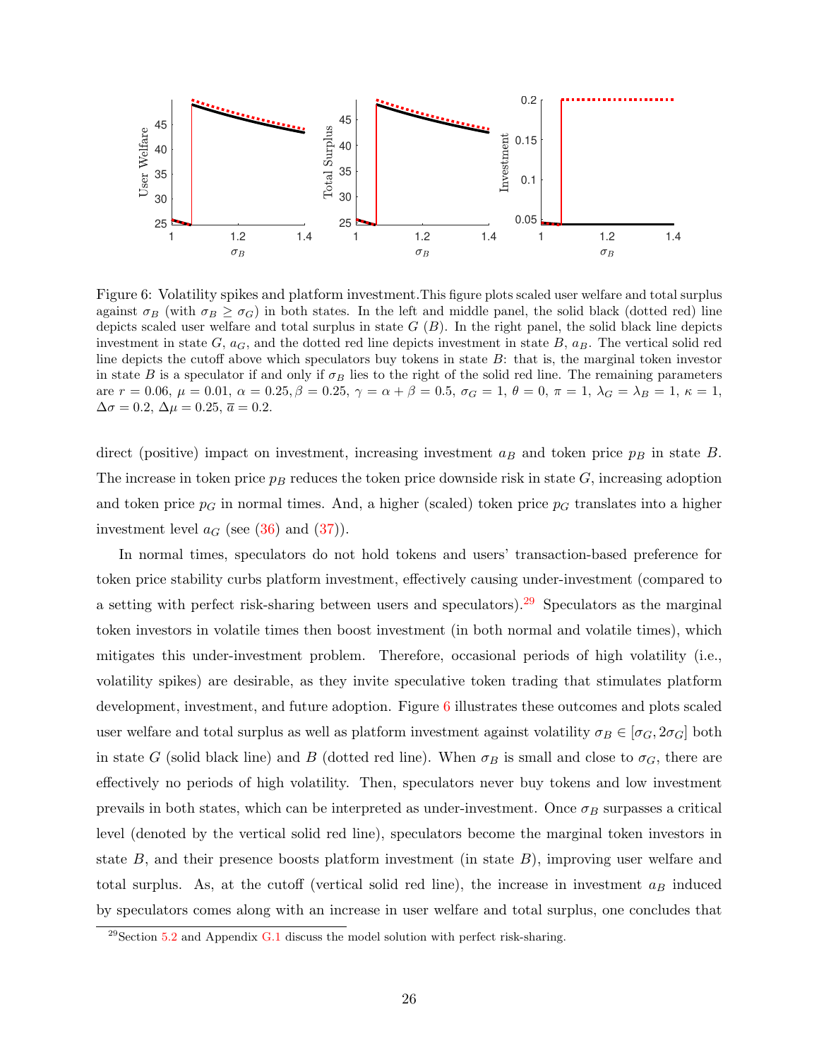Figure 6: Volatility spikes and platform investment. This figure plots scaled user welfare and total surplus against $\sigma_B$ (with $\sigma_B \geq \sigma_G$) in both states. In the left and middle panel, the solid black (dotted red) line depicts scaled user welfare and total surplus in state $G$ ($B$). In the right panel, the solid black line depicts investment in state $G$, $a_G$, and the dotted red line depicts investment in state $B$, $a_B$. The vertical solid red line depicts the cutoff above which speculators buy tokens in state $B$: that is, the marginal token investor in state $B$ is a speculator if and only if $\sigma_B$ lies to the right of the solid red line. The remaining parameters are $r = 0.06$, $\mu = 0.01$, $\alpha = 0.25, \beta = 0.25$, $\gamma = \alpha + \beta = 0.5$, $\sigma_G = 1$, $\theta = 0$, $\pi = 1$, $\lambda_G = \lambda_B = 1$, $\kappa = 1$, $\Delta\sigma = 0.2$, $\Delta\mu = 0.25$, $\overline{a} = 0.2$.

direct (positive) impact on investment, increasing investment $a_B$ and token price $p_B$ in state $B$. The increase in token price $p_B$ reduces the token price downside risk in state $G$, increasing adoption and token price $p_G$ in normal times. And, a higher (scaled) token price $p_G$ translates into a higher investment level $a_G$ (see (36) and (37)).

In normal times, speculators do not hold tokens and users' transaction-based preference for token price stability curbs platform investment, effectively causing under-investment (compared to a setting with perfect risk-sharing between users and speculators).[29] Speculators as the marginal token investors in volatile times then boost investment (in both normal and volatile times), which mitigates this under-investment problem. Therefore, occasional periods of high volatility (i.e., volatility spikes) are desirable, as they invite speculative token trading that stimulates platform development, investment, and future adoption. Figure 6 illustrates these outcomes and plots scaled user welfare and total surplus as well as platform investment against volatility $\sigma_B \in [\sigma_G, 2\sigma_G]$ both in state $G$ (solid black line) and $B$ (dotted red line). When $\sigma_B$ is small and close to $\sigma_G$, there are effectively no periods of high volatility. Then, speculators never buy tokens and low investment prevails in both states, which can be interpreted as under-investment. Once $\sigma_B$ surpasses a critical level (denoted by the vertical solid red line), speculators become the marginal token investors in state $B$, and their presence boosts platform investment (in state $B$), improving user welfare and total surplus. As, at the cutoff (vertical solid red line), the increase in investment $a_B$ induced by speculators comes along with an increase in user welfare and total surplus, one concludes that

[29] Section 5.2 and Appendix G.1 discuss the model solution with perfect risk-sharing.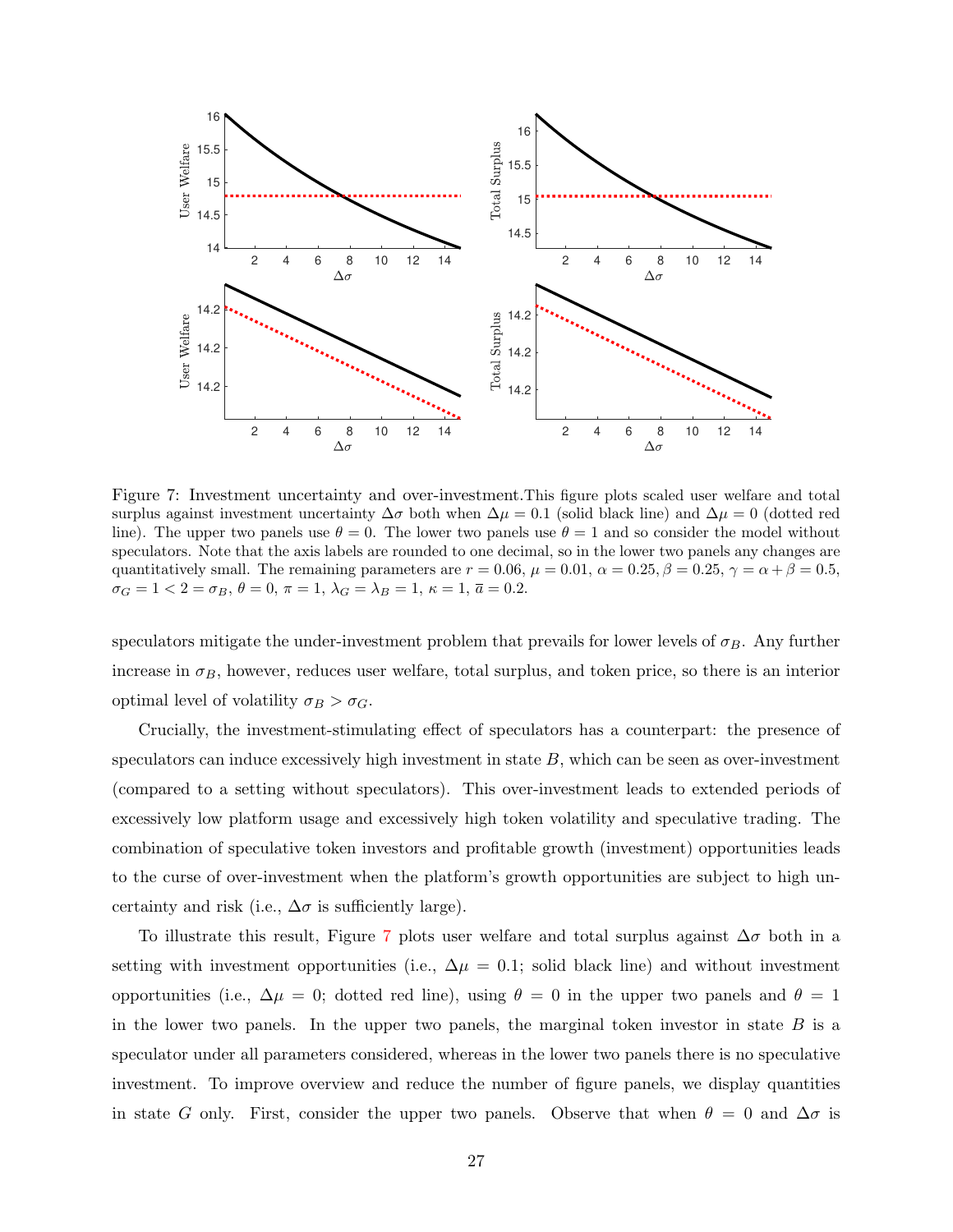Figure 7: Investment uncertainty and over-investment.This figure plots scaled user welfare and total surplus against investment uncertainty $\Delta\sigma$ both when $\Delta\mu = 0.1$ (solid black line) and $\Delta\mu = 0$ (dotted red line). The upper two panels use $\theta = 0$. The lower two panels use $\theta = 1$ and so consider the model without speculators. Note that the axis labels are rounded to one decimal, so in the lower two panels any changes are quantitatively small. The remaining parameters are $r = 0.06$, $\mu = 0.01$, $\alpha = 0.25, \beta = 0.25, \gamma = \alpha + \beta = 0.5$, $\sigma_G = 1 < 2 = \sigma_B$, $\theta = 0$, $\pi = 1$, $\lambda_G = \lambda_B = 1$, $\kappa = 1$, $\overline{a} = 0.2$.

speculators mitigate the under-investment problem that prevails for lower levels of $\sigma_B$. Any further increase in $\sigma_B$, however, reduces user welfare, total surplus, and token price, so there is an interior optimal level of volatility $\sigma_B > \sigma_G$.

Crucially, the investment-stimulating effect of speculators has a counterpart: the presence of speculators can induce excessively high investment in state $B$, which can be seen as over-investment (compared to a setting without speculators). This over-investment leads to extended periods of excessively low platform usage and excessively high token volatility and speculative trading. The combination of speculative token investors and profitable growth (investment) opportunities leads to the curse of over-investment when the platform's growth opportunities are subject to high uncertainty and risk (i.e., $\Delta\sigma$ is sufficiently large).

To illustrate this result, Figure 7 plots user welfare and total surplus against $\Delta\sigma$ both in a setting with investment opportunities (i.e., $\Delta\mu = 0.1$; solid black line) and without investment opportunities (i.e., $\Delta\mu = 0$; dotted red line), using $\theta = 0$ in the upper two panels and $\theta = 1$ in the lower two panels. In the upper two panels, the marginal token investor in state $B$ is a speculator under all parameters considered, whereas in the lower two panels there is no speculative investment. To improve overview and reduce the number of figure panels, we display quantities in state $G$ only. First, consider the upper two panels. Observe that when $\theta = 0$ and $\Delta\sigma$ is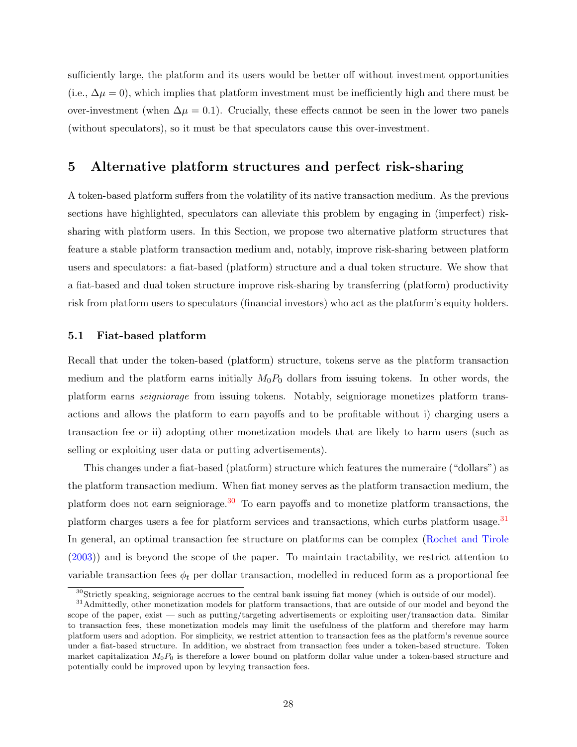sufficiently large, the platform and its users would be better off without investment opportunities (i.e., $\Delta\mu = 0$), which implies that platform investment must be inefficiently high and there must be over-investment (when $\Delta\mu = 0.1$). Crucially, these effects cannot be seen in the lower two panels (without speculators), so it must be that speculators cause this over-investment.

## 5 Alternative platform structures and perfect risk-sharing

A token-based platform suffers from the volatility of its native transaction medium. As the previous sections have highlighted, speculators can alleviate this problem by engaging in (imperfect) risk-sharing with platform users. In this Section, we propose two alternative platform structures that feature a stable platform transaction medium and, notably, improve risk-sharing between platform users and speculators: a fiat-based (platform) structure and a dual token structure. We show that a fiat-based and dual token structure improve risk-sharing by transferring (platform) productivity risk from platform users to speculators (financial investors) who act as the platform's equity holders.

### 5.1 Fiat-based platform

Recall that under the token-based (platform) structure, tokens serve as the platform transaction medium and the platform earns initially $M_0P_0$ dollars from issuing tokens. In other words, the platform earns *seigniorage* from issuing tokens. Notably, seigniorage monetizes platform transactions and allows the platform to earn payoffs and to be profitable without i) charging users a transaction fee or ii) adopting other monetization models that are likely to harm users (such as selling or exploiting user data or putting advertisements).

This changes under a fiat-based (platform) structure which features the numeraire ("dollars") as the platform transaction medium. When fiat money serves as the platform transaction medium, the platform does not earn seigniorage.[30] To earn payoffs and to monetize platform transactions, the platform charges users a fee for platform services and transactions, which curbs platform usage.[31] In general, an optimal transaction fee structure on platforms can be complex (Rochet and Tirole (2003)) and is beyond the scope of the paper. To maintain tractability, we restrict attention to variable transaction fees $\phi_t$ per dollar transaction, modelled in reduced form as a proportional fee

[30] Strictly speaking, seigniorage accrues to the central bank issuing fiat money (which is outside of our model).

[31] Admittedly, other monetization models for platform transactions, that are outside of our model and beyond the scope of the paper, exist — such as putting/targeting advertisements or exploiting user/transaction data. Similar to transaction fees, these monetization models may limit the usefulness of the platform and therefore may harm platform users and adoption. For simplicity, we restrict attention to transaction fees as the platform's revenue source under a fiat-based structure. In addition, we abstract from transaction fees under a token-based structure. Token market capitalization $M_0P_0$ is therefore a lower bound on platform dollar value under a token-based structure and potentially could be improved upon by levying transaction fees.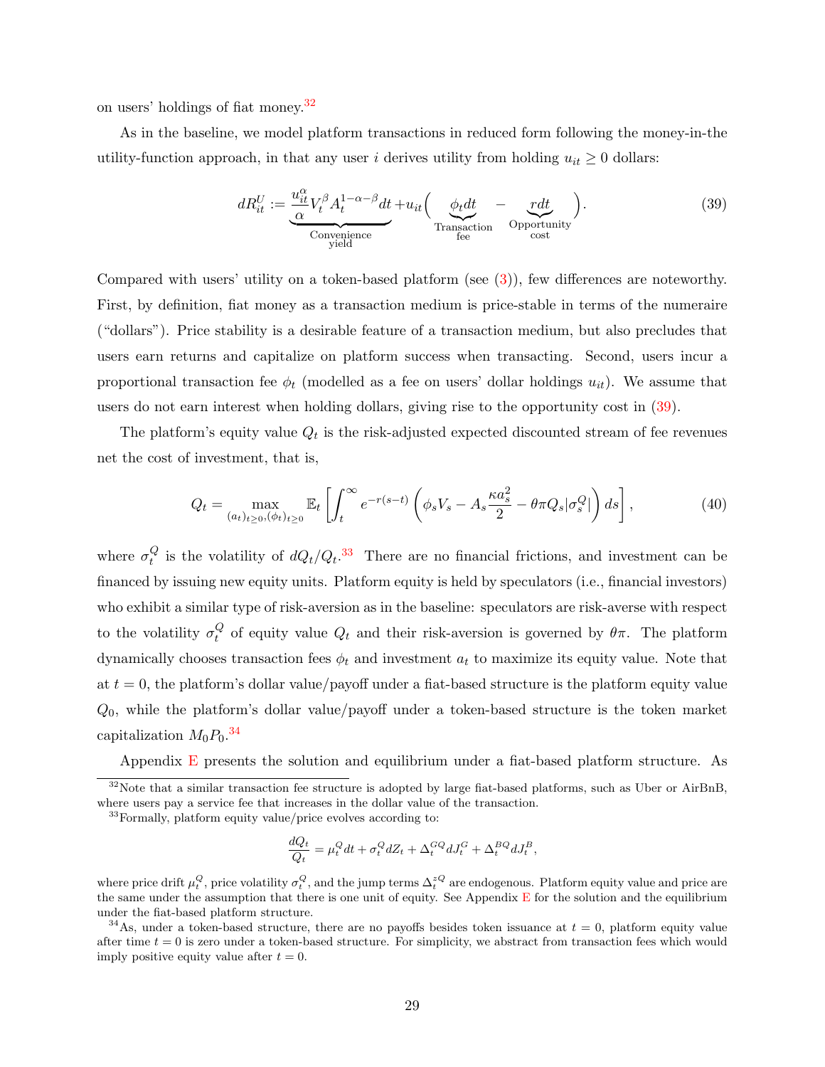on users' holdings of fiat money.[32]

As in the baseline, we model platform transactions in reduced form following the money-in-the utility-function approach, in that any user $i$ derives utility from holding $u_{it} \geq 0$ dollars:

$$dR_{it}^U := \underbrace{\frac{u_{it}^\alpha}{\alpha} V_t^\beta A_t^{1-\alpha-\beta} dt}_{\substack{\text{Convenience} \\ \text{yield}}} + u_{it}\Big( \underbrace{\phi_t dt}_{\substack{\text{Transaction} \\ \text{fee}}} - \underbrace{r dt}_{\substack{\text{Opportunity} \\ \text{cost}}} \Big). \tag{39}$$

Compared with users' utility on a token-based platform (see (3)), few differences are noteworthy. First, by definition, fiat money as a transaction medium is price-stable in terms of the numeraire ("dollars"). Price stability is a desirable feature of a transaction medium, but also precludes that users earn returns and capitalize on platform success when transacting. Second, users incur a proportional transaction fee $\phi_t$ (modelled as a fee on users' dollar holdings $u_{it}$). We assume that users do not earn interest when holding dollars, giving rise to the opportunity cost in (39).

The platform's equity value $Q_t$ is the risk-adjusted expected discounted stream of fee revenues net the cost of investment, that is,

$$Q_t = \max_{(a_t)_{t\geq 0}, (\phi_t)_{t\geq 0}} \mathbb{E}_t \left[ \int_t^\infty e^{-r(s-t)} \left( \phi_s V_s - A_s \frac{\kappa a_s^2}{2} - \theta \pi Q_s |\sigma_s^Q| \right) ds \right], \tag{40}$$

where $\sigma_t^Q$ is the volatility of $dQ_t/Q_t$.[33] There are no financial frictions, and investment can be financed by issuing new equity units. Platform equity is held by speculators (i.e., financial investors) who exhibit a similar type of risk-aversion as in the baseline: speculators are risk-averse with respect to the volatility $\sigma_t^Q$ of equity value $Q_t$ and their risk-aversion is governed by $\theta\pi$. The platform dynamically chooses transaction fees $\phi_t$ and investment $a_t$ to maximize its equity value. Note that at $t = 0$, the platform's dollar value/payoff under a fiat-based structure is the platform equity value $Q_0$, while the platform's dollar value/payoff under a token-based structure is the token market capitalization $M_0 P_0$.[34]

Appendix E presents the solution and equilibrium under a fiat-based platform structure. As

---

[32] Note that a similar transaction fee structure is adopted by large fiat-based platforms, such as Uber or AirBnB, where users pay a service fee that increases in the dollar value of the transaction.

[33] Formally, platform equity value/price evolves according to:

$$\frac{dQ_t}{Q_t} = \mu_t^Q dt + \sigma_t^Q dZ_t + \Delta_t^{GQ} dJ_t^G + \Delta_t^{BQ} dJ_t^B,$$

where price drift $\mu_t^Q$, price volatility $\sigma_t^Q$, and the jump terms $\Delta_t^{zQ}$ are endogenous. Platform equity value and price are the same under the assumption that there is one unit of equity. See Appendix E for the solution and the equilibrium under the fiat-based platform structure.

[34] As, under a token-based structure, there are no payoffs besides token issuance at $t = 0$, platform equity value after time $t = 0$ is zero under a token-based structure. For simplicity, we abstract from transaction fees which would imply positive equity value after $t = 0$.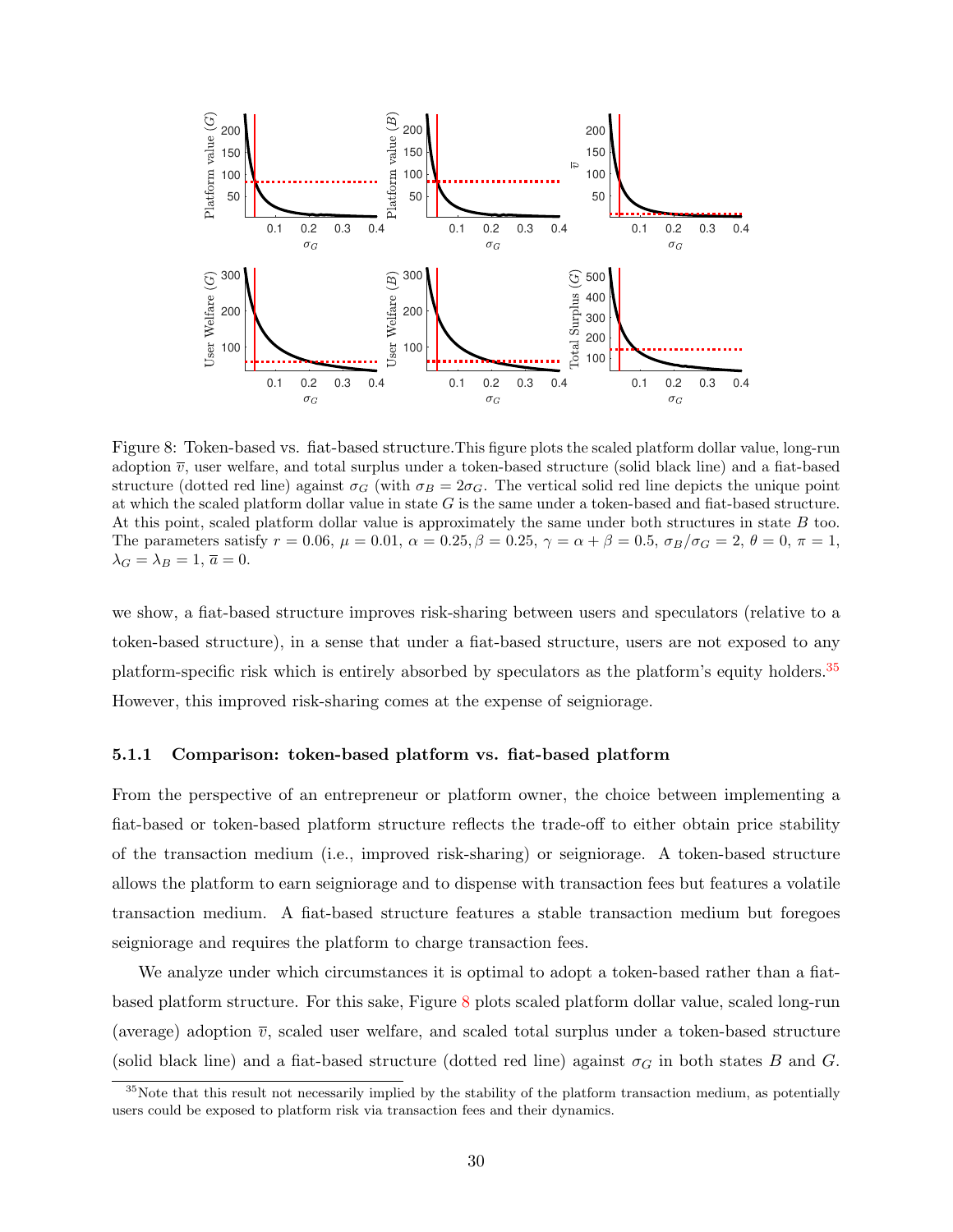Figure 8: Token-based vs. fiat-based structure. This figure plots the scaled platform dollar value, long-run adoption $\overline{v}$, user welfare, and total surplus under a token-based structure (solid black line) and a fiat-based structure (dotted red line) against $\sigma_G$ (with $\sigma_B = 2\sigma_G$. The vertical solid red line depicts the unique point at which the scaled platform dollar value in state $G$ is the same under a token-based and fiat-based structure. At this point, scaled platform dollar value is approximately the same under both structures in state $B$ too. The parameters satisfy $r = 0.06$, $\mu = 0.01$, $\alpha = 0.25, \beta = 0.25$, $\gamma = \alpha + \beta = 0.5$, $\sigma_B/\sigma_G = 2$, $\theta = 0$, $\pi = 1$, $\lambda_G = \lambda_B = 1$, $\overline{a} = 0$.

we show, a fiat-based structure improves risk-sharing between users and speculators (relative to a token-based structure), in a sense that under a fiat-based structure, users are not exposed to any platform-specific risk which is entirely absorbed by speculators as the platform's equity holders.[35] However, this improved risk-sharing comes at the expense of seigniorage.

### 5.1.1 Comparison: token-based platform vs. fiat-based platform

From the perspective of an entrepreneur or platform owner, the choice between implementing a fiat-based or token-based platform structure reflects the trade-off to either obtain price stability of the transaction medium (i.e., improved risk-sharing) or seigniorage. A token-based structure allows the platform to earn seigniorage and to dispense with transaction fees but features a volatile transaction medium. A fiat-based structure features a stable transaction medium but foregoes seigniorage and requires the platform to charge transaction fees.

We analyze under which circumstances it is optimal to adopt a token-based rather than a fiat-based platform structure. For this sake, Figure 8 plots scaled platform dollar value, scaled long-run (average) adoption $\overline{v}$, scaled user welfare, and scaled total surplus under a token-based structure (solid black line) and a fiat-based structure (dotted red line) against $\sigma_G$ in both states $B$ and $G$.

[35] Note that this result not necessarily implied by the stability of the platform transaction medium, as potentially users could be exposed to platform risk via transaction fees and their dynamics.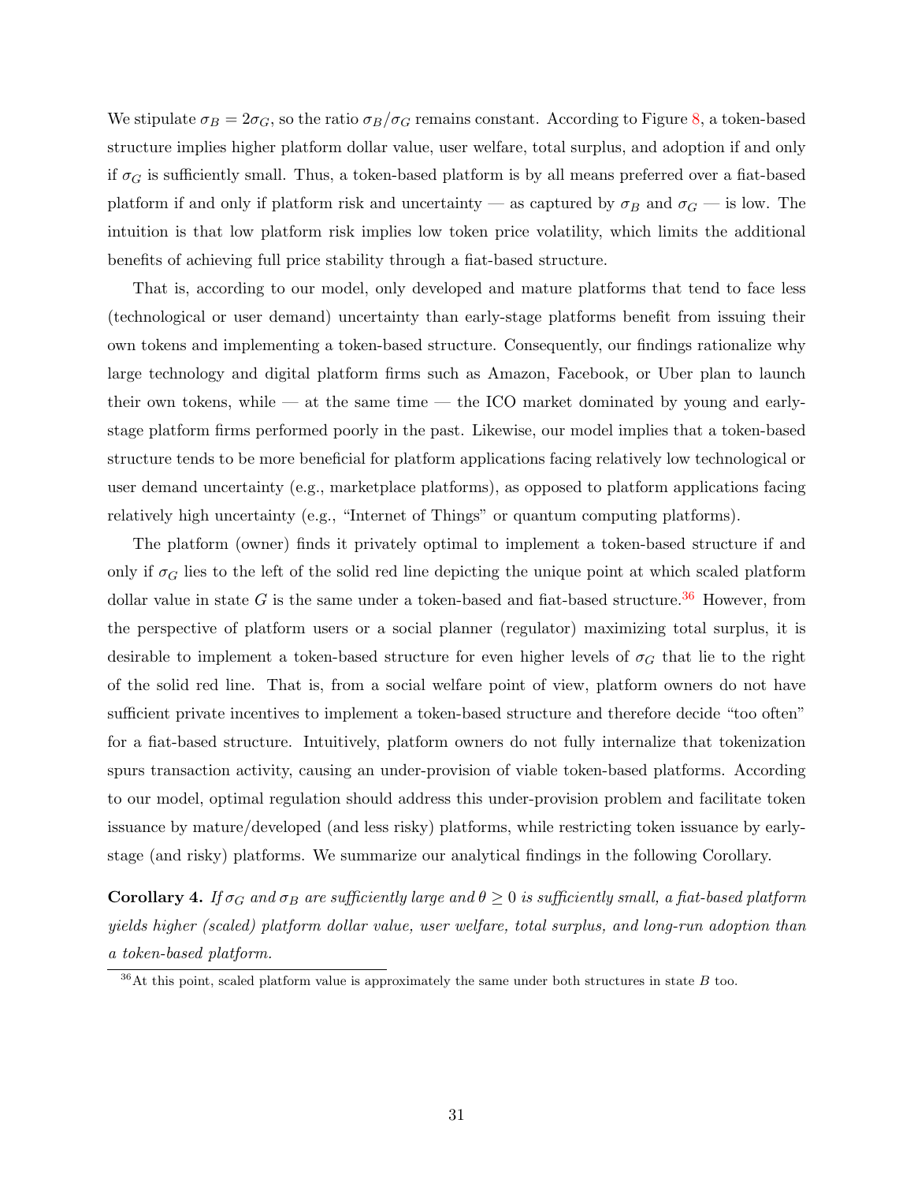We stipulate $\sigma_B = 2\sigma_G$, so the ratio $\sigma_B/\sigma_G$ remains constant. According to Figure 8, a token-based structure implies higher platform dollar value, user welfare, total surplus, and adoption if and only if $\sigma_G$ is sufficiently small. Thus, a token-based platform is by all means preferred over a fiat-based platform if and only if platform risk and uncertainty — as captured by $\sigma_B$ and $\sigma_G$ — is low. The intuition is that low platform risk implies low token price volatility, which limits the additional benefits of achieving full price stability through a fiat-based structure.

That is, according to our model, only developed and mature platforms that tend to face less (technological or user demand) uncertainty than early-stage platforms benefit from issuing their own tokens and implementing a token-based structure. Consequently, our findings rationalize why large technology and digital platform firms such as Amazon, Facebook, or Uber plan to launch their own tokens, while — at the same time — the ICO market dominated by young and early-stage platform firms performed poorly in the past. Likewise, our model implies that a token-based structure tends to be more beneficial for platform applications facing relatively low technological or user demand uncertainty (e.g., marketplace platforms), as opposed to platform applications facing relatively high uncertainty (e.g., "Internet of Things" or quantum computing platforms).

The platform (owner) finds it privately optimal to implement a token-based structure if and only if $\sigma_G$ lies to the left of the solid red line depicting the unique point at which scaled platform dollar value in state $G$ is the same under a token-based and fiat-based structure.[36] However, from the perspective of platform users or a social planner (regulator) maximizing total surplus, it is desirable to implement a token-based structure for even higher levels of $\sigma_G$ that lie to the right of the solid red line. That is, from a social welfare point of view, platform owners do not have sufficient private incentives to implement a token-based structure and therefore decide "too often" for a fiat-based structure. Intuitively, platform owners do not fully internalize that tokenization spurs transaction activity, causing an under-provision of viable token-based platforms. According to our model, optimal regulation should address this under-provision problem and facilitate token issuance by mature/developed (and less risky) platforms, while restricting token issuance by early-stage (and risky) platforms. We summarize our analytical findings in the following Corollary.

**Corollary 4.** *If $\sigma_G$ and $\sigma_B$ are sufficiently large and $\theta \geq 0$ is sufficiently small, a fiat-based platform yields higher (scaled) platform dollar value, user welfare, total surplus, and long-run adoption than a token-based platform.*

[36] At this point, scaled platform value is approximately the same under both structures in state $B$ too.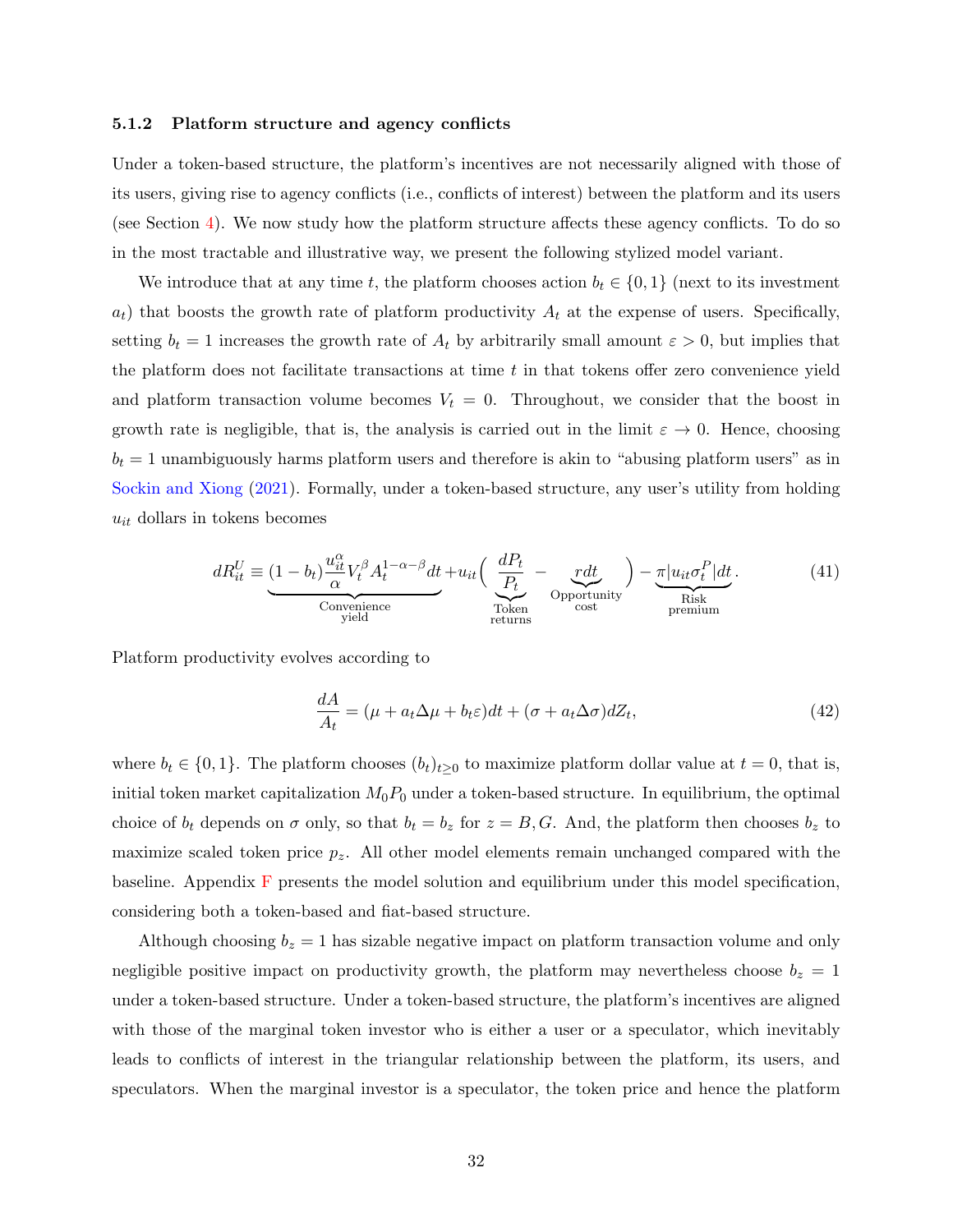#### 5.1.2 Platform structure and agency conflicts

Under a token-based structure, the platform's incentives are not necessarily aligned with those of its users, giving rise to agency conflicts (i.e., conflicts of interest) between the platform and its users (see Section 4). We now study how the platform structure affects these agency conflicts. To do so in the most tractable and illustrative way, we present the following stylized model variant.

We introduce that at any time $t$, the platform chooses action $b_t \in \{0, 1\}$ (next to its investment $a_t$) that boosts the growth rate of platform productivity $A_t$ at the expense of users. Specifically, setting $b_t = 1$ increases the growth rate of $A_t$ by arbitrarily small amount $\varepsilon > 0$, but implies that the platform does not facilitate transactions at time $t$ in that tokens offer zero convenience yield and platform transaction volume becomes $V_t = 0$. Throughout, we consider that the boost in growth rate is negligible, that is, the analysis is carried out in the limit $\varepsilon \to 0$. Hence, choosing $b_t = 1$ unambiguously harms platform users and therefore is akin to "abusing platform users" as in Sockin and Xiong (2021). Formally, under a token-based structure, any user's utility from holding $u_{it}$ dollars in tokens becomes

$$dR_{it}^U \equiv \underbrace{(1 - b_t)\frac{u_{it}^\alpha}{\alpha} V_t^\beta A_t^{1-\alpha-\beta} dt}_{\text{Convenience yield}} + u_{it}\Big(\underbrace{\frac{dP_t}{P_t}}_{\text{Token returns}} - \underbrace{r dt}_{\text{Opportunity cost}}\Big) - \underbrace{\pi |u_{it}\sigma_t^P| dt}_{\text{Risk premium}}. \tag{41}$$

Platform productivity evolves according to

$$\frac{dA}{A_t} = (\mu + a_t\Delta\mu + b_t\varepsilon)dt + (\sigma + a_t\Delta\sigma)dZ_t, \tag{42}$$

where $b_t \in \{0, 1\}$. The platform chooses $(b_t)_{t\geq 0}$ to maximize platform dollar value at $t = 0$, that is, initial token market capitalization $M_0 P_0$ under a token-based structure. In equilibrium, the optimal choice of $b_t$ depends on $\sigma$ only, so that $b_t = b_z$ for $z = B, G$. And, the platform then chooses $b_z$ to maximize scaled token price $p_z$. All other model elements remain unchanged compared with the baseline. Appendix F presents the model solution and equilibrium under this model specification, considering both a token-based and fiat-based structure.

Although choosing $b_z = 1$ has sizable negative impact on platform transaction volume and only negligible positive impact on productivity growth, the platform may nevertheless choose $b_z = 1$ under a token-based structure. Under a token-based structure, the platform's incentives are aligned with those of the marginal token investor who is either a user or a speculator, which inevitably leads to conflicts of interest in the triangular relationship between the platform, its users, and speculators. When the marginal investor is a speculator, the token price and hence the platform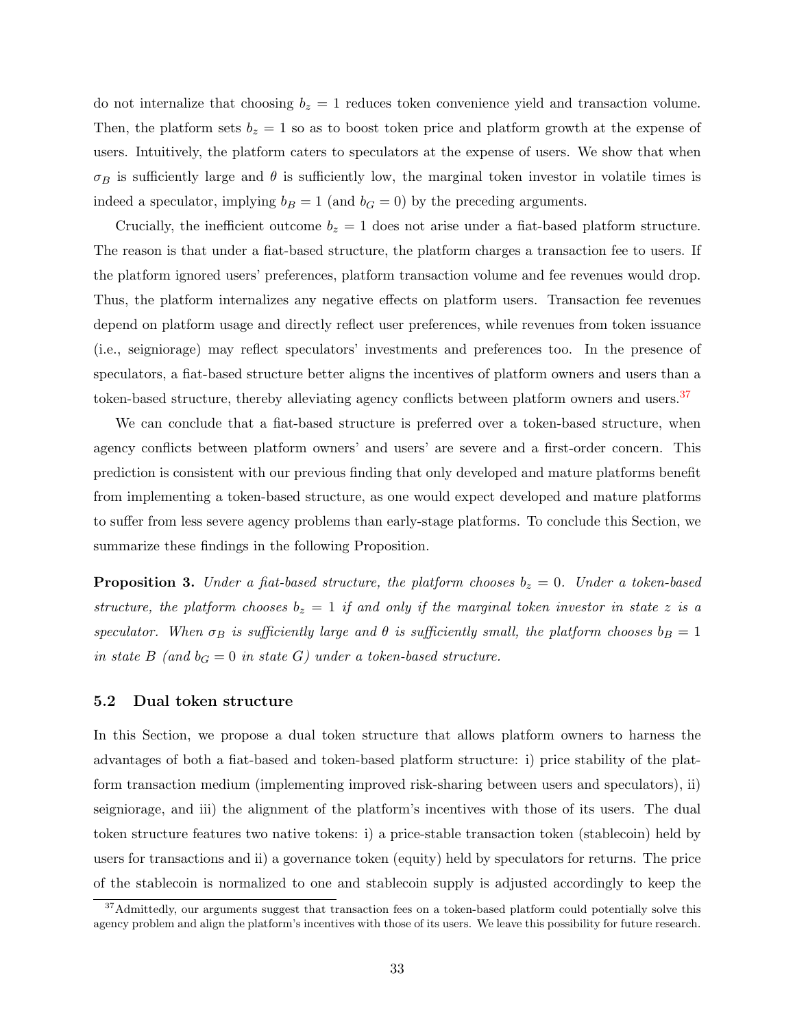do not internalize that choosing $b_z = 1$ reduces token convenience yield and transaction volume. Then, the platform sets $b_z = 1$ so as to boost token price and platform growth at the expense of users. Intuitively, the platform caters to speculators at the expense of users. We show that when $\sigma_B$ is sufficiently large and $\theta$ is sufficiently low, the marginal token investor in volatile times is indeed a speculator, implying $b_B = 1$ (and $b_G = 0$) by the preceding arguments.

Crucially, the inefficient outcome $b_z = 1$ does not arise under a fiat-based platform structure. The reason is that under a fiat-based structure, the platform charges a transaction fee to users. If the platform ignored users' preferences, platform transaction volume and fee revenues would drop. Thus, the platform internalizes any negative effects on platform users. Transaction fee revenues depend on platform usage and directly reflect user preferences, while revenues from token issuance (i.e., seigniorage) may reflect speculators' investments and preferences too. In the presence of speculators, a fiat-based structure better aligns the incentives of platform owners and users than a token-based structure, thereby alleviating agency conflicts between platform owners and users.[37]

We can conclude that a fiat-based structure is preferred over a token-based structure, when agency conflicts between platform owners' and users' are severe and a first-order concern. This prediction is consistent with our previous finding that only developed and mature platforms benefit from implementing a token-based structure, as one would expect developed and mature platforms to suffer from less severe agency problems than early-stage platforms. To conclude this Section, we summarize these findings in the following Proposition.

**Proposition 3.** *Under a fiat-based structure, the platform chooses $b_z = 0$. Under a token-based structure, the platform chooses $b_z = 1$ if and only if the marginal token investor in state $z$ is a speculator. When $\sigma_B$ is sufficiently large and $\theta$ is sufficiently small, the platform chooses $b_B = 1$ in state $B$ (and $b_G = 0$ in state $G$) under a token-based structure.*

### 5.2 Dual token structure

In this Section, we propose a dual token structure that allows platform owners to harness the advantages of both a fiat-based and token-based platform structure: i) price stability of the platform transaction medium (implementing improved risk-sharing between users and speculators), ii) seigniorage, and iii) the alignment of the platform's incentives with those of its users. The dual token structure features two native tokens: i) a price-stable transaction token (stablecoin) held by users for transactions and ii) a governance token (equity) held by speculators for returns. The price of the stablecoin is normalized to one and stablecoin supply is adjusted accordingly to keep the

[37] Admittedly, our arguments suggest that transaction fees on a token-based platform could potentially solve this agency problem and align the platform's incentives with those of its users. We leave this possibility for future research.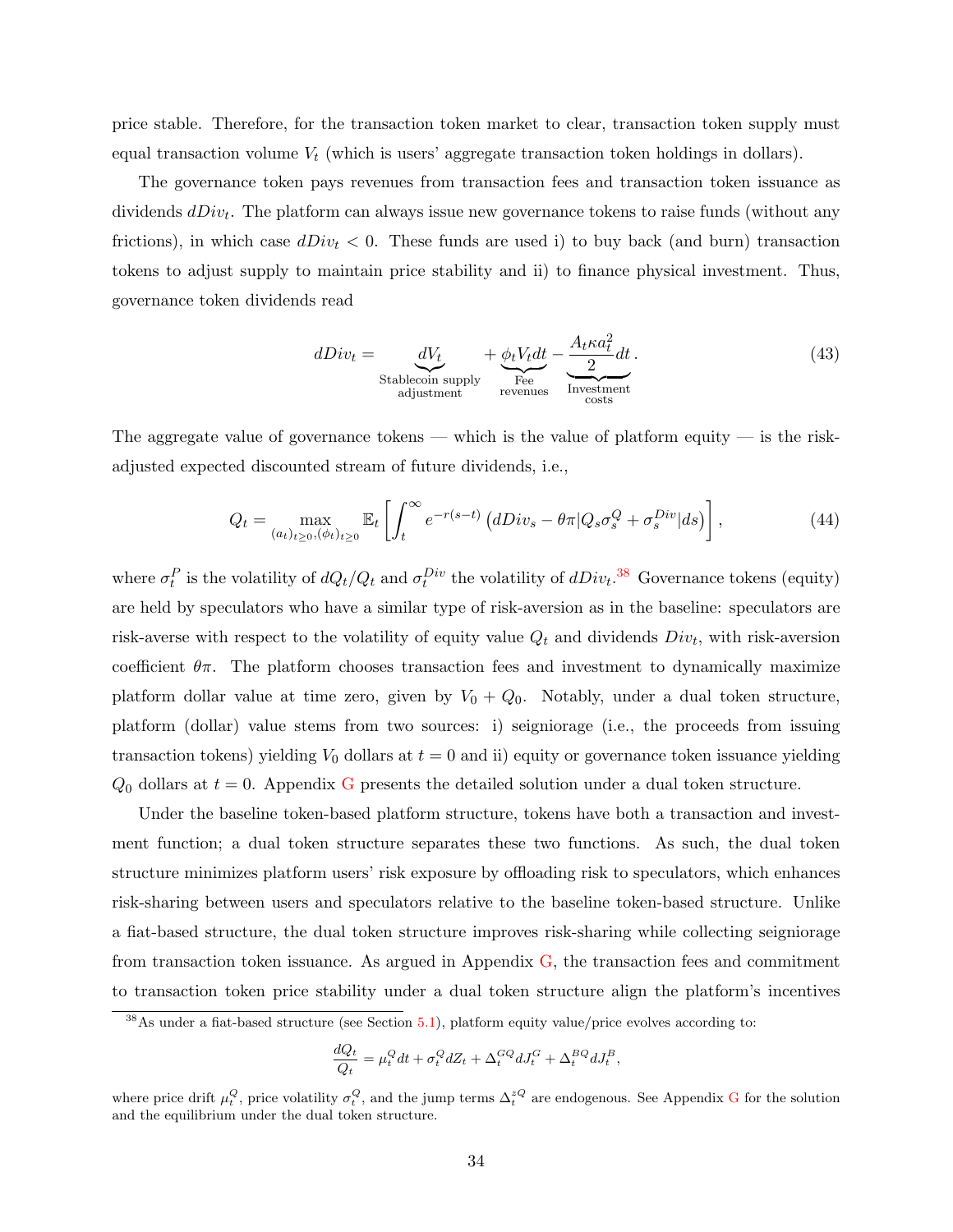price stable. Therefore, for the transaction token market to clear, transaction token supply must equal transaction volume $V_t$ (which is users' aggregate transaction token holdings in dollars).

The governance token pays revenues from transaction fees and transaction token issuance as dividends $dDiv_t$. The platform can always issue new governance tokens to raise funds (without any frictions), in which case $dDiv_t < 0$. These funds are used i) to buy back (and burn) transaction tokens to adjust supply to maintain price stability and ii) to finance physical investment. Thus, governance token dividends read

$$dDiv_t = \underbrace{dV_t}_{\substack{\text{Stablecoin supply} \\ \text{adjustment}}} + \underbrace{\phi_t V_t dt}_{\substack{\text{Fee} \\ \text{revenues}}} - \underbrace{\frac{A_t \kappa a_t^2}{2} dt}_{\substack{\text{Investment} \\ \text{costs}}}. \tag{43}$$

The aggregate value of governance tokens — which is the value of platform equity — is the risk-adjusted expected discounted stream of future dividends, i.e.,

$$Q_t = \max_{(a_t)_{t\geq 0}, (\phi_t)_{t\geq 0}} \mathbb{E}_t \left[ \int_t^\infty e^{-r(s-t)} \left( dDiv_s - \theta \pi |Q_s \sigma_s^Q + \sigma_s^{Div}| ds \right) \right], \tag{44}$$

where $\sigma_t^P$ is the volatility of $dQ_t/Q_t$ and $\sigma_t^{Div}$ the volatility of $dDiv_t$.[38] Governance tokens (equity) are held by speculators who have a similar type of risk-aversion as in the baseline: speculators are risk-averse with respect to the volatility of equity value $Q_t$ and dividends $Div_t$, with risk-aversion coefficient $\theta\pi$. The platform chooses transaction fees and investment to dynamically maximize platform dollar value at time zero, given by $V_0 + Q_0$. Notably, under a dual token structure, platform (dollar) value stems from two sources: i) seigniorage (i.e., the proceeds from issuing transaction tokens) yielding $V_0$ dollars at $t = 0$ and ii) equity or governance token issuance yielding $Q_0$ dollars at $t = 0$. Appendix G presents the detailed solution under a dual token structure.

Under the baseline token-based platform structure, tokens have both a transaction and investment function; a dual token structure separates these two functions. As such, the dual token structure minimizes platform users' risk exposure by offloading risk to speculators, which enhances risk-sharing between users and speculators relative to the baseline token-based structure. Unlike a fiat-based structure, the dual token structure improves risk-sharing while collecting seigniorage from transaction token issuance. As argued in Appendix G, the transaction fees and commitment to transaction token price stability under a dual token structure align the platform's incentives

[38] As under a fiat-based structure (see Section 5.1), platform equity value/price evolves according to:

$$\frac{dQ_t}{Q_t} = \mu_t^Q dt + \sigma_t^Q dZ_t + \Delta_t^{GQ} dJ_t^G + \Delta_t^{BQ} dJ_t^B,$$

where price drift $\mu_t^Q$, price volatility $\sigma_t^Q$, and the jump terms $\Delta_t^{zQ}$ are endogenous. See Appendix G for the solution and the equilibrium under the dual token structure.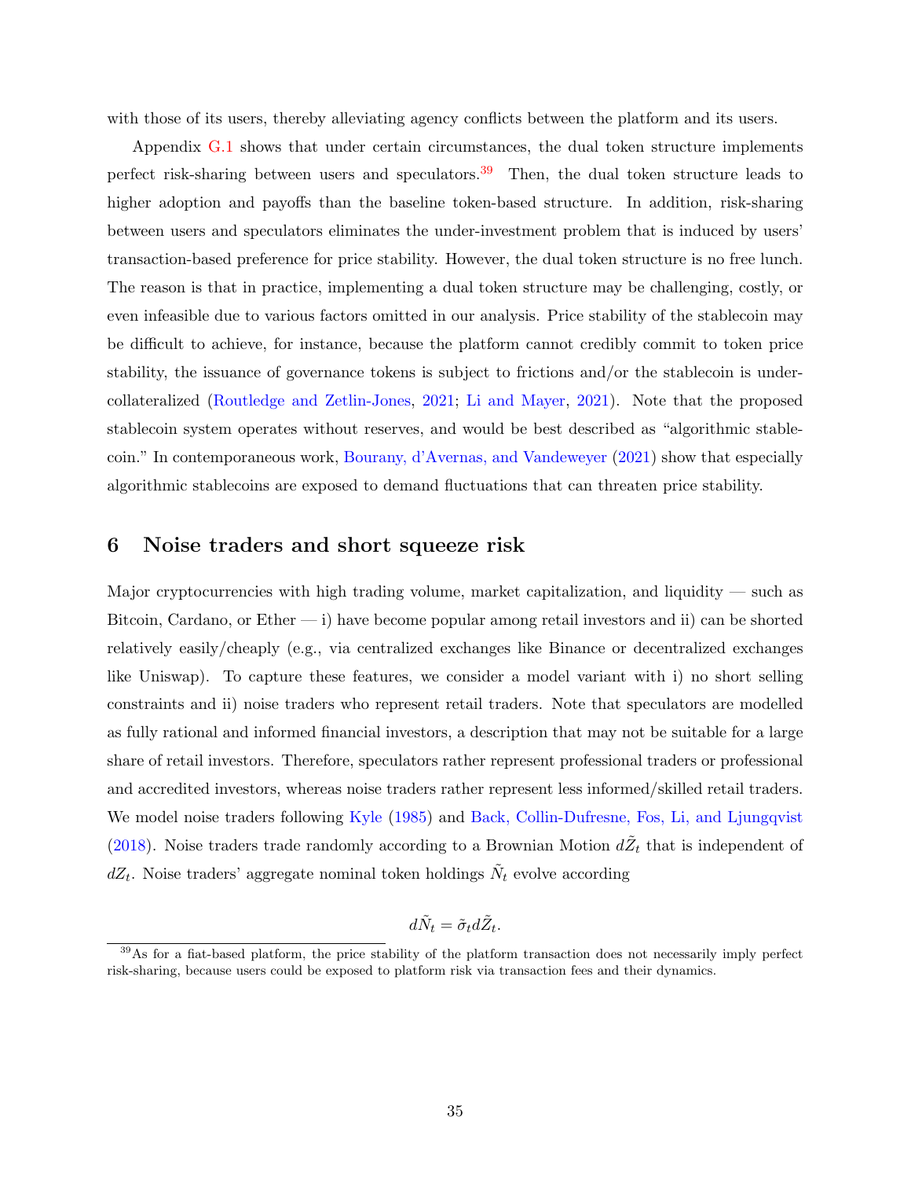with those of its users, thereby alleviating agency conflicts between the platform and its users.

Appendix G.1 shows that under certain circumstances, the dual token structure implements perfect risk-sharing between users and speculators.[39] Then, the dual token structure leads to higher adoption and payoffs than the baseline token-based structure. In addition, risk-sharing between users and speculators eliminates the under-investment problem that is induced by users' transaction-based preference for price stability. However, the dual token structure is no free lunch. The reason is that in practice, implementing a dual token structure may be challenging, costly, or even infeasible due to various factors omitted in our analysis. Price stability of the stablecoin may be difficult to achieve, for instance, because the platform cannot credibly commit to token price stability, the issuance of governance tokens is subject to frictions and/or the stablecoin is under-collateralized (Routledge and Zetlin-Jones, 2021; Li and Mayer, 2021). Note that the proposed stablecoin system operates without reserves, and would be best described as "algorithmic stablecoin." In contemporaneous work, Bourany, d'Avernas, and Vandeweyer (2021) show that especially algorithmic stablecoins are exposed to demand fluctuations that can threaten price stability.

## 6 Noise traders and short squeeze risk

Major cryptocurrencies with high trading volume, market capitalization, and liquidity — such as Bitcoin, Cardano, or Ether — i) have become popular among retail investors and ii) can be shorted relatively easily/cheaply (e.g., via centralized exchanges like Binance or decentralized exchanges like Uniswap). To capture these features, we consider a model variant with i) no short selling constraints and ii) noise traders who represent retail traders. Note that speculators are modelled as fully rational and informed financial investors, a description that may not be suitable for a large share of retail investors. Therefore, speculators rather represent professional traders or professional and accredited investors, whereas noise traders rather represent less informed/skilled retail traders. We model noise traders following Kyle (1985) and Back, Collin-Dufresne, Fos, Li, and Ljungqvist (2018). Noise traders trade randomly according to a Brownian Motion $d\tilde{Z}_t$ that is independent of $dZ_t$. Noise traders' aggregate nominal token holdings $\tilde{N}_t$ evolve according

$$d\tilde{N}_t = \tilde{\sigma}_t d\tilde{Z}_t.$$

[39] As for a fiat-based platform, the price stability of the platform transaction does not necessarily imply perfect risk-sharing, because users could be exposed to platform risk via transaction fees and their dynamics.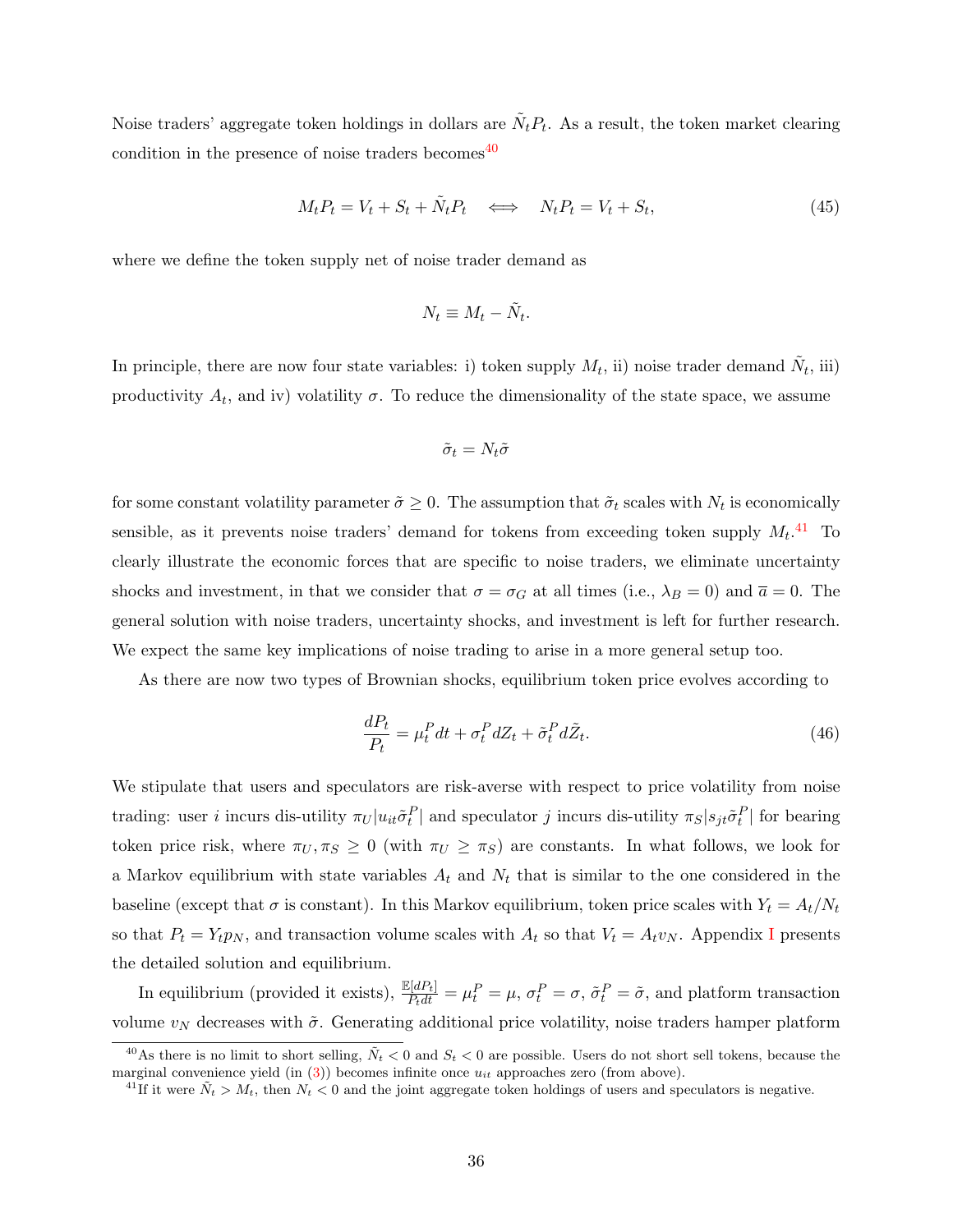Noise traders' aggregate token holdings in dollars are $\tilde{N}_t P_t$. As a result, the token market clearing condition in the presence of noise traders becomes[40]

$$M_t P_t = V_t + S_t + \tilde{N}_t P_t \quad \Longleftrightarrow \quad N_t P_t = V_t + S_t, \tag{45}$$

where we define the token supply net of noise trader demand as

$$N_t \equiv M_t - \tilde{N}_t.$$

In principle, there are now four state variables: i) token supply $M_t$, ii) noise trader demand $\tilde{N}_t$, iii) productivity $A_t$, and iv) volatility $\sigma$. To reduce the dimensionality of the state space, we assume

$$\tilde{\sigma}_t = N_t \tilde{\sigma}$$

for some constant volatility parameter $\tilde{\sigma} \geq 0$. The assumption that $\tilde{\sigma}_t$ scales with $N_t$ is economically sensible, as it prevents noise traders' demand for tokens from exceeding token supply $M_t$.[41] To clearly illustrate the economic forces that are specific to noise traders, we eliminate uncertainty shocks and investment, in that we consider that $\sigma = \sigma_G$ at all times (i.e., $\lambda_B = 0$) and $\overline{a} = 0$. The general solution with noise traders, uncertainty shocks, and investment is left for further research. We expect the same key implications of noise trading to arise in a more general setup too.

As there are now two types of Brownian shocks, equilibrium token price evolves according to

$$\frac{dP_t}{P_t} = \mu_t^P dt + \sigma_t^P dZ_t + \tilde{\sigma}_t^P d\tilde{Z}_t. \tag{46}$$

We stipulate that users and speculators are risk-averse with respect to price volatility from noise trading: user $i$ incurs dis-utility $\pi_U |u_{it} \tilde{\sigma}_t^P|$ and speculator $j$ incurs dis-utility $\pi_S |s_{jt} \tilde{\sigma}_t^P|$ for bearing token price risk, where $\pi_U, \pi_S \geq 0$ (with $\pi_U \geq \pi_S$) are constants. In what follows, we look for a Markov equilibrium with state variables $A_t$ and $N_t$ that is similar to the one considered in the baseline (except that $\sigma$ is constant). In this Markov equilibrium, token price scales with $Y_t = A_t/N_t$ so that $P_t = Y_t p_N$, and transaction volume scales with $A_t$ so that $V_t = A_t v_N$. Appendix I presents the detailed solution and equilibrium.

In equilibrium (provided it exists), $\frac{\mathbb{E}[dP_t]}{P_t dt} = \mu_t^P = \mu$, $\sigma_t^P = \sigma$, $\tilde{\sigma}_t^P = \tilde{\sigma}$, and platform transaction volume $v_N$ decreases with $\tilde{\sigma}$. Generating additional price volatility, noise traders hamper platform

[40] As there is no limit to short selling, $\tilde{N}_t < 0$ and $S_t < 0$ are possible. Users do not short sell tokens, because the marginal convenience yield (in (3)) becomes infinite once $u_{it}$ approaches zero (from above).

[41] If it were $\tilde{N}_t > M_t$, then $N_t < 0$ and the joint aggregate token holdings of users and speculators is negative.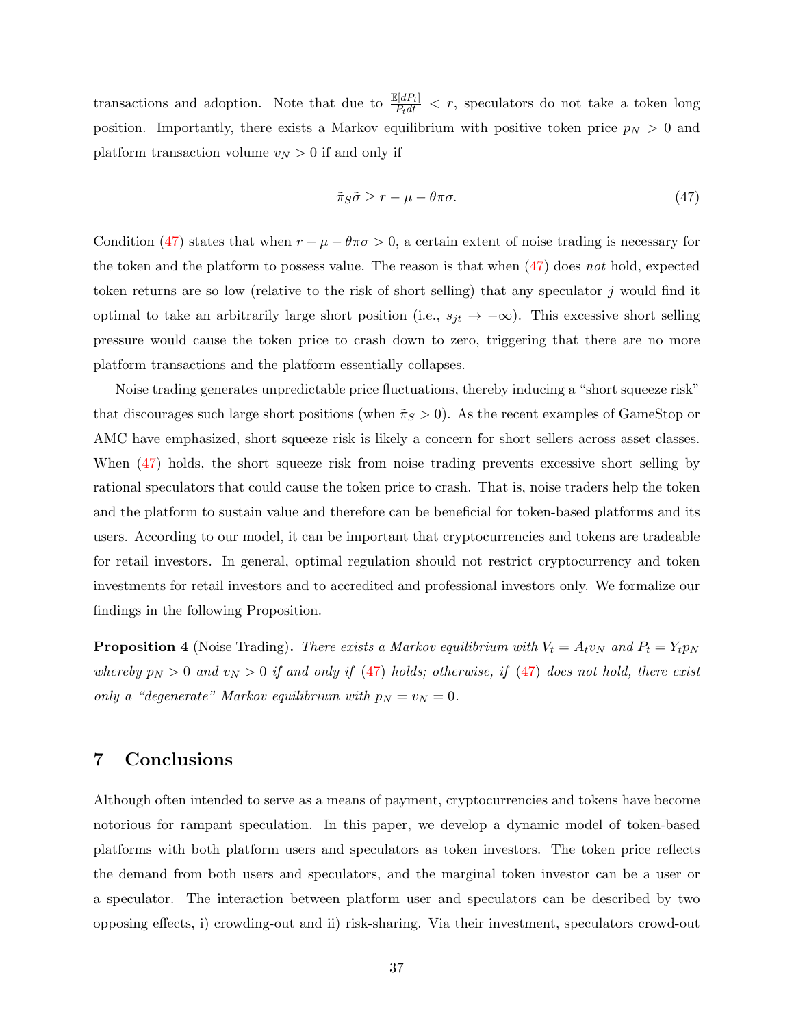transactions and adoption. Note that due to $\frac{\mathbb{E}[dP_t]}{P_t dt} < r$, speculators do not take a token long position. Importantly, there exists a Markov equilibrium with positive token price $p_N > 0$ and platform transaction volume $v_N > 0$ if and only if

$$\tilde{\pi}_S \tilde{\sigma} \geq r - \mu - \theta \pi \sigma. \tag{47}$$

Condition (47) states that when $r - \mu - \theta \pi \sigma > 0$, a certain extent of noise trading is necessary for the token and the platform to possess value. The reason is that when (47) does *not* hold, expected token returns are so low (relative to the risk of short selling) that any speculator $j$ would find it optimal to take an arbitrarily large short position (i.e., $s_{jt} \to -\infty$). This excessive short selling pressure would cause the token price to crash down to zero, triggering that there are no more platform transactions and the platform essentially collapses.

Noise trading generates unpredictable price fluctuations, thereby inducing a "short squeeze risk" that discourages such large short positions (when $\tilde{\pi}_S > 0$). As the recent examples of GameStop or AMC have emphasized, short squeeze risk is likely a concern for short sellers across asset classes. When (47) holds, the short squeeze risk from noise trading prevents excessive short selling by rational speculators that could cause the token price to crash. That is, noise traders help the token and the platform to sustain value and therefore can be beneficial for token-based platforms and its users. According to our model, it can be important that cryptocurrencies and tokens are tradeable for retail investors. In general, optimal regulation should not restrict cryptocurrency and token investments for retail investors and to accredited and professional investors only. We formalize our findings in the following Proposition.

**Proposition 4** (Noise Trading)**.** *There exists a Markov equilibrium with $V_t = A_t v_N$ and $P_t = Y_t p_N$ whereby $p_N > 0$ and $v_N > 0$ if and only if (47) holds; otherwise, if (47) does not hold, there exist only a "degenerate" Markov equilibrium with $p_N = v_N = 0$.*

## 7 Conclusions

Although often intended to serve as a means of payment, cryptocurrencies and tokens have become notorious for rampant speculation. In this paper, we develop a dynamic model of token-based platforms with both platform users and speculators as token investors. The token price reflects the demand from both users and speculators, and the marginal token investor can be a user or a speculator. The interaction between platform user and speculators can be described by two opposing effects, i) crowding-out and ii) risk-sharing. Via their investment, speculators crowd-out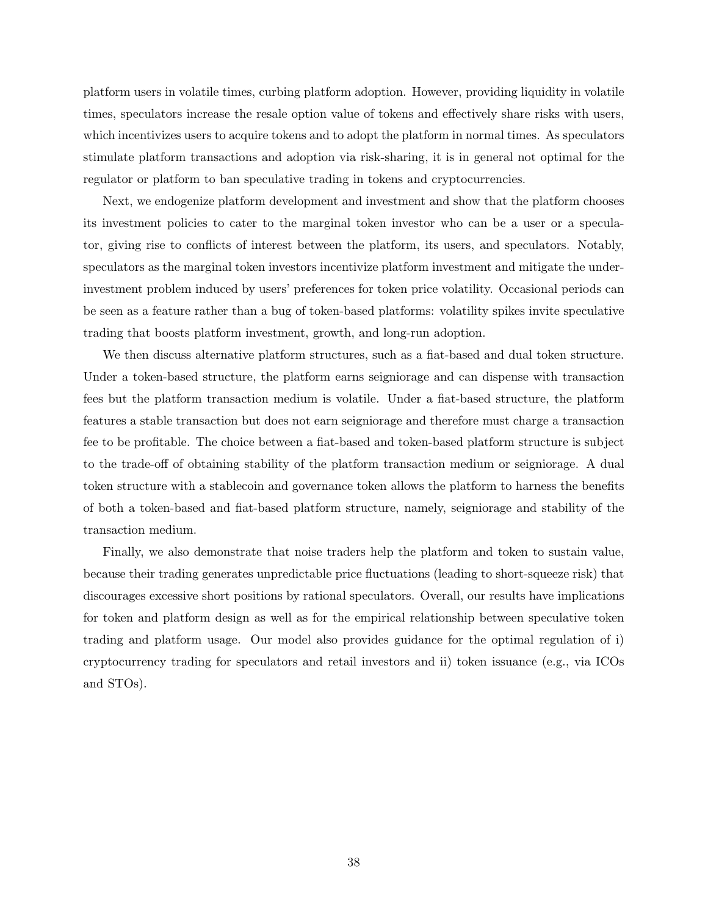platform users in volatile times, curbing platform adoption. However, providing liquidity in volatile times, speculators increase the resale option value of tokens and effectively share risks with users, which incentivizes users to acquire tokens and to adopt the platform in normal times. As speculators stimulate platform transactions and adoption via risk-sharing, it is in general not optimal for the regulator or platform to ban speculative trading in tokens and cryptocurrencies.

Next, we endogenize platform development and investment and show that the platform chooses its investment policies to cater to the marginal token investor who can be a user or a speculator, giving rise to conflicts of interest between the platform, its users, and speculators. Notably, speculators as the marginal token investors incentivize platform investment and mitigate the under-investment problem induced by users' preferences for token price volatility. Occasional periods can be seen as a feature rather than a bug of token-based platforms: volatility spikes invite speculative trading that boosts platform investment, growth, and long-run adoption.

We then discuss alternative platform structures, such as a fiat-based and dual token structure. Under a token-based structure, the platform earns seigniorage and can dispense with transaction fees but the platform transaction medium is volatile. Under a fiat-based structure, the platform features a stable transaction but does not earn seigniorage and therefore must charge a transaction fee to be profitable. The choice between a fiat-based and token-based platform structure is subject to the trade-off of obtaining stability of the platform transaction medium or seigniorage. A dual token structure with a stablecoin and governance token allows the platform to harness the benefits of both a token-based and fiat-based platform structure, namely, seigniorage and stability of the transaction medium.

Finally, we also demonstrate that noise traders help the platform and token to sustain value, because their trading generates unpredictable price fluctuations (leading to short-squeeze risk) that discourages excessive short positions by rational speculators. Overall, our results have implications for token and platform design as well as for the empirical relationship between speculative token trading and platform usage. Our model also provides guidance for the optimal regulation of i) cryptocurrency trading for speculators and retail investors and ii) token issuance (e.g., via ICOs and STOs).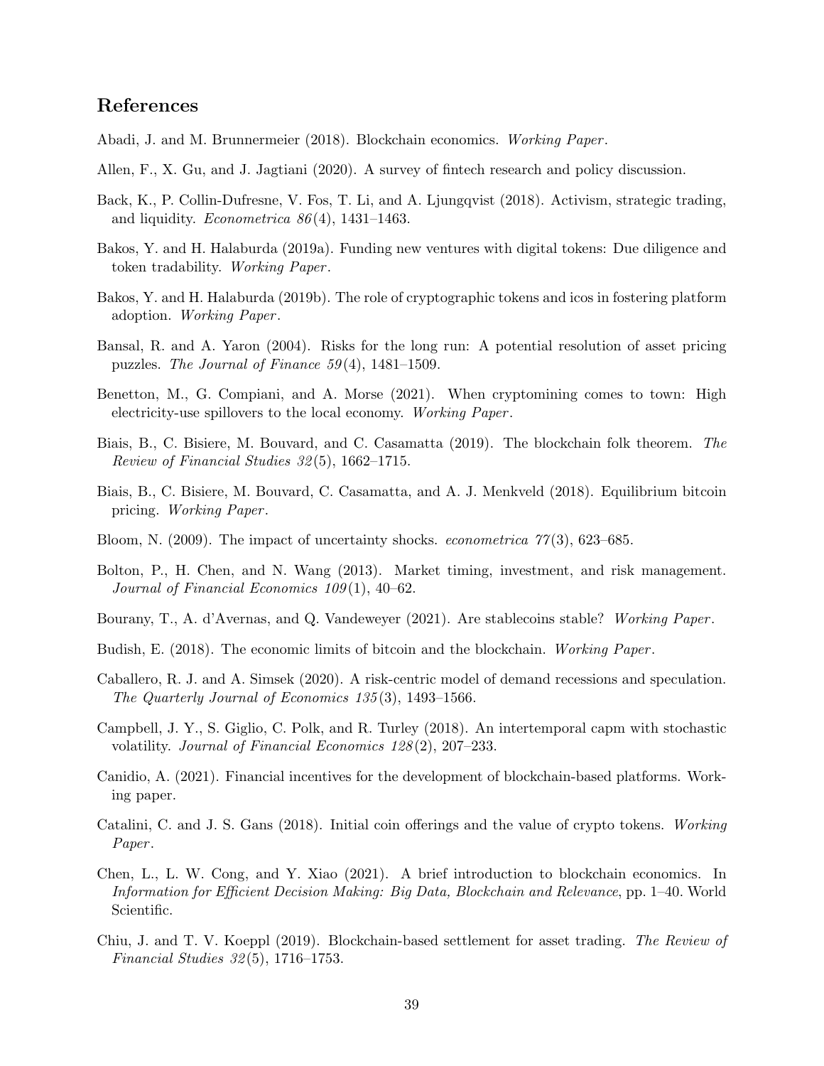## References

Abadi, J. and M. Brunnermeier (2018). Blockchain economics. *Working Paper*.

Allen, F., X. Gu, and J. Jagtiani (2020). A survey of fintech research and policy discussion.

Back, K., P. Collin-Dufresne, V. Fos, T. Li, and A. Ljungqvist (2018). Activism, strategic trading, and liquidity. *Econometrica 86*(4), 1431–1463.

Bakos, Y. and H. Halaburda (2019a). Funding new ventures with digital tokens: Due diligence and token tradability. *Working Paper*.

Bakos, Y. and H. Halaburda (2019b). The role of cryptographic tokens and icos in fostering platform adoption. *Working Paper*.

Bansal, R. and A. Yaron (2004). Risks for the long run: A potential resolution of asset pricing puzzles. *The Journal of Finance 59*(4), 1481–1509.

Benetton, M., G. Compiani, and A. Morse (2021). When cryptomining comes to town: High electricity-use spillovers to the local economy. *Working Paper*.

Biais, B., C. Bisiere, M. Bouvard, and C. Casamatta (2019). The blockchain folk theorem. *The Review of Financial Studies 32*(5), 1662–1715.

Biais, B., C. Bisiere, M. Bouvard, C. Casamatta, and A. J. Menkveld (2018). Equilibrium bitcoin pricing. *Working Paper*.

Bloom, N. (2009). The impact of uncertainty shocks. *econometrica 77*(3), 623–685.

Bolton, P., H. Chen, and N. Wang (2013). Market timing, investment, and risk management. *Journal of Financial Economics 109*(1), 40–62.

Bourany, T., A. d'Avernas, and Q. Vandeweyer (2021). Are stablecoins stable? *Working Paper*.

Budish, E. (2018). The economic limits of bitcoin and the blockchain. *Working Paper*.

Caballero, R. J. and A. Simsek (2020). A risk-centric model of demand recessions and speculation. *The Quarterly Journal of Economics 135*(3), 1493–1566.

Campbell, J. Y., S. Giglio, C. Polk, and R. Turley (2018). An intertemporal capm with stochastic volatility. *Journal of Financial Economics 128*(2), 207–233.

Canidio, A. (2021). Financial incentives for the development of blockchain-based platforms. Working paper.

Catalini, C. and J. S. Gans (2018). Initial coin offerings and the value of crypto tokens. *Working Paper*.

Chen, L., L. W. Cong, and Y. Xiao (2021). A brief introduction to blockchain economics. In *Information for Efficient Decision Making: Big Data, Blockchain and Relevance*, pp. 1–40. World Scientific.

Chiu, J. and T. V. Koeppl (2019). Blockchain-based settlement for asset trading. *The Review of Financial Studies 32*(5), 1716–1753.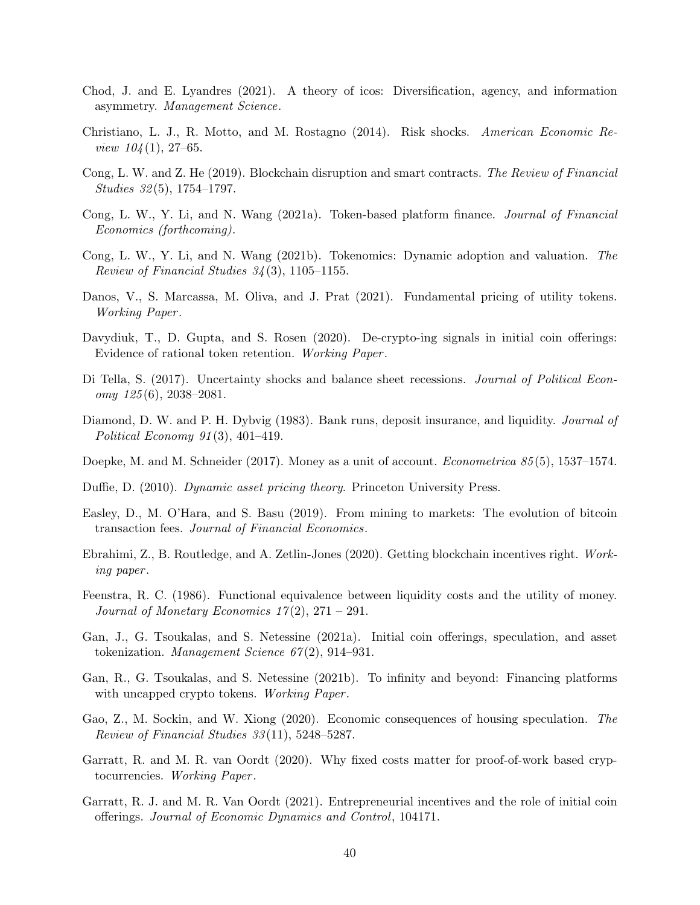Chod, J. and E. Lyandres (2021). A theory of icos: Diversification, agency, and information asymmetry. *Management Science*.

Christiano, L. J., R. Motto, and M. Rostagno (2014). Risk shocks. *American Economic Review 104*(1), 27–65.

Cong, L. W. and Z. He (2019). Blockchain disruption and smart contracts. *The Review of Financial Studies 32*(5), 1754–1797.

Cong, L. W., Y. Li, and N. Wang (2021a). Token-based platform finance. *Journal of Financial Economics (forthcoming)*.

Cong, L. W., Y. Li, and N. Wang (2021b). Tokenomics: Dynamic adoption and valuation. *The Review of Financial Studies 34*(3), 1105–1155.

Danos, V., S. Marcassa, M. Oliva, and J. Prat (2021). Fundamental pricing of utility tokens. *Working Paper*.

Davydiuk, T., D. Gupta, and S. Rosen (2020). De-crypto-ing signals in initial coin offerings: Evidence of rational token retention. *Working Paper*.

Di Tella, S. (2017). Uncertainty shocks and balance sheet recessions. *Journal of Political Economy 125*(6), 2038–2081.

Diamond, D. W. and P. H. Dybvig (1983). Bank runs, deposit insurance, and liquidity. *Journal of Political Economy 91*(3), 401–419.

Doepke, M. and M. Schneider (2017). Money as a unit of account. *Econometrica 85*(5), 1537–1574.

Duffie, D. (2010). *Dynamic asset pricing theory.* Princeton University Press.

Easley, D., M. O'Hara, and S. Basu (2019). From mining to markets: The evolution of bitcoin transaction fees. *Journal of Financial Economics*.

Ebrahimi, Z., B. Routledge, and A. Zetlin-Jones (2020). Getting blockchain incentives right. *Working paper*.

Feenstra, R. C. (1986). Functional equivalence between liquidity costs and the utility of money. *Journal of Monetary Economics 17*(2), 271 – 291.

Gan, J., G. Tsoukalas, and S. Netessine (2021a). Initial coin offerings, speculation, and asset tokenization. *Management Science 67*(2), 914–931.

Gan, R., G. Tsoukalas, and S. Netessine (2021b). To infinity and beyond: Financing platforms with uncapped crypto tokens. *Working Paper*.

Gao, Z., M. Sockin, and W. Xiong (2020). Economic consequences of housing speculation. *The Review of Financial Studies 33*(11), 5248–5287.

Garratt, R. and M. R. van Oordt (2020). Why fixed costs matter for proof-of-work based cryptocurrencies. *Working Paper*.

Garratt, R. J. and M. R. Van Oordt (2021). Entrepreneurial incentives and the role of initial coin offerings. *Journal of Economic Dynamics and Control*, 104171.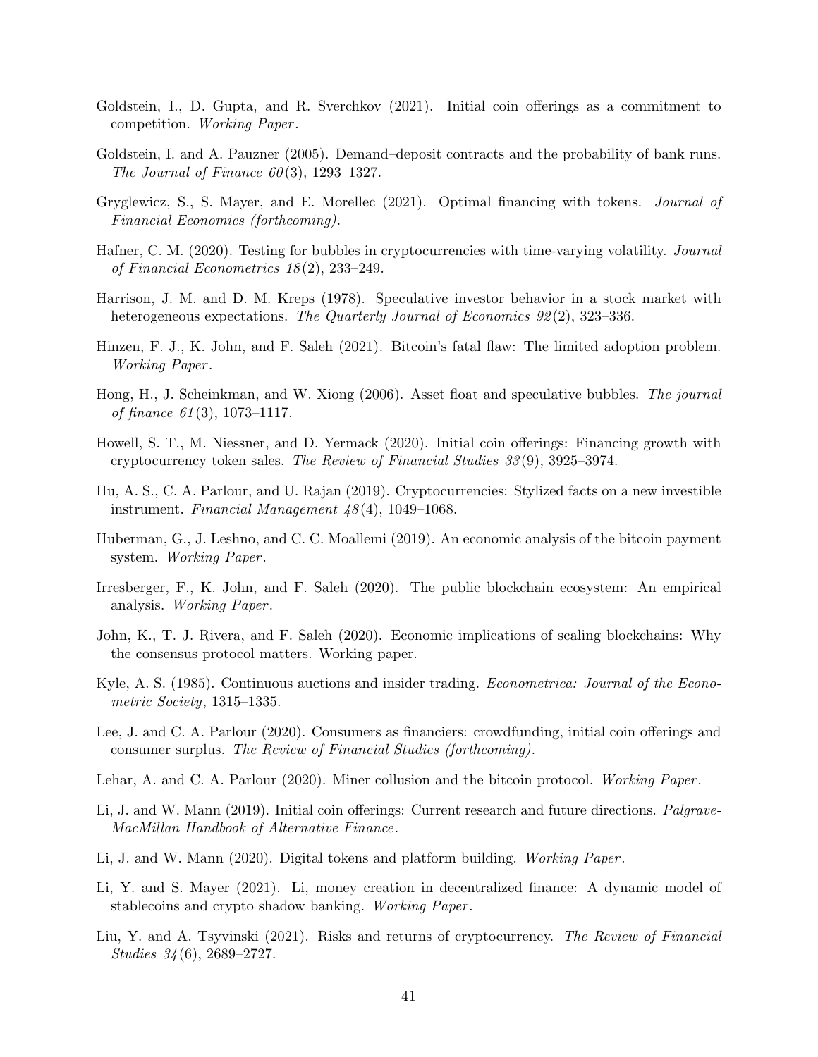Goldstein, I., D. Gupta, and R. Sverchkov (2021). Initial coin offerings as a commitment to competition. *Working Paper*.

Goldstein, I. and A. Pauzner (2005). Demand–deposit contracts and the probability of bank runs. *The Journal of Finance 60*(3), 1293–1327.

Gryglewicz, S., S. Mayer, and E. Morellec (2021). Optimal financing with tokens. *Journal of Financial Economics (forthcoming)*.

Hafner, C. M. (2020). Testing for bubbles in cryptocurrencies with time-varying volatility. *Journal of Financial Econometrics 18*(2), 233–249.

Harrison, J. M. and D. M. Kreps (1978). Speculative investor behavior in a stock market with heterogeneous expectations. *The Quarterly Journal of Economics 92*(2), 323–336.

Hinzen, F. J., K. John, and F. Saleh (2021). Bitcoin's fatal flaw: The limited adoption problem. *Working Paper*.

Hong, H., J. Scheinkman, and W. Xiong (2006). Asset float and speculative bubbles. *The journal of finance 61*(3), 1073–1117.

Howell, S. T., M. Niessner, and D. Yermack (2020). Initial coin offerings: Financing growth with cryptocurrency token sales. *The Review of Financial Studies 33*(9), 3925–3974.

Hu, A. S., C. A. Parlour, and U. Rajan (2019). Cryptocurrencies: Stylized facts on a new investible instrument. *Financial Management 48*(4), 1049–1068.

Huberman, G., J. Leshno, and C. C. Moallemi (2019). An economic analysis of the bitcoin payment system. *Working Paper*.

Irresberger, F., K. John, and F. Saleh (2020). The public blockchain ecosystem: An empirical analysis. *Working Paper*.

John, K., T. J. Rivera, and F. Saleh (2020). Economic implications of scaling blockchains: Why the consensus protocol matters. Working paper.

Kyle, A. S. (1985). Continuous auctions and insider trading. *Econometrica: Journal of the Econometric Society*, 1315–1335.

Lee, J. and C. A. Parlour (2020). Consumers as financiers: crowdfunding, initial coin offerings and consumer surplus. *The Review of Financial Studies (forthcoming)*.

Lehar, A. and C. A. Parlour (2020). Miner collusion and the bitcoin protocol. *Working Paper*.

Li, J. and W. Mann (2019). Initial coin offerings: Current research and future directions. *Palgrave-MacMillan Handbook of Alternative Finance*.

Li, J. and W. Mann (2020). Digital tokens and platform building. *Working Paper*.

Li, Y. and S. Mayer (2021). Li, money creation in decentralized finance: A dynamic model of stablecoins and crypto shadow banking. *Working Paper*.

Liu, Y. and A. Tsyvinski (2021). Risks and returns of cryptocurrency. *The Review of Financial Studies 34*(6), 2689–2727.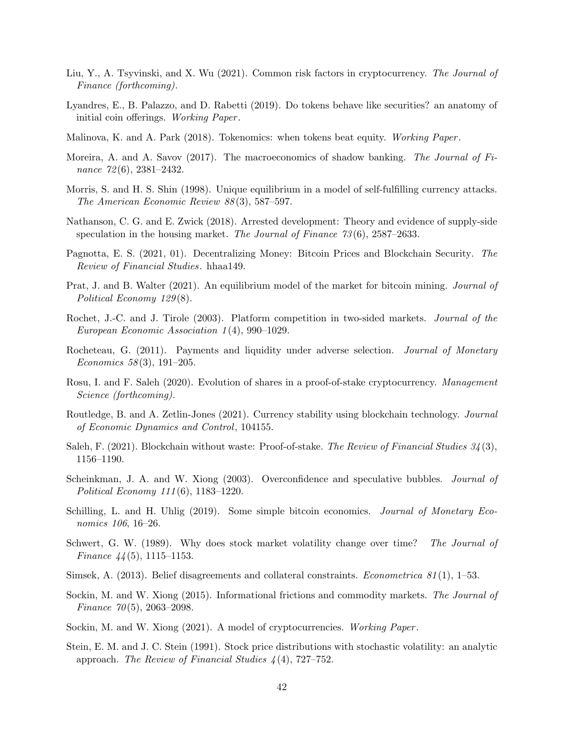Liu, Y., A. Tsyvinski, and X. Wu (2021). Common risk factors in cryptocurrency. *The Journal of Finance (forthcoming)*.

Lyandres, E., B. Palazzo, and D. Rabetti (2019). Do tokens behave like securities? an anatomy of initial coin offerings. *Working Paper*.

Malinova, K. and A. Park (2018). Tokenomics: when tokens beat equity. *Working Paper*.

Moreira, A. and A. Savov (2017). The macroeconomics of shadow banking. *The Journal of Finance 72*(6), 2381–2432.

Morris, S. and H. S. Shin (1998). Unique equilibrium in a model of self-fulfilling currency attacks. *The American Economic Review 88*(3), 587–597.

Nathanson, C. G. and E. Zwick (2018). Arrested development: Theory and evidence of supply-side speculation in the housing market. *The Journal of Finance 73*(6), 2587–2633.

Pagnotta, E. S. (2021, 01). Decentralizing Money: Bitcoin Prices and Blockchain Security. *The Review of Financial Studies*. hhaa149.

Prat, J. and B. Walter (2021). An equilibrium model of the market for bitcoin mining. *Journal of Political Economy 129*(8).

Rochet, J.-C. and J. Tirole (2003). Platform competition in two-sided markets. *Journal of the European Economic Association 1*(4), 990–1029.

Rocheteau, G. (2011). Payments and liquidity under adverse selection. *Journal of Monetary Economics 58*(3), 191–205.

Rosu, I. and F. Saleh (2020). Evolution of shares in a proof-of-stake cryptocurrency. *Management Science (forthcoming)*.

Routledge, B. and A. Zetlin-Jones (2021). Currency stability using blockchain technology. *Journal of Economic Dynamics and Control*, 104155.

Saleh, F. (2021). Blockchain without waste: Proof-of-stake. *The Review of Financial Studies 34*(3), 1156–1190.

Scheinkman, J. A. and W. Xiong (2003). Overconfidence and speculative bubbles. *Journal of Political Economy 111*(6), 1183–1220.

Schilling, L. and H. Uhlig (2019). Some simple bitcoin economics. *Journal of Monetary Economics 106*, 16–26.

Schwert, G. W. (1989). Why does stock market volatility change over time? *The Journal of Finance 44*(5), 1115–1153.

Simsek, A. (2013). Belief disagreements and collateral constraints. *Econometrica 81*(1), 1–53.

Sockin, M. and W. Xiong (2015). Informational frictions and commodity markets. *The Journal of Finance 70*(5), 2063–2098.

Sockin, M. and W. Xiong (2021). A model of cryptocurrencies. *Working Paper*.

Stein, E. M. and J. C. Stein (1991). Stock price distributions with stochastic volatility: an analytic approach. *The Review of Financial Studies 4*(4), 727–752.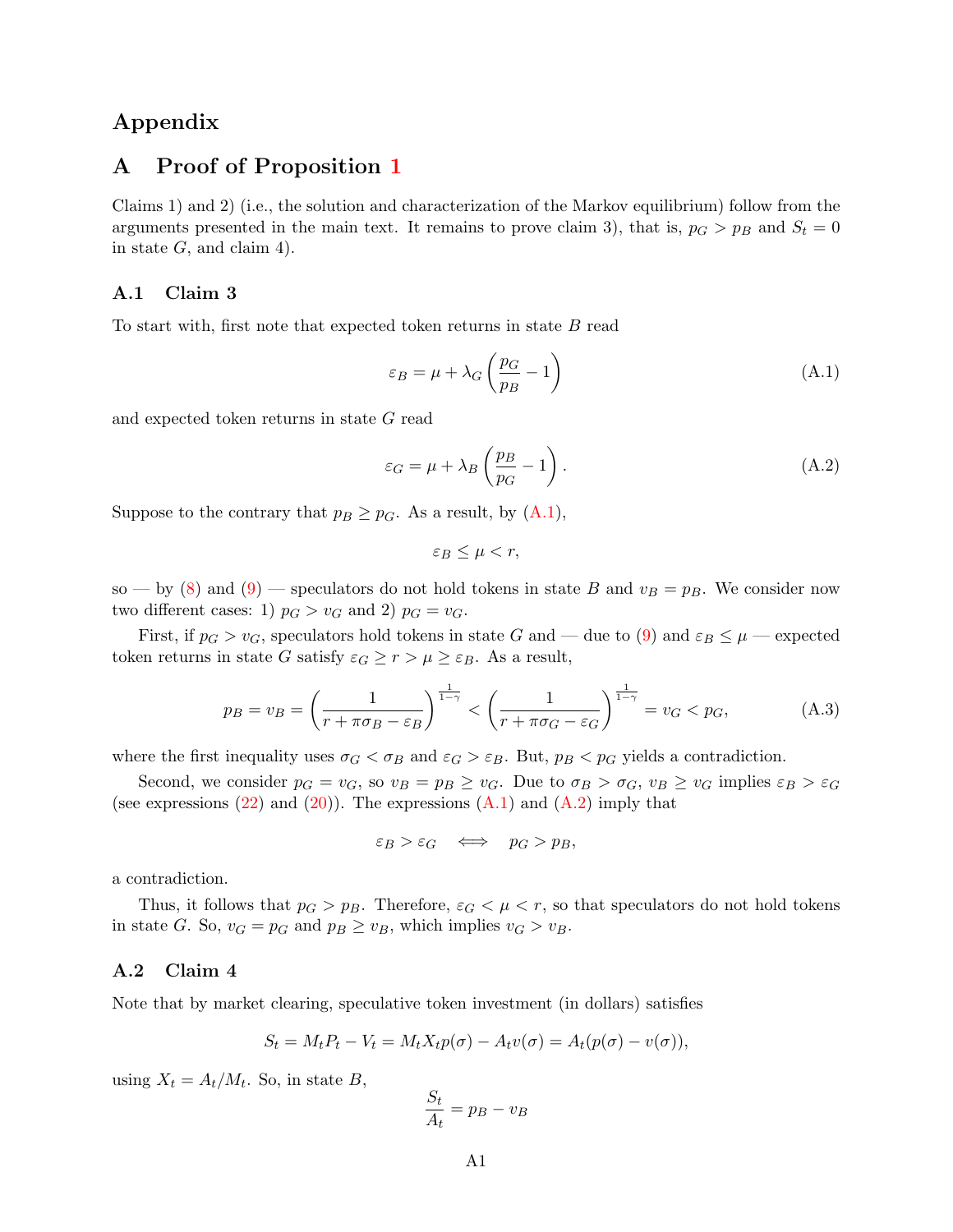# Appendix

## A Proof of Proposition 1

Claims 1) and 2) (i.e., the solution and characterization of the Markov equilibrium) follow from the arguments presented in the main text. It remains to prove claim 3), that is, $p_G > p_B$ and $S_t = 0$ in state $G$, and claim 4).

### A.1 Claim 3

To start with, first note that expected token returns in state $B$ read

$$\varepsilon_B = \mu + \lambda_G \left( \frac{p_G}{p_B} - 1 \right) \tag{A.1}$$

and expected token returns in state $G$ read

$$\varepsilon_G = \mu + \lambda_B \left( \frac{p_B}{p_G} - 1 \right). \tag{A.2}$$

Suppose to the contrary that $p_B \geq p_G$. As a result, by (A.1),

$$\varepsilon_B \leq \mu < r,$$

so — by (8) and (9) — speculators do not hold tokens in state $B$ and $v_B = p_B$. We consider now two different cases: 1) $p_G > v_G$ and 2) $p_G = v_G$.

First, if $p_G > v_G$, speculators hold tokens in state $G$ and — due to (9) and $\varepsilon_B \leq \mu$ — expected token returns in state $G$ satisfy $\varepsilon_G \geq r > \mu \geq \varepsilon_B$. As a result,

$$p_B = v_B = \left( \frac{1}{r + \pi\sigma_B - \varepsilon_B} \right)^{\frac{1}{1-\gamma}} < \left( \frac{1}{r + \pi\sigma_G - \varepsilon_G} \right)^{\frac{1}{1-\gamma}} = v_G < p_G, \tag{A.3}$$

where the first inequality uses $\sigma_G < \sigma_B$ and $\varepsilon_G > \varepsilon_B$. But, $p_B < p_G$ yields a contradiction.

Second, we consider $p_G = v_G$, so $v_B = p_B \geq v_G$. Due to $\sigma_B > \sigma_G$, $v_B \geq v_G$ implies $\varepsilon_B > \varepsilon_G$ (see expressions (22) and (20)). The expressions (A.1) and (A.2) imply that

$$\varepsilon_B > \varepsilon_G \iff p_G > p_B,$$

a contradiction.

Thus, it follows that $p_G > p_B$. Therefore, $\varepsilon_G < \mu < r$, so that speculators do not hold tokens in state $G$. So, $v_G = p_G$ and $p_B \geq v_B$, which implies $v_G > v_B$.

### A.2 Claim 4

Note that by market clearing, speculative token investment (in dollars) satisfies

$$S_t = M_t P_t - V_t = M_t X_t p(\sigma) - A_t v(\sigma) = A_t (p(\sigma) - v(\sigma)),$$

using $X_t = A_t / M_t$. So, in state $B$,

$$\frac{S_t}{A_t} = p_B - v_B$$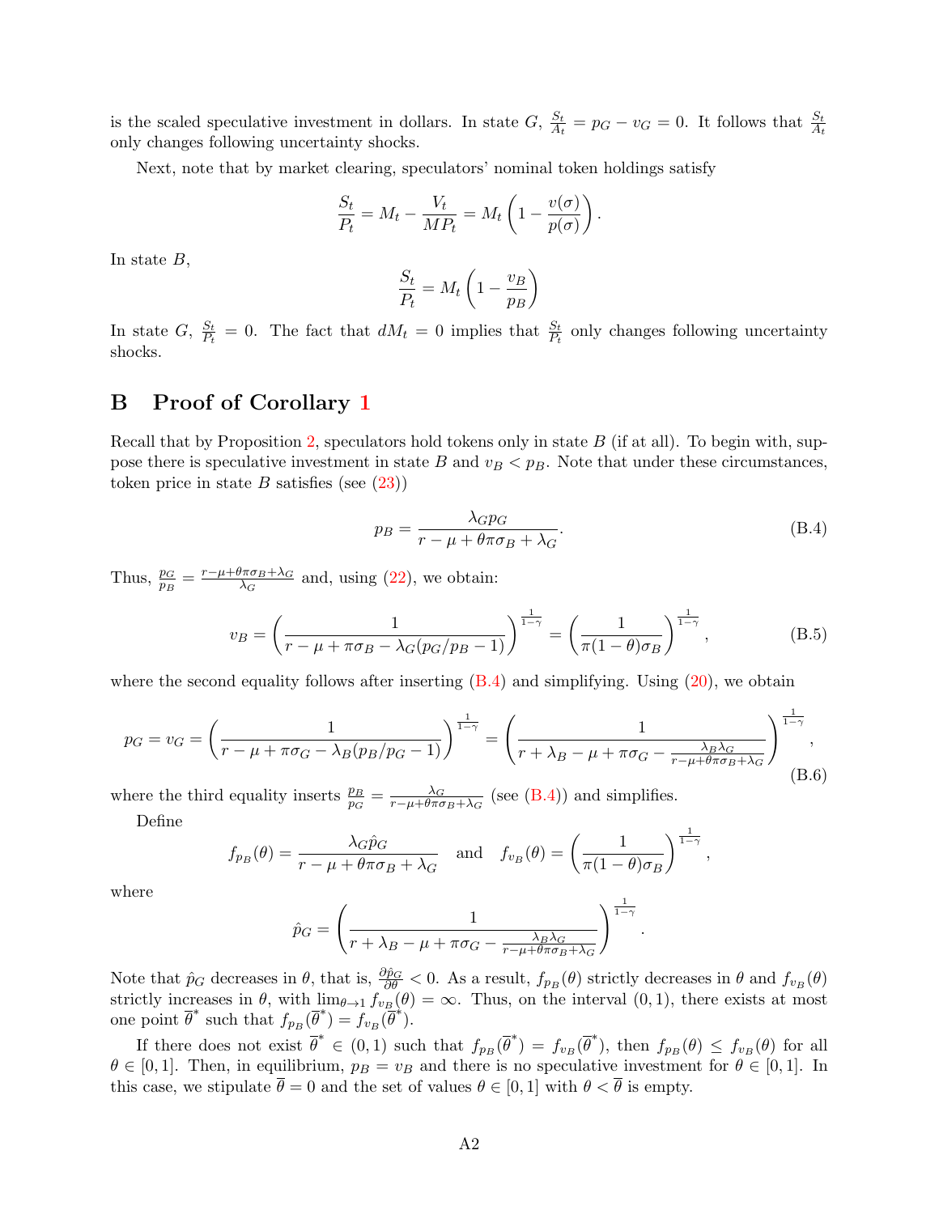is the scaled speculative investment in dollars. In state $G$, $\frac{S_t}{A_t} = p_G - v_G = 0$. It follows that $\frac{S_t}{A_t}$ only changes following uncertainty shocks.

Next, note that by market clearing, speculators' nominal token holdings satisfy

$$\frac{S_t}{P_t} = M_t - \frac{V_t}{MP_t} = M_t \left(1 - \frac{v(\sigma)}{p(\sigma)}\right).$$

In state $B$,

$$\frac{S_t}{P_t} = M_t \left(1 - \frac{v_B}{p_B}\right)$$

In state $G$, $\frac{S_t}{P_t} = 0$. The fact that $dM_t = 0$ implies that $\frac{S_t}{P_t}$ only changes following uncertainty shocks.

# B Proof of Corollary 1

Recall that by Proposition 2, speculators hold tokens only in state $B$ (if at all). To begin with, suppose there is speculative investment in state $B$ and $v_B < p_B$. Note that under these circumstances, token price in state $B$ satisfies (see (23))

$$p_B = \frac{\lambda_G p_G}{r - \mu + \theta\pi\sigma_B + \lambda_G}. \tag{B.4}$$

Thus, $\frac{p_G}{p_B} = \frac{r-\mu+\theta\pi\sigma_B+\lambda_G}{\lambda_G}$ and, using (22), we obtain:

$$v_B = \left(\frac{1}{r - \mu + \pi\sigma_B - \lambda_G(p_G/p_B - 1)}\right)^{\frac{1}{1-\gamma}} = \left(\frac{1}{\pi(1-\theta)\sigma_B}\right)^{\frac{1}{1-\gamma}}, \tag{B.5}$$

where the second equality follows after inserting (B.4) and simplifying. Using (20), we obtain

$$p_G = v_G = \left(\frac{1}{r - \mu + \pi\sigma_G - \lambda_B(p_B/p_G - 1)}\right)^{\frac{1}{1-\gamma}} = \left(\frac{1}{r + \lambda_B - \mu + \pi\sigma_G - \frac{\lambda_B\lambda_G}{r-\mu+\theta\pi\sigma_B+\lambda_G}}\right)^{\frac{1}{1-\gamma}}, \tag{B.6}$$

where the third equality inserts $\frac{p_B}{p_G} = \frac{\lambda_G}{r-\mu+\theta\pi\sigma_B+\lambda_G}$ (see (B.4)) and simplifies.

Define

$$f_{p_B}(\theta) = \frac{\lambda_G \hat{p}_G}{r - \mu + \theta\pi\sigma_B + \lambda_G} \quad \text{and} \quad f_{v_B}(\theta) = \left(\frac{1}{\pi(1-\theta)\sigma_B}\right)^{\frac{1}{1-\gamma}},$$

where

$$\hat{p}_G = \left(\frac{1}{r + \lambda_B - \mu + \pi\sigma_G - \frac{\lambda_B\lambda_G}{r-\mu+\theta\pi\sigma_B+\lambda_G}}\right)^{\frac{1}{1-\gamma}}.$$

Note that $\hat{p}_G$ decreases in $\theta$, that is, $\frac{\partial \hat{p}_G}{\partial \theta} < 0$. As a result, $f_{p_B}(\theta)$ strictly decreases in $\theta$ and $f_{v_B}(\theta)$ strictly increases in $\theta$, with $\lim_{\theta\to 1} f_{v_B}(\theta) = \infty$. Thus, on the interval $(0,1)$, there exists at most one point $\overline{\theta}^*$ such that $f_{p_B}(\overline{\theta}^*) = f_{v_B}(\overline{\theta}^*)$.

If there does not exist $\overline{\theta}^* \in (0,1)$ such that $f_{p_B}(\overline{\theta}^*) = f_{v_B}(\overline{\theta}^*)$, then $f_{p_B}(\theta) \leq f_{v_B}(\theta)$ for all $\theta \in [0,1]$. Then, in equilibrium, $p_B = v_B$ and there is no speculative investment for $\theta \in [0,1]$. In this case, we stipulate $\overline{\theta} = 0$ and the set of values $\theta \in [0,1]$ with $\theta < \overline{\theta}$ is empty.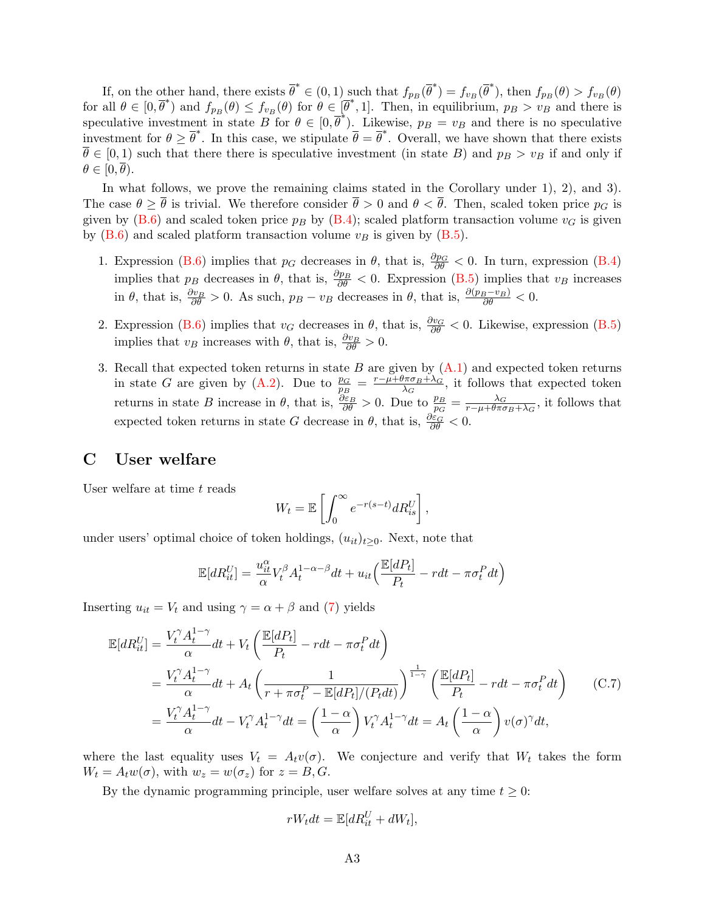If, on the other hand, there exists $\overline{\theta}^* \in (0,1)$ such that $f_{p_B}(\overline{\theta}^*) = f_{v_B}(\overline{\theta}^*)$, then $f_{p_B}(\theta) > f_{v_B}(\theta)$ for all $\theta \in [0, \overline{\theta}^*)$ and $f_{p_B}(\theta) \leq f_{v_B}(\theta)$ for $\theta \in [\overline{\theta}^*, 1]$. Then, in equilibrium, $p_B > v_B$ and there is speculative investment in state $B$ for $\theta \in [0, \overline{\theta}^*)$. Likewise, $p_B = v_B$ and there is no speculative investment for $\theta \geq \overline{\theta}^*$. In this case, we stipulate $\overline{\theta} = \overline{\theta}^*$. Overall, we have shown that there exists $\overline{\theta} \in [0,1)$ such that there there is speculative investment (in state $B$) and $p_B > v_B$ if and only if $\theta \in [0, \overline{\theta})$.

In what follows, we prove the remaining claims stated in the Corollary under 1), 2), and 3). The case $\theta \geq \overline{\theta}$ is trivial. We therefore consider $\overline{\theta} > 0$ and $\theta < \overline{\theta}$. Then, scaled token price $p_G$ is given by (B.6) and scaled token price $p_B$ by (B.4); scaled platform transaction volume $v_G$ is given by (B.6) and scaled platform transaction volume $v_B$ is given by (B.5).

1. Expression (B.6) implies that $p_G$ decreases in $\theta$, that is, $\frac{\partial p_G}{\partial \theta} < 0$. In turn, expression (B.4) implies that $p_B$ decreases in $\theta$, that is, $\frac{\partial p_B}{\partial \theta} < 0$. Expression (B.5) implies that $v_B$ increases in $\theta$, that is, $\frac{\partial v_B}{\partial \theta} > 0$. As such, $p_B - v_B$ decreases in $\theta$, that is, $\frac{\partial (p_B - v_B)}{\partial \theta} < 0$.

2. Expression (B.6) implies that $v_G$ decreases in $\theta$, that is, $\frac{\partial v_G}{\partial \theta} < 0$. Likewise, expression (B.5) implies that $v_B$ increases with $\theta$, that is, $\frac{\partial v_B}{\partial \theta} > 0$.

3. Recall that expected token returns in state $B$ are given by (A.1) and expected token returns in state $G$ are given by (A.2). Due to $\frac{p_G}{p_B} = \frac{r - \mu + \theta \pi \sigma_B + \lambda_G}{\lambda_G}$, it follows that expected token returns in state $B$ increase in $\theta$, that is, $\frac{\partial \varepsilon_B}{\partial \theta} > 0$. Due to $\frac{p_B}{p_G} = \frac{\lambda_G}{r - \mu + \theta \pi \sigma_B + \lambda_G}$, it follows that expected token returns in state $G$ decrease in $\theta$, that is, $\frac{\partial \varepsilon_G}{\partial \theta} < 0$.

## C User welfare

User welfare at time $t$ reads

$$W_t = \mathbb{E}\left[\int_0^\infty e^{-r(s-t)} dR_{is}^U\right],$$

under users' optimal choice of token holdings, $(u_{it})_{t \geq 0}$. Next, note that

$$\mathbb{E}[dR_{it}^U] = \frac{u_{it}^\alpha}{\alpha} V_t^\beta A_t^{1-\alpha-\beta} dt + u_{it}\Big(\frac{\mathbb{E}[dP_t]}{P_t} - r dt - \pi \sigma_t^P dt\Big)$$

Inserting $u_{it} = V_t$ and using $\gamma = \alpha + \beta$ and (7) yields

$$\begin{aligned}
\mathbb{E}[dR_{it}^U] &= \frac{V_t^\gamma A_t^{1-\gamma}}{\alpha} dt + V_t \left(\frac{\mathbb{E}[dP_t]}{P_t} - r dt - \pi \sigma_t^P dt\right) \\
&= \frac{V_t^\gamma A_t^{1-\gamma}}{\alpha} dt + A_t \left(\frac{1}{r + \pi \sigma_t^P - \mathbb{E}[dP_t]/(P_t dt)}\right)^{\frac{1}{1-\gamma}} \left(\frac{\mathbb{E}[dP_t]}{P_t} - r dt - \pi \sigma_t^P dt\right) \qquad \text{(C.7)} \\
&= \frac{V_t^\gamma A_t^{1-\gamma}}{\alpha} dt - V_t^\gamma A_t^{1-\gamma} dt = \left(\frac{1-\alpha}{\alpha}\right) V_t^\gamma A_t^{1-\gamma} dt = A_t \left(\frac{1-\alpha}{\alpha}\right) v(\sigma)^\gamma dt,
\end{aligned}$$

where the last equality uses $V_t = A_t v(\sigma)$. We conjecture and verify that $W_t$ takes the form $W_t = A_t w(\sigma)$, with $w_z = w(\sigma_z)$ for $z = B, G$.

By the dynamic programming principle, user welfare solves at any time $t \geq 0$:

$$r W_t dt = \mathbb{E}[dR_{it}^U + dW_t],$$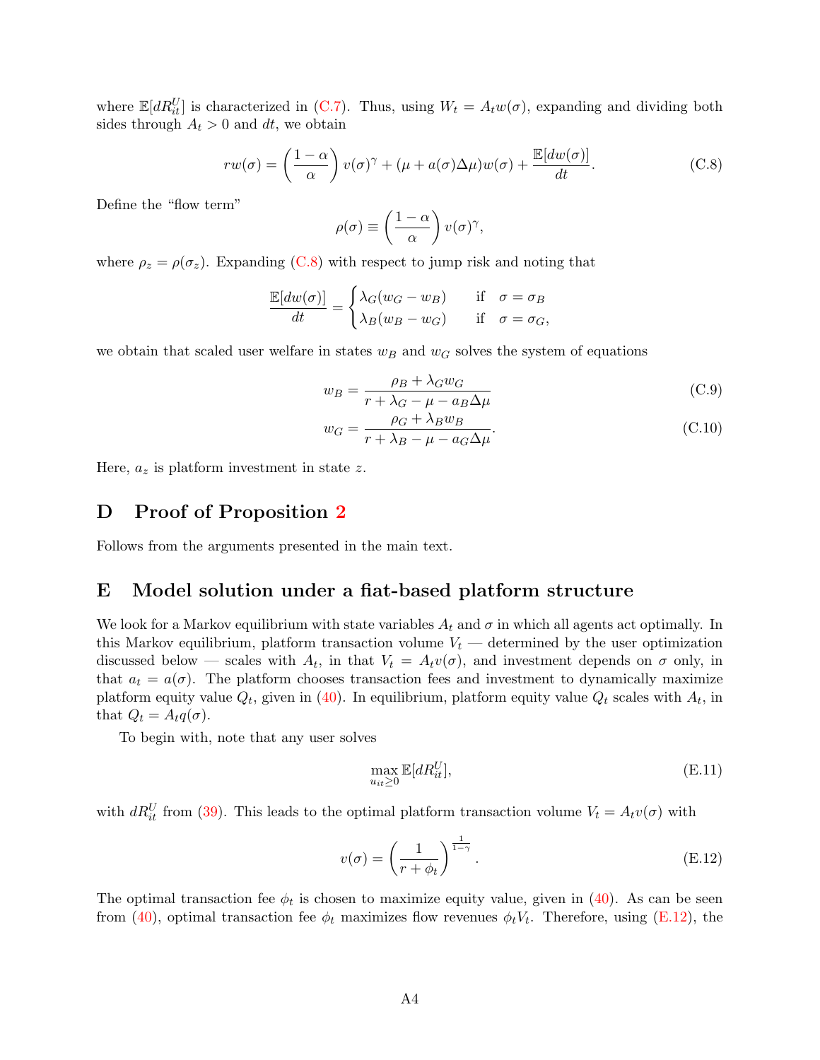where $\mathbb{E}[dR^U_{it}]$ is characterized in (C.7). Thus, using $W_t = A_t w(\sigma)$, expanding and dividing both sides through $A_t > 0$ and $dt$, we obtain

$$rw(\sigma) = \left(\frac{1-\alpha}{\alpha}\right) v(\sigma)^{\gamma} + (\mu + a(\sigma)\Delta\mu) w(\sigma) + \frac{\mathbb{E}[dw(\sigma)]}{dt}. \tag{C.8}$$

Define the "flow term"

$$\rho(\sigma) \equiv \left(\frac{1-\alpha}{\alpha}\right) v(\sigma)^{\gamma},$$

where $\rho_z = \rho(\sigma_z)$. Expanding (C.8) with respect to jump risk and noting that

$$\frac{\mathbb{E}[dw(\sigma)]}{dt} = \begin{cases} \lambda_G (w_G - w_B) & \text{if} \quad \sigma = \sigma_B \\ \lambda_B (w_B - w_G) & \text{if} \quad \sigma = \sigma_G, \end{cases}$$

we obtain that scaled user welfare in states $w_B$ and $w_G$ solves the system of equations

$$w_B = \frac{\rho_B + \lambda_G w_G}{r + \lambda_G - \mu - a_B \Delta\mu} \tag{C.9}$$

$$w_G = \frac{\rho_G + \lambda_B w_B}{r + \lambda_B - \mu - a_G \Delta\mu}. \tag{C.10}$$

Here, $a_z$ is platform investment in state $z$.

# D Proof of Proposition 2

Follows from the arguments presented in the main text.

# E Model solution under a fiat-based platform structure

We look for a Markov equilibrium with state variables $A_t$ and $\sigma$ in which all agents act optimally. In this Markov equilibrium, platform transaction volume $V_t$ — determined by the user optimization discussed below — scales with $A_t$, in that $V_t = A_t v(\sigma)$, and investment depends on $\sigma$ only, in that $a_t = a(\sigma)$. The platform chooses transaction fees and investment to dynamically maximize platform equity value $Q_t$, given in (40). In equilibrium, platform equity value $Q_t$ scales with $A_t$, in that $Q_t = A_t q(\sigma)$.

To begin with, note that any user solves

$$\max_{u_{it} \geq 0} \mathbb{E}[dR^U_{it}], \tag{E.11}$$

with $dR^U_{it}$ from (39). This leads to the optimal platform transaction volume $V_t = A_t v(\sigma)$ with

$$v(\sigma) = \left(\frac{1}{r + \phi_t}\right)^{\frac{1}{1-\gamma}}. \tag{E.12}$$

The optimal transaction fee $\phi_t$ is chosen to maximize equity value, given in (40). As can be seen from (40), optimal transaction fee $\phi_t$ maximizes flow revenues $\phi_t V_t$. Therefore, using (E.12), the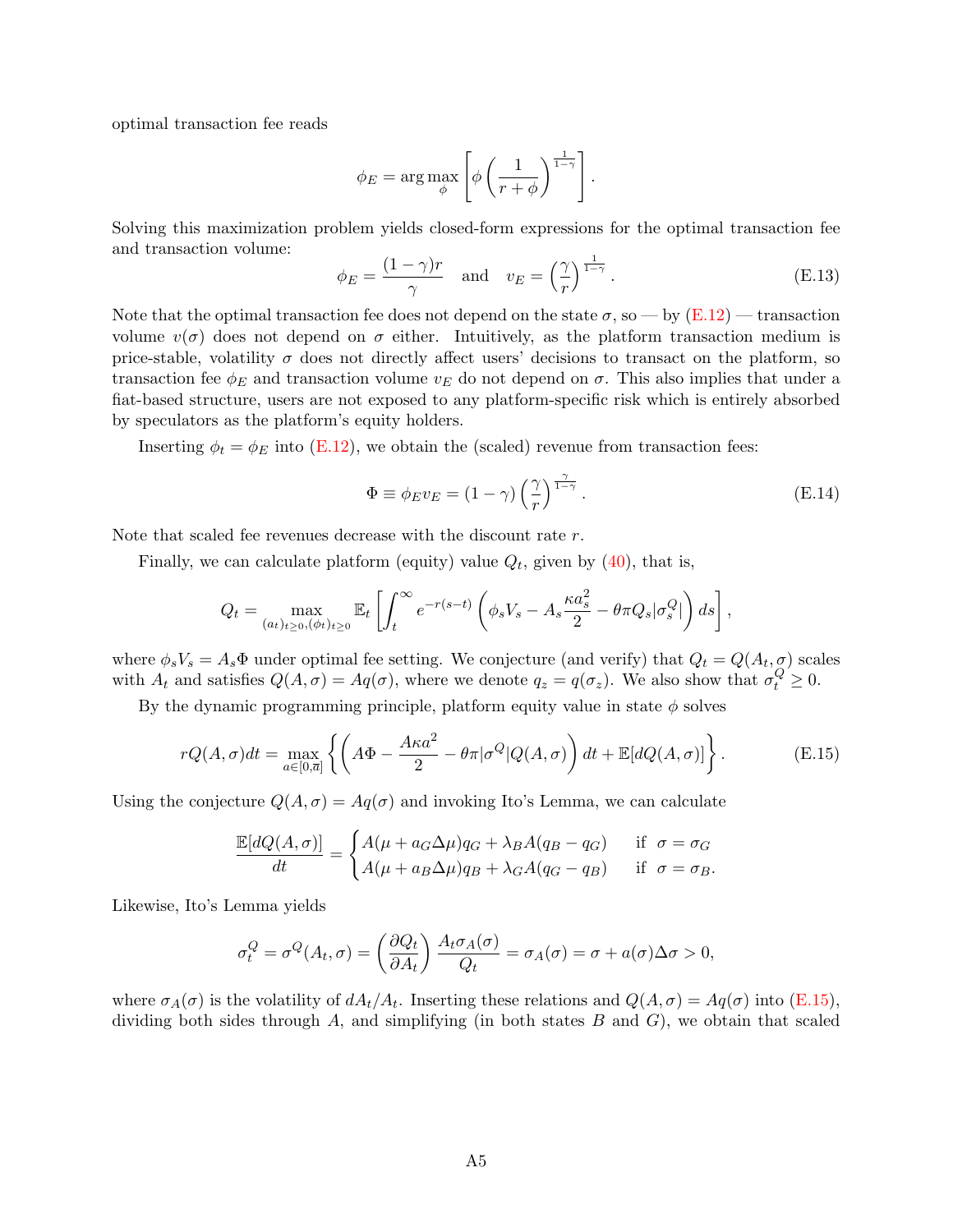optimal transaction fee reads

$$\phi_E = \arg\max_{\phi} \left[ \phi \left( \frac{1}{r+\phi} \right)^{\frac{1}{1-\gamma}} \right].$$

Solving this maximization problem yields closed-form expressions for the optimal transaction fee and transaction volume:

$$\phi_E = \frac{(1-\gamma)r}{\gamma} \quad \text{and} \quad v_E = \left( \frac{\gamma}{r} \right)^{\frac{1}{1-\gamma}}. \tag{E.13}$$

Note that the optimal transaction fee does not depend on the state $\sigma$, so — by (E.12) — transaction volume $v(\sigma)$ does not depend on $\sigma$ either. Intuitively, as the platform transaction medium is price-stable, volatility $\sigma$ does not directly affect users' decisions to transact on the platform, so transaction fee $\phi_E$ and transaction volume $v_E$ do not depend on $\sigma$. This also implies that under a fiat-based structure, users are not exposed to any platform-specific risk which is entirely absorbed by speculators as the platform's equity holders.

Inserting $\phi_t = \phi_E$ into (E.12), we obtain the (scaled) revenue from transaction fees:

$$\Phi \equiv \phi_E v_E = (1-\gamma) \left( \frac{\gamma}{r} \right)^{\frac{\gamma}{1-\gamma}}. \tag{E.14}$$

Note that scaled fee revenues decrease with the discount rate $r$.

Finally, we can calculate platform (equity) value $Q_t$, given by (40), that is,

$$Q_t = \max_{(a_t)_{t\geq 0}, (\phi_t)_{t\geq 0}} \mathbb{E}_t \left[ \int_t^\infty e^{-r(s-t)} \left( \phi_s V_s - A_s \frac{\kappa a_s^2}{2} - \theta \pi Q_s |\sigma_s^Q| \right) ds \right],$$

where $\phi_s V_s = A_s \Phi$ under optimal fee setting. We conjecture (and verify) that $Q_t = Q(A_t, \sigma)$ scales with $A_t$ and satisfies $Q(A, \sigma) = Aq(\sigma)$, where we denote $q_z = q(\sigma_z)$. We also show that $\sigma_t^Q \geq 0$.

By the dynamic programming principle, platform equity value in state $\phi$ solves

$$rQ(A,\sigma)dt = \max_{a\in[0,\overline{a}]} \left\{ \left( A\Phi - \frac{A\kappa a^2}{2} - \theta\pi|\sigma^Q| Q(A,\sigma) \right) dt + \mathbb{E}[dQ(A,\sigma)] \right\}. \tag{E.15}$$

Using the conjecture $Q(A,\sigma) = Aq(\sigma)$ and invoking Ito's Lemma, we can calculate

$$\frac{\mathbb{E}[dQ(A,\sigma)]}{dt} = \begin{cases} A(\mu + a_G \Delta\mu) q_G + \lambda_B A(q_B - q_G) & \text{if } \sigma = \sigma_G \\ A(\mu + a_B \Delta\mu) q_B + \lambda_G A(q_G - q_B) & \text{if } \sigma = \sigma_B. \end{cases}$$

Likewise, Ito's Lemma yields

$$\sigma_t^Q = \sigma^Q(A_t, \sigma) = \left( \frac{\partial Q_t}{\partial A_t} \right) \frac{A_t \sigma_A(\sigma)}{Q_t} = \sigma_A(\sigma) = \sigma + a(\sigma)\Delta\sigma > 0,$$

where $\sigma_A(\sigma)$ is the volatility of $dA_t/A_t$. Inserting these relations and $Q(A,\sigma) = Aq(\sigma)$ into (E.15), dividing both sides through $A$, and simplifying (in both states $B$ and $G$), we obtain that scaled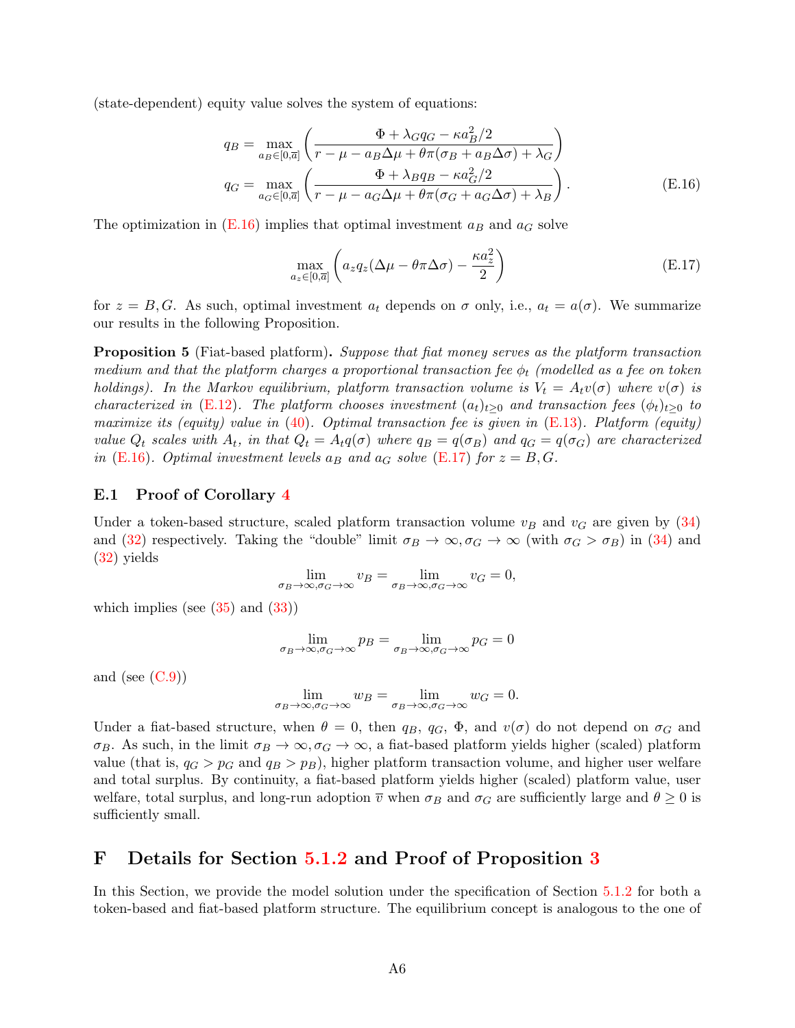(state-dependent) equity value solves the system of equations:

$$
\begin{aligned}
q_B &= \max_{a_B \in [0,\overline{a}]} \left( \frac{\Phi + \lambda_G q_G - \kappa a_B^2/2}{r - \mu - a_B \Delta\mu + \theta\pi(\sigma_B + a_B \Delta\sigma) + \lambda_G} \right) \\
q_G &= \max_{a_G \in [0,\overline{a}]} \left( \frac{\Phi + \lambda_B q_B - \kappa a_G^2/2}{r - \mu - a_G \Delta\mu + \theta\pi(\sigma_G + a_G \Delta\sigma) + \lambda_B} \right).
\end{aligned} \tag{E.16}
$$

The optimization in (E.16) implies that optimal investment $a_B$ and $a_G$ solve

$$
\max_{a_z \in [0,\overline{a}]} \left( a_z q_z (\Delta\mu - \theta\pi\Delta\sigma) - \frac{\kappa a_z^2}{2} \right) \tag{E.17}
$$

for $z = B, G$. As such, optimal investment $a_t$ depends on $\sigma$ only, i.e., $a_t = a(\sigma)$. We summarize our results in the following Proposition.

**Proposition 5** (Fiat-based platform)**.** *Suppose that fiat money serves as the platform transaction medium and that the platform charges a proportional transaction fee $\phi_t$ (modelled as a fee on token holdings). In the Markov equilibrium, platform transaction volume is $V_t = A_t v(\sigma)$ where $v(\sigma)$ is characterized in (E.12). The platform chooses investment $(a_t)_{t\geq 0}$ and transaction fees $(\phi_t)_{t\geq 0}$ to maximize its (equity) value in (40). Optimal transaction fee is given in (E.13). Platform (equity) value $Q_t$ scales with $A_t$, in that $Q_t = A_t q(\sigma)$ where $q_B = q(\sigma_B)$ and $q_G = q(\sigma_G)$ are characterized in (E.16). Optimal investment levels $a_B$ and $a_G$ solve (E.17) for $z = B, G$.*

### E.1 Proof of Corollary 4

Under a token-based structure, scaled platform transaction volume $v_B$ and $v_G$ are given by (34) and (32) respectively. Taking the "double" limit $\sigma_B \to \infty, \sigma_G \to \infty$ (with $\sigma_G > \sigma_B$) in (34) and (32) yields

$$
\lim_{\sigma_B \to \infty, \sigma_G \to \infty} v_B = \lim_{\sigma_B \to \infty, \sigma_G \to \infty} v_G = 0,
$$

which implies (see (35) and (33))

$$
\lim_{\sigma_B \to \infty, \sigma_G \to \infty} p_B = \lim_{\sigma_B \to \infty, \sigma_G \to \infty} p_G = 0
$$

and (see (C.9))

$$
\lim_{\sigma_B \to \infty, \sigma_G \to \infty} w_B = \lim_{\sigma_B \to \infty, \sigma_G \to \infty} w_G = 0.
$$

Under a fiat-based structure, when $\theta = 0$, then $q_B$, $q_G$, $\Phi$, and $v(\sigma)$ do not depend on $\sigma_G$ and $\sigma_B$. As such, in the limit $\sigma_B \to \infty, \sigma_G \to \infty$, a fiat-based platform yields higher (scaled) platform value (that is, $q_G > p_G$ and $q_B > p_B$), higher platform transaction volume, and higher user welfare and total surplus. By continuity, a fiat-based platform yields higher (scaled) platform value, user welfare, total surplus, and long-run adoption $\overline{v}$ when $\sigma_B$ and $\sigma_G$ are sufficiently large and $\theta \geq 0$ is sufficiently small.

## F Details for Section 5.1.2 and Proof of Proposition 3

In this Section, we provide the model solution under the specification of Section 5.1.2 for both a token-based and fiat-based platform structure. The equilibrium concept is analogous to the one of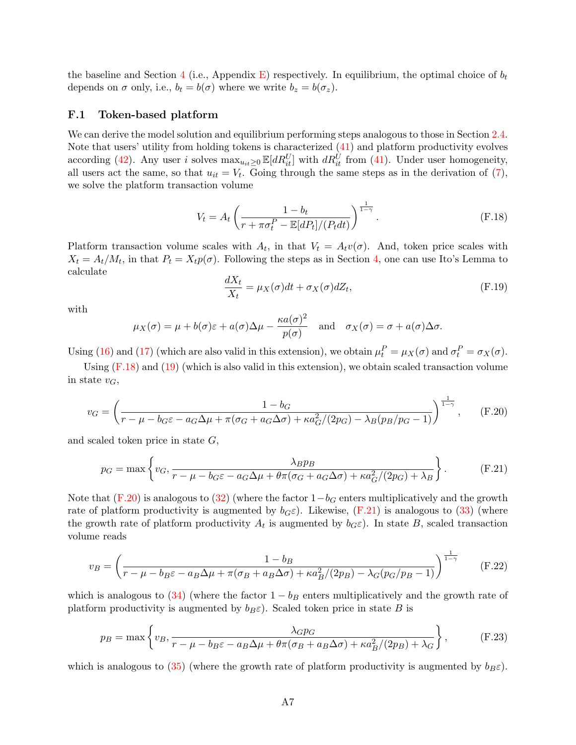the baseline and Section 4 (i.e., Appendix E) respectively. In equilibrium, the optimal choice of $b_t$ depends on $\sigma$ only, i.e., $b_t = b(\sigma)$ where we write $b_z = b(\sigma_z)$.

### F.1 Token-based platform

We can derive the model solution and equilibrium performing steps analogous to those in Section 2.4. Note that users' utility from holding tokens is characterized (41) and platform productivity evolves according (42). Any user $i$ solves $\max_{u_{it}\geq 0} \mathbb{E}[dR^U_{it}]$ with $dR^U_{it}$ from (41). Under user homogeneity, all users act the same, so that $u_{it} = V_t$. Going through the same steps as in the derivation of (7), we solve the platform transaction volume

$$V_t = A_t \left( \frac{1-b_t}{r + \pi\sigma^P_t - \mathbb{E}[dP_t]/(P_t dt)} \right)^{\frac{1}{1-\gamma}}. \tag{F.18}$$

Platform transaction volume scales with $A_t$, in that $V_t = A_t v(\sigma)$. And, token price scales with $X_t = A_t/M_t$, in that $P_t = X_t p(\sigma)$. Following the steps as in Section 4, one can use Ito's Lemma to calculate

$$\frac{dX_t}{X_t} = \mu_X(\sigma)dt + \sigma_X(\sigma)dZ_t, \tag{F.19}$$

with

$$\mu_X(\sigma) = \mu + b(\sigma)\varepsilon + a(\sigma)\Delta\mu - \frac{\kappa a(\sigma)^2}{p(\sigma)} \quad \text{and} \quad \sigma_X(\sigma) = \sigma + a(\sigma)\Delta\sigma.$$

Using (16) and (17) (which are also valid in this extension), we obtain $\mu^P_t = \mu_X(\sigma)$ and $\sigma^P_t = \sigma_X(\sigma)$.

Using (F.18) and (19) (which is also valid in this extension), we obtain scaled transaction volume in state $v_G$,

$$v_G = \left( \frac{1-b_G}{r - \mu - b_G\varepsilon - a_G\Delta\mu + \pi(\sigma_G + a_G\Delta\sigma) + \kappa a_G^2/(2p_G) - \lambda_B(p_B/p_G - 1)} \right)^{\frac{1}{1-\gamma}}, \tag{F.20}$$

and scaled token price in state $G$,

$$p_G = \max\left\{ v_G, \frac{\lambda_B p_B}{r - \mu - b_G\varepsilon - a_G\Delta\mu + \theta\pi(\sigma_G + a_G\Delta\sigma) + \kappa a_G^2/(2p_G) + \lambda_B} \right\}. \tag{F.21}$$

Note that (F.20) is analogous to (32) (where the factor $1-b_G$ enters multiplicatively and the growth rate of platform productivity is augmented by $b_G\varepsilon$). Likewise, (F.21) is analogous to (33) (where the growth rate of platform productivity $A_t$ is augmented by $b_G\varepsilon$). In state $B$, scaled transaction volume reads

$$v_B = \left( \frac{1-b_B}{r - \mu - b_B\varepsilon - a_B\Delta\mu + \pi(\sigma_B + a_B\Delta\sigma) + \kappa a_B^2/(2p_B) - \lambda_G(p_G/p_B - 1)} \right)^{\frac{1}{1-\gamma}} \tag{F.22}$$

which is analogous to (34) (where the factor $1 - b_B$ enters multiplicatively and the growth rate of platform productivity is augmented by $b_B\varepsilon$). Scaled token price in state $B$ is

$$p_B = \max\left\{ v_B, \frac{\lambda_G p_G}{r - \mu - b_B\varepsilon - a_B\Delta\mu + \theta\pi(\sigma_B + a_B\Delta\sigma) + \kappa a_B^2/(2p_B) + \lambda_G} \right\}, \tag{F.23}$$

which is analogous to (35) (where the growth rate of platform productivity is augmented by $b_B\varepsilon$).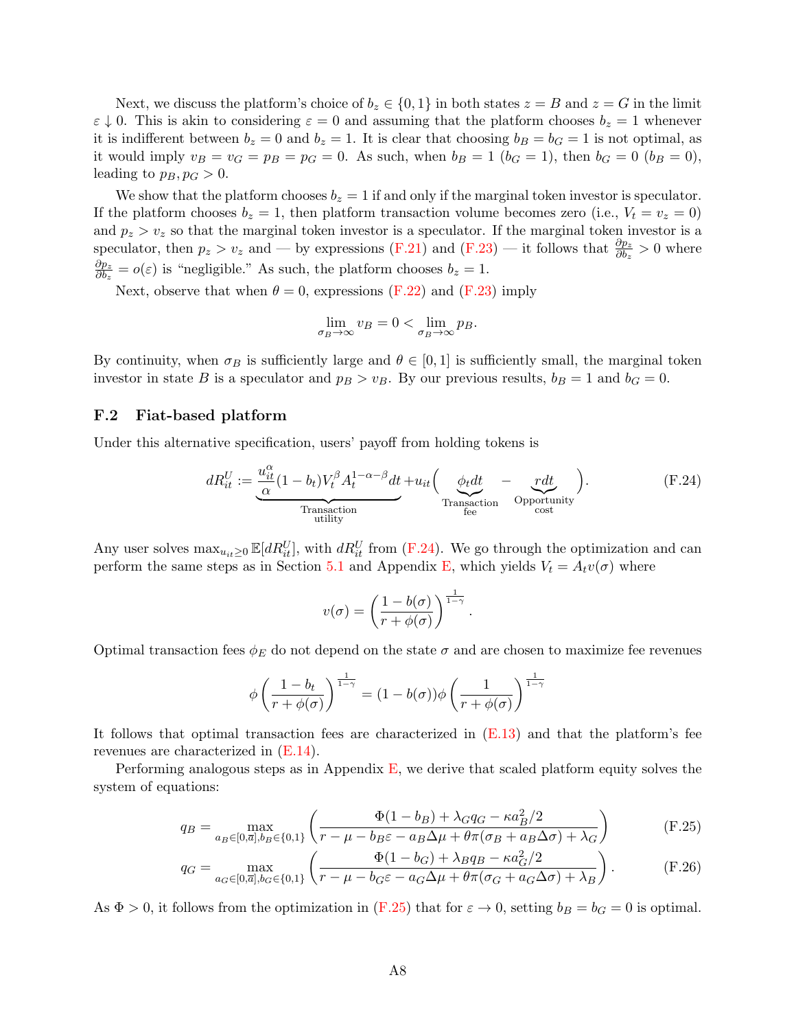Next, we discuss the platform's choice of $b_z \in \{0, 1\}$ in both states $z = B$ and $z = G$ in the limit $\varepsilon \downarrow 0$. This is akin to considering $\varepsilon = 0$ and assuming that the platform chooses $b_z = 1$ whenever it is indifferent between $b_z = 0$ and $b_z = 1$. It is clear that choosing $b_B = b_G = 1$ is not optimal, as it would imply $v_B = v_G = p_B = p_G = 0$. As such, when $b_B = 1$ ($b_G = 1$), then $b_G = 0$ ($b_B = 0$), leading to $p_B, p_G > 0$.

We show that the platform chooses $b_z = 1$ if and only if the marginal token investor is speculator. If the platform chooses $b_z = 1$, then platform transaction volume becomes zero (i.e., $V_t = v_z = 0$) and $p_z > v_z$ so that the marginal token investor is a speculator. If the marginal token investor is a speculator, then $p_z > v_z$ and — by expressions (F.21) and (F.23) — it follows that $\frac{\partial p_z}{\partial b_z} > 0$ where $\frac{\partial p_z}{\partial b_z} = o(\varepsilon)$ is "negligible." As such, the platform chooses $b_z = 1$.

Next, observe that when $\theta = 0$, expressions (F.22) and (F.23) imply

$$\lim_{\sigma_B \to \infty} v_B = 0 < \lim_{\sigma_B \to \infty} p_B.$$

By continuity, when $\sigma_B$ is sufficiently large and $\theta \in [0, 1]$ is sufficiently small, the marginal token investor in state $B$ is a speculator and $p_B > v_B$. By our previous results, $b_B = 1$ and $b_G = 0$.

### F.2 Fiat-based platform

Under this alternative specification, users' payoff from holding tokens is

$$dR_{it}^U := \underbrace{\frac{u_{it}^\alpha}{\alpha}(1 - b_t)V_t^\beta A_t^{1-\alpha-\beta}dt}_{\text{Transaction utility}} + u_{it}\Big(\underbrace{\phi_t dt}_{\text{Transaction fee}} - \underbrace{r dt}_{\text{Opportunity cost}}\Big). \tag{F.24}$$

Any user solves $\max_{u_{it} \geq 0} \mathbb{E}[dR_{it}^U]$, with $dR_{it}^U$ from (F.24). We go through the optimization and can perform the same steps as in Section 5.1 and Appendix E, which yields $V_t = A_t v(\sigma)$ where

$$v(\sigma) = \left(\frac{1 - b(\sigma)}{r + \phi(\sigma)}\right)^{\frac{1}{1-\gamma}}.$$

Optimal transaction fees $\phi_E$ do not depend on the state $\sigma$ and are chosen to maximize fee revenues

$$\phi\left(\frac{1 - b_t}{r + \phi(\sigma)}\right)^{\frac{1}{1-\gamma}} = (1 - b(\sigma))\phi\left(\frac{1}{r + \phi(\sigma)}\right)^{\frac{1}{1-\gamma}}$$

It follows that optimal transaction fees are characterized in (E.13) and that the platform's fee revenues are characterized in (E.14).

Performing analogous steps as in Appendix E, we derive that scaled platform equity solves the system of equations:

$$q_B = \max_{a_B \in [0, \overline{a}], b_B \in \{0,1\}} \left(\frac{\Phi(1 - b_B) + \lambda_G q_G - \kappa a_B^2/2}{r - \mu - b_B\varepsilon - a_B\Delta\mu + \theta\pi(\sigma_B + a_B\Delta\sigma) + \lambda_G}\right) \tag{F.25}$$

$$q_G = \max_{a_G \in [0, \overline{a}], b_G \in \{0,1\}} \left(\frac{\Phi(1 - b_G) + \lambda_B q_B - \kappa a_G^2/2}{r - \mu - b_G\varepsilon - a_G\Delta\mu + \theta\pi(\sigma_G + a_G\Delta\sigma) + \lambda_B}\right). \tag{F.26}$$

As $\Phi > 0$, it follows from the optimization in (F.25) that for $\varepsilon \to 0$, setting $b_B = b_G = 0$ is optimal.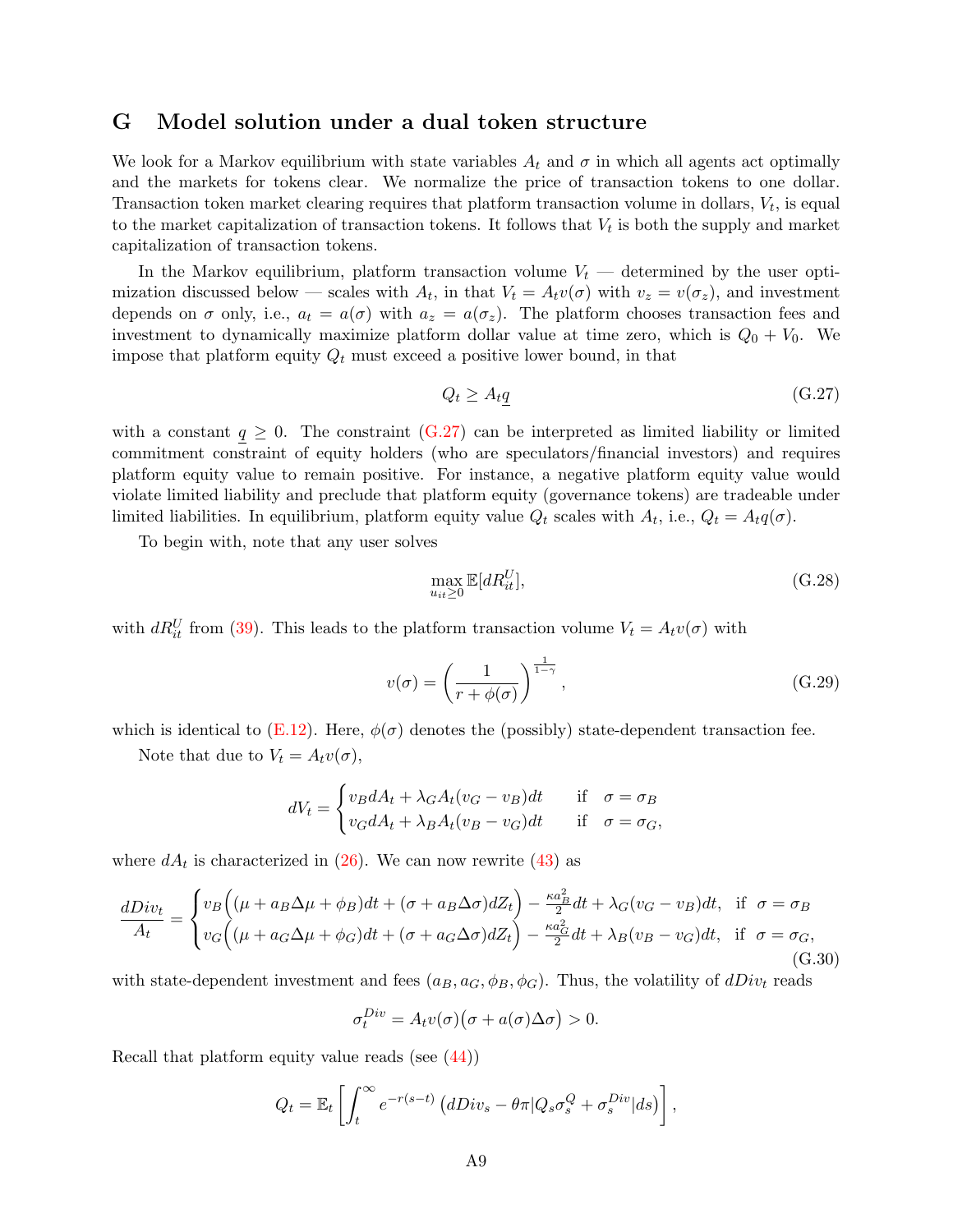# G Model solution under a dual token structure

We look for a Markov equilibrium with state variables $A_t$ and $\sigma$ in which all agents act optimally and the markets for tokens clear. We normalize the price of transaction tokens to one dollar. Transaction token market clearing requires that platform transaction volume in dollars, $V_t$, is equal to the market capitalization of transaction tokens. It follows that $V_t$ is both the supply and market capitalization of transaction tokens.

In the Markov equilibrium, platform transaction volume $V_t$ — determined by the user optimization discussed below — scales with $A_t$, in that $V_t = A_t v(\sigma)$ with $v_z = v(\sigma_z)$, and investment depends on $\sigma$ only, i.e., $a_t = a(\sigma)$ with $a_z = a(\sigma_z)$. The platform chooses transaction fees and investment to dynamically maximize platform dollar value at time zero, which is $Q_0 + V_0$. We impose that platform equity $Q_t$ must exceed a positive lower bound, in that

$$Q_t \geq A_t \underline{q} \tag{G.27}$$

with a constant $\underline{q} \geq 0$. The constraint (G.27) can be interpreted as limited liability or limited commitment constraint of equity holders (who are speculators/financial investors) and requires platform equity value to remain positive. For instance, a negative platform equity value would violate limited liability and preclude that platform equity (governance tokens) are tradeable under limited liabilities. In equilibrium, platform equity value $Q_t$ scales with $A_t$, i.e., $Q_t = A_t q(\sigma)$.

To begin with, note that any user solves

$$\max_{u_{it} \geq 0} \mathbb{E}[dR_{it}^U], \tag{G.28}$$

with $dR_{it}^U$ from (39). This leads to the platform transaction volume $V_t = A_t v(\sigma)$ with

$$v(\sigma) = \left(\frac{1}{r + \phi(\sigma)}\right)^{\frac{1}{1-\gamma}}, \tag{G.29}$$

which is identical to (E.12). Here, $\phi(\sigma)$ denotes the (possibly) state-dependent transaction fee.

Note that due to $V_t = A_t v(\sigma)$,

$$dV_t = \begin{cases} v_B dA_t + \lambda_G A_t (v_G - v_B) dt & \text{if} \quad \sigma = \sigma_B \\ v_G dA_t + \lambda_B A_t (v_B - v_G) dt & \text{if} \quad \sigma = \sigma_G, \end{cases}$$

where $dA_t$ is characterized in (26). We can now rewrite (43) as

$$\frac{dDiv_t}{A_t} = \begin{cases} v_B \Big( (\mu + a_B \Delta\mu + \phi_B) dt + (\sigma + a_B \Delta\sigma) dZ_t \Big) - \frac{\kappa a_B^2}{2} dt + \lambda_G (v_G - v_B) dt, & \text{if} \quad \sigma = \sigma_B \\ v_G \Big( (\mu + a_G \Delta\mu + \phi_G) dt + (\sigma + a_G \Delta\sigma) dZ_t \Big) - \frac{\kappa a_G^2}{2} dt + \lambda_B (v_B - v_G) dt, & \text{if} \quad \sigma = \sigma_G, \end{cases} \tag{G.30}$$

with state-dependent investment and fees $(a_B, a_G, \phi_B, \phi_G)$. Thus, the volatility of $dDiv_t$ reads

$$\sigma_t^{Div} = A_t v(\sigma) \big(\sigma + a(\sigma) \Delta\sigma\big) > 0.$$

Recall that platform equity value reads (see (44))

$$Q_t = \mathbb{E}_t \left[ \int_t^\infty e^{-r(s-t)} \left( dDiv_s - \theta\pi |Q_s \sigma_s^Q + \sigma_s^{Div}| ds \right) \right],$$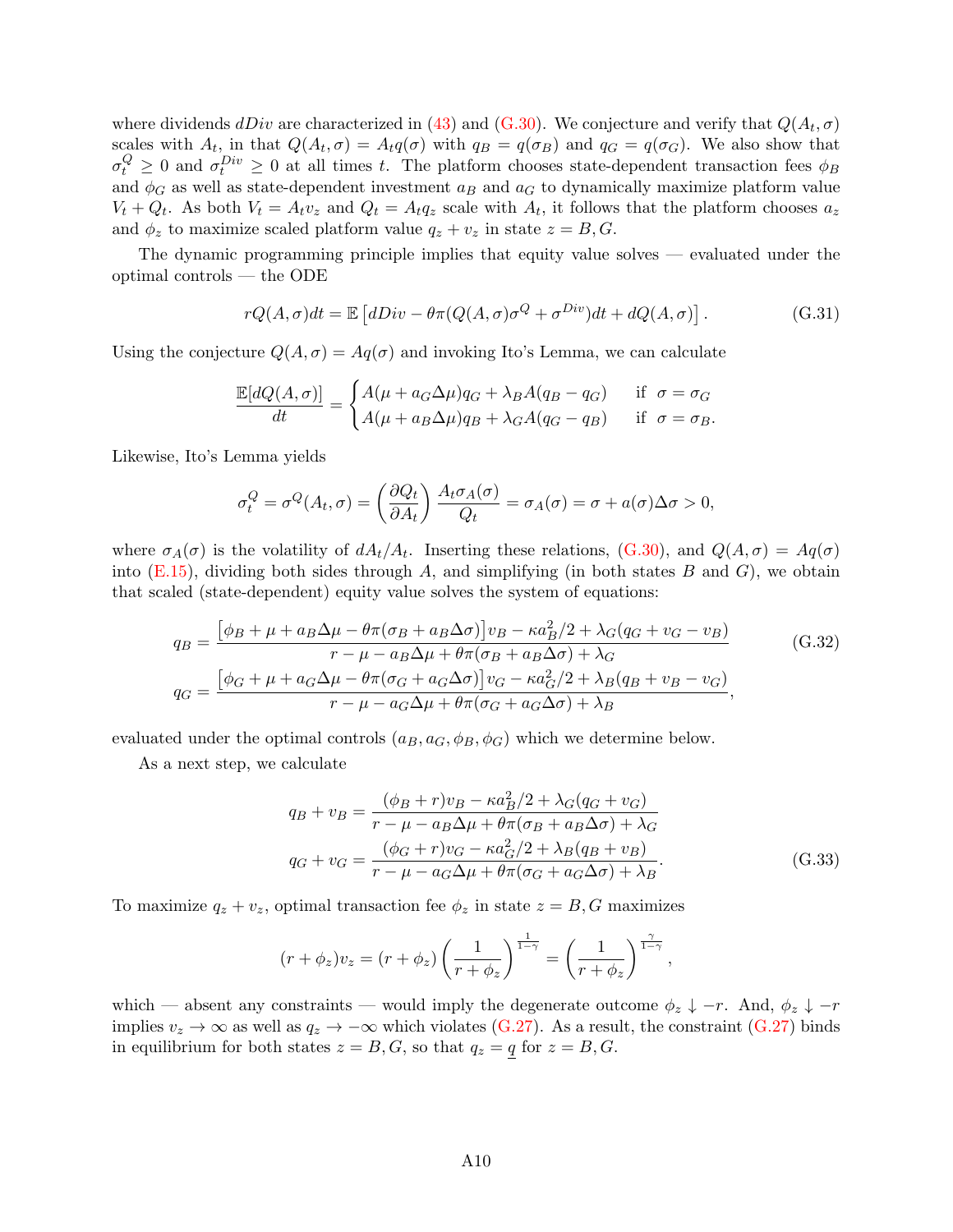where dividends $dDiv$ are characterized in (43) and (G.30). We conjecture and verify that $Q(A_t, \sigma)$ scales with $A_t$, in that $Q(A_t, \sigma) = A_t q(\sigma)$ with $q_B = q(\sigma_B)$ and $q_G = q(\sigma_G)$. We also show that $\sigma_t^Q \geq 0$ and $\sigma_t^{Div} \geq 0$ at all times $t$. The platform chooses state-dependent transaction fees $\phi_B$ and $\phi_G$ as well as state-dependent investment $a_B$ and $a_G$ to dynamically maximize platform value $V_t + Q_t$. As both $V_t = A_t v_z$ and $Q_t = A_t q_z$ scale with $A_t$, it follows that the platform chooses $a_z$ and $\phi_z$ to maximize scaled platform value $q_z + v_z$ in state $z = B, G$.

The dynamic programming principle implies that equity value solves — evaluated under the optimal controls — the ODE

$$rQ(A, \sigma)dt = \mathbb{E}\left[dDiv - \theta\pi(Q(A, \sigma)\sigma^Q + \sigma^{Div})dt + dQ(A, \sigma)\right]. \tag{G.31}$$

Using the conjecture $Q(A, \sigma) = Aq(\sigma)$ and invoking Ito's Lemma, we can calculate

$$\frac{\mathbb{E}[dQ(A, \sigma)]}{dt} = \begin{cases} A(\mu + a_G\Delta\mu)q_G + \lambda_B A(q_B - q_G) & \text{if } \ \sigma = \sigma_G \\ A(\mu + a_B\Delta\mu)q_B + \lambda_G A(q_G - q_B) & \text{if } \ \sigma = \sigma_B. \end{cases}$$

Likewise, Ito's Lemma yields

$$\sigma_t^Q = \sigma^Q(A_t, \sigma) = \left(\frac{\partial Q_t}{\partial A_t}\right)\frac{A_t \sigma_A(\sigma)}{Q_t} = \sigma_A(\sigma) = \sigma + a(\sigma)\Delta\sigma > 0,$$

where $\sigma_A(\sigma)$ is the volatility of $dA_t/A_t$. Inserting these relations, (G.30), and $Q(A, \sigma) = Aq(\sigma)$ into (E.15), dividing both sides through $A$, and simplifying (in both states $B$ and $G$), we obtain that scaled (state-dependent) equity value solves the system of equations:

$$\begin{aligned} q_B &= \frac{\left[\phi_B + \mu + a_B\Delta\mu - \theta\pi(\sigma_B + a_B\Delta\sigma)\right]v_B - \kappa a_B^2/2 + \lambda_G(q_G + v_G - v_B)}{r - \mu - a_B\Delta\mu + \theta\pi(\sigma_B + a_B\Delta\sigma) + \lambda_G} \\ q_G &= \frac{\left[\phi_G + \mu + a_G\Delta\mu - \theta\pi(\sigma_G + a_G\Delta\sigma)\right]v_G - \kappa a_G^2/2 + \lambda_B(q_B + v_B - v_G)}{r - \mu - a_G\Delta\mu + \theta\pi(\sigma_G + a_G\Delta\sigma) + \lambda_B}, \end{aligned} \tag{G.32}$$

evaluated under the optimal controls $(a_B, a_G, \phi_B, \phi_G)$ which we determine below.

As a next step, we calculate

$$\begin{aligned} q_B + v_B &= \frac{(\phi_B + r)v_B - \kappa a_B^2/2 + \lambda_G(q_G + v_G)}{r - \mu - a_B\Delta\mu + \theta\pi(\sigma_B + a_B\Delta\sigma) + \lambda_G} \\ q_G + v_G &= \frac{(\phi_G + r)v_G - \kappa a_G^2/2 + \lambda_B(q_B + v_B)}{r - \mu - a_G\Delta\mu + \theta\pi(\sigma_G + a_G\Delta\sigma) + \lambda_B}. \end{aligned} \tag{G.33}$$

To maximize $q_z + v_z$, optimal transaction fee $\phi_z$ in state $z = B, G$ maximizes

$$(r + \phi_z)v_z = (r + \phi_z)\left(\frac{1}{r + \phi_z}\right)^{\frac{1}{1-\gamma}} = \left(\frac{1}{r + \phi_z}\right)^{\frac{\gamma}{1-\gamma}},$$

which — absent any constraints — would imply the degenerate outcome $\phi_z \downarrow -r$. And, $\phi_z \downarrow -r$ implies $v_z \to \infty$ as well as $q_z \to -\infty$ which violates (G.27). As a result, the constraint (G.27) binds in equilibrium for both states $z = B, G$, so that $q_z = \underline{q}$ for $z = B, G$.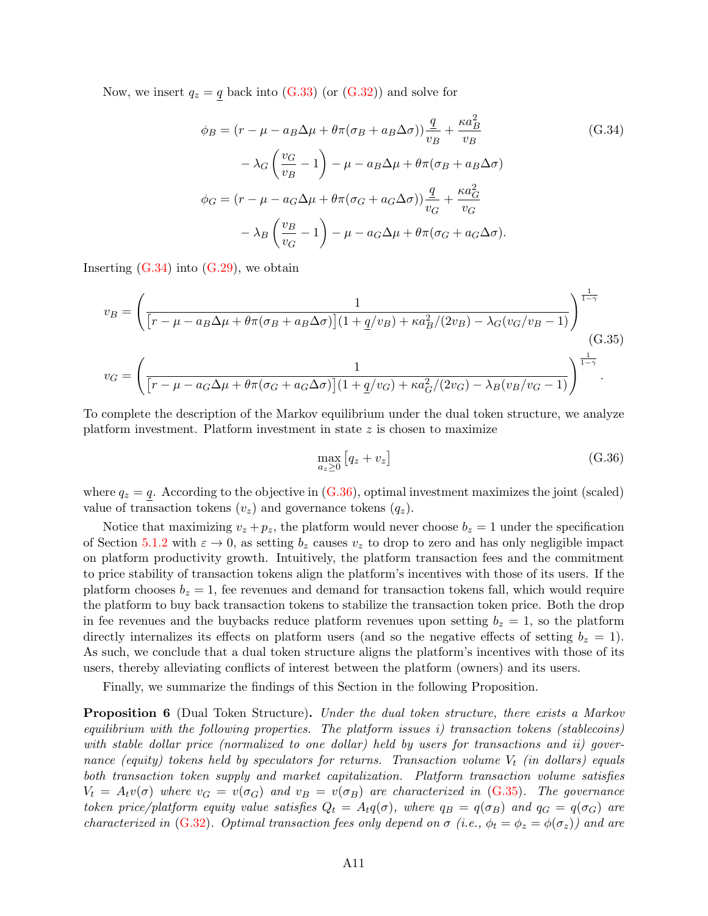Now, we insert $q_z = \underline{q}$ back into (G.33) (or (G.32)) and solve for

$$
\begin{aligned}
\phi_B &= (r - \mu - a_B\Delta\mu + \theta\pi(\sigma_B + a_B\Delta\sigma))\frac{\underline{q}}{v_B} + \frac{\kappa a_B^2}{v_B} \\
&\quad - \lambda_G\left(\frac{v_G}{v_B} - 1\right) - \mu - a_B\Delta\mu + \theta\pi(\sigma_B + a_B\Delta\sigma) \\
\phi_G &= (r - \mu - a_G\Delta\mu + \theta\pi(\sigma_G + a_G\Delta\sigma))\frac{\underline{q}}{v_G} + \frac{\kappa a_G^2}{v_G} \\
&\quad - \lambda_B\left(\frac{v_B}{v_G} - 1\right) - \mu - a_G\Delta\mu + \theta\pi(\sigma_G + a_G\Delta\sigma).
\end{aligned} \tag{G.34}
$$

Inserting (G.34) into (G.29), we obtain

$$
\begin{aligned}
v_B &= \left(\frac{1}{\big[r - \mu - a_B\Delta\mu + \theta\pi(\sigma_B + a_B\Delta\sigma)\big](1 + \underline{q}/v_B) + \kappa a_B^2/(2v_B) - \lambda_G(v_G/v_B - 1)}\right)^{\frac{1}{1-\gamma}} \\
v_G &= \left(\frac{1}{\big[r - \mu - a_G\Delta\mu + \theta\pi(\sigma_G + a_G\Delta\sigma)\big](1 + \underline{q}/v_G) + \kappa a_G^2/(2v_G) - \lambda_B(v_B/v_G - 1)}\right)^{\frac{1}{1-\gamma}}.
\end{aligned} \tag{G.35}
$$

To complete the description of the Markov equilibrium under the dual token structure, we analyze platform investment. Platform investment in state $z$ is chosen to maximize

$$
\max_{a_z \geq 0} \big[q_z + v_z\big] \tag{G.36}
$$

where $q_z = \underline{q}$. According to the objective in (G.36), optimal investment maximizes the joint (scaled) value of transaction tokens ($v_z$) and governance tokens ($q_z$).

Notice that maximizing $v_z + p_z$, the platform would never choose $b_z = 1$ under the specification of Section 5.1.2 with $\varepsilon \to 0$, as setting $b_z$ causes $v_z$ to drop to zero and has only negligible impact on platform productivity growth. Intuitively, the platform transaction fees and the commitment to price stability of transaction tokens align the platform's incentives with those of its users. If the platform chooses $b_z = 1$, fee revenues and demand for transaction tokens fall, which would require the platform to buy back transaction tokens to stabilize the transaction token price. Both the drop in fee revenues and the buybacks reduce platform revenues upon setting $b_z = 1$, so the platform directly internalizes its effects on platform users (and so the negative effects of setting $b_z = 1$). As such, we conclude that a dual token structure aligns the platform's incentives with those of its users, thereby alleviating conflicts of interest between the platform (owners) and its users.

Finally, we summarize the findings of this Section in the following Proposition.

**Proposition 6** (Dual Token Structure)**.** *Under the dual token structure, there exists a Markov equilibrium with the following properties. The platform issues i) transaction tokens (stablecoins) with stable dollar price (normalized to one dollar) held by users for transactions and ii) governance (equity) tokens held by speculators for returns. Transaction volume $V_t$ (in dollars) equals both transaction token supply and market capitalization. Platform transaction volume satisfies $V_t = A_t v(\sigma)$ where $v_G = v(\sigma_G)$ and $v_B = v(\sigma_B)$ are characterized in (G.35). The governance token price/platform equity value satisfies $Q_t = A_t q(\sigma)$, where $q_B = q(\sigma_B)$ and $q_G = q(\sigma_G)$ are characterized in (G.32). Optimal transaction fees only depend on $\sigma$ (i.e., $\phi_t = \phi_z = \phi(\sigma_z)$) and are*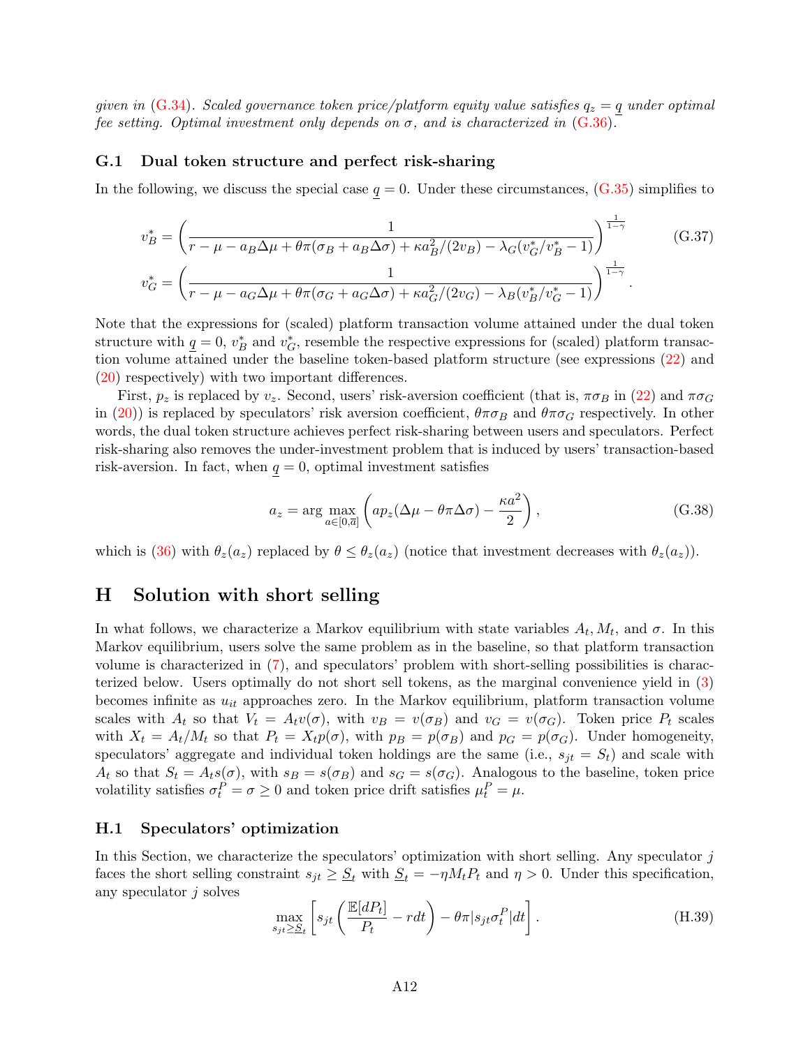*given in (G.34). Scaled governance token price/platform equity value satisfies $q_z = \underline{q}$ under optimal fee setting. Optimal investment only depends on $\sigma$, and is characterized in (G.36).*

### G.1 Dual token structure and perfect risk-sharing

In the following, we discuss the special case $\underline{q} = 0$. Under these circumstances, (G.35) simplifies to

$$
\begin{aligned}
v_B^* &= \left( \frac{1}{r - \mu - a_B \Delta\mu + \theta\pi(\sigma_B + a_B \Delta\sigma) + \kappa a_B^2/(2v_B) - \lambda_G(v_G^*/v_B^* - 1)} \right)^{\frac{1}{1-\gamma}} \\
v_G^* &= \left( \frac{1}{r - \mu - a_G \Delta\mu + \theta\pi(\sigma_G + a_G \Delta\sigma) + \kappa a_G^2/(2v_G) - \lambda_B(v_B^*/v_G^* - 1)} \right)^{\frac{1}{1-\gamma}}.
\end{aligned}
\tag{G.37}
$$

Note that the expressions for (scaled) platform transaction volume attained under the dual token structure with $\underline{q} = 0$, $v_B^*$ and $v_G^*$, resemble the respective expressions for (scaled) platform transaction volume attained under the baseline token-based platform structure (see expressions (22) and (20) respectively) with two important differences.

First, $p_z$ is replaced by $v_z$. Second, users' risk-aversion coefficient (that is, $\pi\sigma_B$ in (22) and $\pi\sigma_G$ in (20)) is replaced by speculators' risk aversion coefficient, $\theta\pi\sigma_B$ and $\theta\pi\sigma_G$ respectively. In other words, the dual token structure achieves perfect risk-sharing between users and speculators. Perfect risk-sharing also removes the under-investment problem that is induced by users' transaction-based risk-aversion. In fact, when $\underline{q} = 0$, optimal investment satisfies

$$
a_z = \arg\max_{a \in [0, \overline{a}]} \left( a p_z(\Delta\mu - \theta\pi\Delta\sigma) - \frac{\kappa a^2}{2} \right),
\tag{G.38}
$$

which is (36) with $\theta_z(a_z)$ replaced by $\theta \leq \theta_z(a_z)$ (notice that investment decreases with $\theta_z(a_z)$).

## H Solution with short selling

In what follows, we characterize a Markov equilibrium with state variables $A_t, M_t$, and $\sigma$. In this Markov equilibrium, users solve the same problem as in the baseline, so that platform transaction volume is characterized in (7), and speculators' problem with short-selling possibilities is characterized below. Users optimally do not short sell tokens, as the marginal convenience yield in (3) becomes infinite as $u_{it}$ approaches zero. In the Markov equilibrium, platform transaction volume scales with $A_t$ so that $V_t = A_t v(\sigma)$, with $v_B = v(\sigma_B)$ and $v_G = v(\sigma_G)$. Token price $P_t$ scales with $X_t = A_t/M_t$ so that $P_t = X_t p(\sigma)$, with $p_B = p(\sigma_B)$ and $p_G = p(\sigma_G)$. Under homogeneity, speculators' aggregate and individual token holdings are the same (i.e., $s_{jt} = S_t$) and scale with $A_t$ so that $S_t = A_t s(\sigma)$, with $s_B = s(\sigma_B)$ and $s_G = s(\sigma_G)$. Analogous to the baseline, token price volatility satisfies $\sigma_t^P = \sigma \geq 0$ and token price drift satisfies $\mu_t^P = \mu$.

### H.1 Speculators' optimization

In this Section, we characterize the speculators' optimization with short selling. Any speculator $j$ faces the short selling constraint $s_{jt} \geq \underline{S}_t$ with $\underline{S}_t = -\eta M_t P_t$ and $\eta > 0$. Under this specification, any speculator $j$ solves

$$
\max_{s_{jt} \geq \underline{S}_t} \left[ s_{jt} \left( \frac{\mathbb{E}[dP_t]}{P_t} - r dt \right) - \theta\pi |s_{jt} \sigma_t^P| dt \right].
\tag{H.39}
$$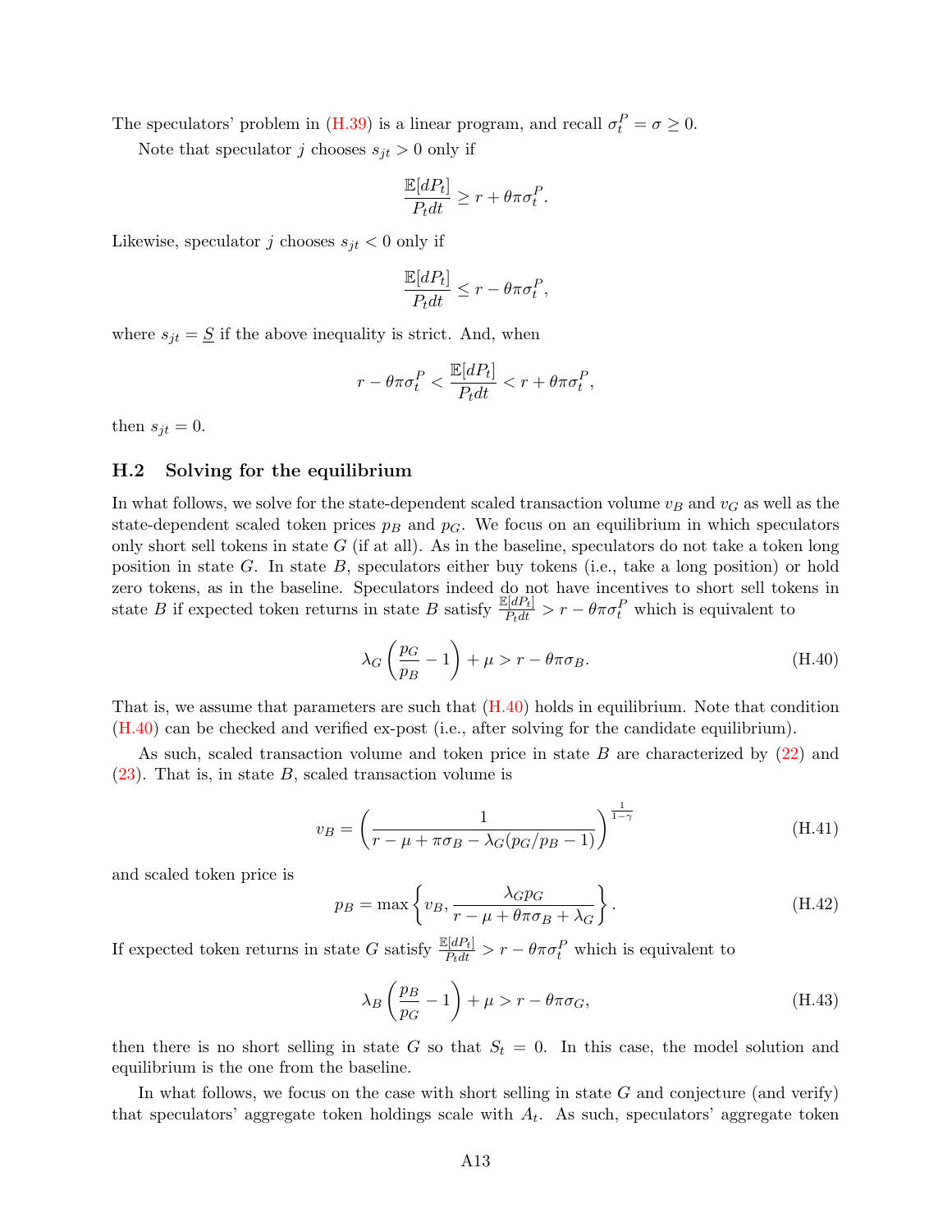The speculators' problem in (H.39) is a linear program, and recall $\sigma_t^P = \sigma \geq 0$.

Note that speculator $j$ chooses $s_{jt} > 0$ only if

$$\frac{\mathbb{E}[dP_t]}{P_t dt} \geq r + \theta\pi\sigma_t^P.$$

Likewise, speculator $j$ chooses $s_{jt} < 0$ only if

$$\frac{\mathbb{E}[dP_t]}{P_t dt} \leq r - \theta\pi\sigma_t^P,$$

where $s_{jt} = \underline{S}$ if the above inequality is strict. And, when

$$r - \theta\pi\sigma_t^P < \frac{\mathbb{E}[dP_t]}{P_t dt} < r + \theta\pi\sigma_t^P,$$

then $s_{jt} = 0$.

### H.2 Solving for the equilibrium

In what follows, we solve for the state-dependent scaled transaction volume $v_B$ and $v_G$ as well as the state-dependent scaled token prices $p_B$ and $p_G$. We focus on an equilibrium in which speculators only short sell tokens in state $G$ (if at all). As in the baseline, speculators do not take a token long position in state $G$. In state $B$, speculators either buy tokens (i.e., take a long position) or hold zero tokens, as in the baseline. Speculators indeed do not have incentives to short sell tokens in state $B$ if expected token returns in state $B$ satisfy $\frac{\mathbb{E}[dP_t]}{P_t dt} > r - \theta\pi\sigma_t^P$ which is equivalent to

$$\lambda_G\left(\frac{p_G}{p_B} - 1\right) + \mu > r - \theta\pi\sigma_B. \tag{H.40}$$

That is, we assume that parameters are such that (H.40) holds in equilibrium. Note that condition (H.40) can be checked and verified ex-post (i.e., after solving for the candidate equilibrium).

As such, scaled transaction volume and token price in state $B$ are characterized by (22) and (23). That is, in state $B$, scaled transaction volume is

$$v_B = \left(\frac{1}{r - \mu + \pi\sigma_B - \lambda_G(p_G/p_B - 1)}\right)^{\frac{1}{1-\gamma}} \tag{H.41}$$

and scaled token price is

$$p_B = \max\left\{v_B, \frac{\lambda_G p_G}{r - \mu + \theta\pi\sigma_B + \lambda_G}\right\}. \tag{H.42}$$

If expected token returns in state $G$ satisfy $\frac{\mathbb{E}[dP_t]}{P_t dt} > r - \theta\pi\sigma_t^P$ which is equivalent to

$$\lambda_B\left(\frac{p_B}{p_G} - 1\right) + \mu > r - \theta\pi\sigma_G, \tag{H.43}$$

then there is no short selling in state $G$ so that $S_t = 0$. In this case, the model solution and equilibrium is the one from the baseline.

In what follows, we focus on the case with short selling in state $G$ and conjecture (and verify) that speculators' aggregate token holdings scale with $A_t$. As such, speculators' aggregate token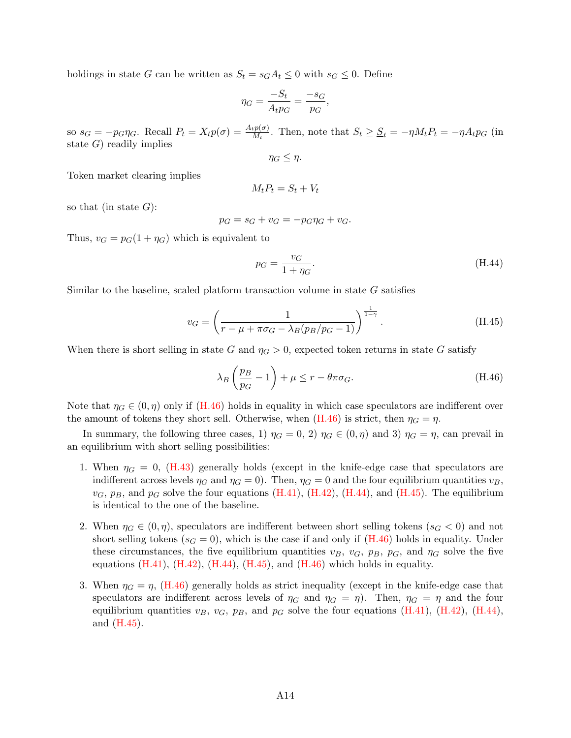holdings in state $G$ can be written as $S_t = s_G A_t \leq 0$ with $s_G \leq 0$. Define

$$\eta_G = \frac{-S_t}{A_t p_G} = \frac{-s_G}{p_G},$$

so $s_G = -p_G \eta_G$. Recall $P_t = X_t p(\sigma) = \frac{A_t p(\sigma)}{M_t}$. Then, note that $S_t \geq \underline{S}_t = -\eta M_t P_t = -\eta A_t p_G$ (in state $G$) readily implies

$$\eta_G \leq \eta.$$

Token market clearing implies

$$M_t P_t = S_t + V_t$$

so that (in state $G$):

$$p_G = s_G + v_G = -p_G \eta_G + v_G.$$

Thus, $v_G = p_G(1 + \eta_G)$ which is equivalent to

$$p_G = \frac{v_G}{1 + \eta_G}. \tag{H.44}$$

Similar to the baseline, scaled platform transaction volume in state $G$ satisfies

$$v_G = \left( \frac{1}{r - \mu + \pi \sigma_G - \lambda_B (p_B / p_G - 1)} \right)^{\frac{1}{1-\gamma}}. \tag{H.45}$$

When there is short selling in state $G$ and $\eta_G > 0$, expected token returns in state $G$ satisfy

$$\lambda_B \left( \frac{p_B}{p_G} - 1 \right) + \mu \leq r - \theta \pi \sigma_G. \tag{H.46}$$

Note that $\eta_G \in (0, \eta)$ only if (H.46) holds in equality in which case speculators are indifferent over the amount of tokens they short sell. Otherwise, when (H.46) is strict, then $\eta_G = \eta$.

In summary, the following three cases, 1) $\eta_G = 0$, 2) $\eta_G \in (0, \eta)$ and 3) $\eta_G = \eta$, can prevail in an equilibrium with short selling possibilities:

1. When $\eta_G = 0$, (H.43) generally holds (except in the knife-edge case that speculators are indifferent across levels $\eta_G$ and $\eta_G = 0$). Then, $\eta_G = 0$ and the four equilibrium quantities $v_B$, $v_G$, $p_B$, and $p_G$ solve the four equations (H.41), (H.42), (H.44), and (H.45). The equilibrium is identical to the one of the baseline.

2. When $\eta_G \in (0, \eta)$, speculators are indifferent between short selling tokens ($s_G < 0$) and not short selling tokens ($s_G = 0$), which is the case if and only if (H.46) holds in equality. Under these circumstances, the five equilibrium quantities $v_B$, $v_G$, $p_B$, $p_G$, and $\eta_G$ solve the five equations (H.41), (H.42), (H.44), (H.45), and (H.46) which holds in equality.

3. When $\eta_G = \eta$, (H.46) generally holds as strict inequality (except in the knife-edge case that speculators are indifferent across levels of $\eta_G$ and $\eta_G = \eta$). Then, $\eta_G = \eta$ and the four equilibrium quantities $v_B$, $v_G$, $p_B$, and $p_G$ solve the four equations (H.41), (H.42), (H.44), and (H.45).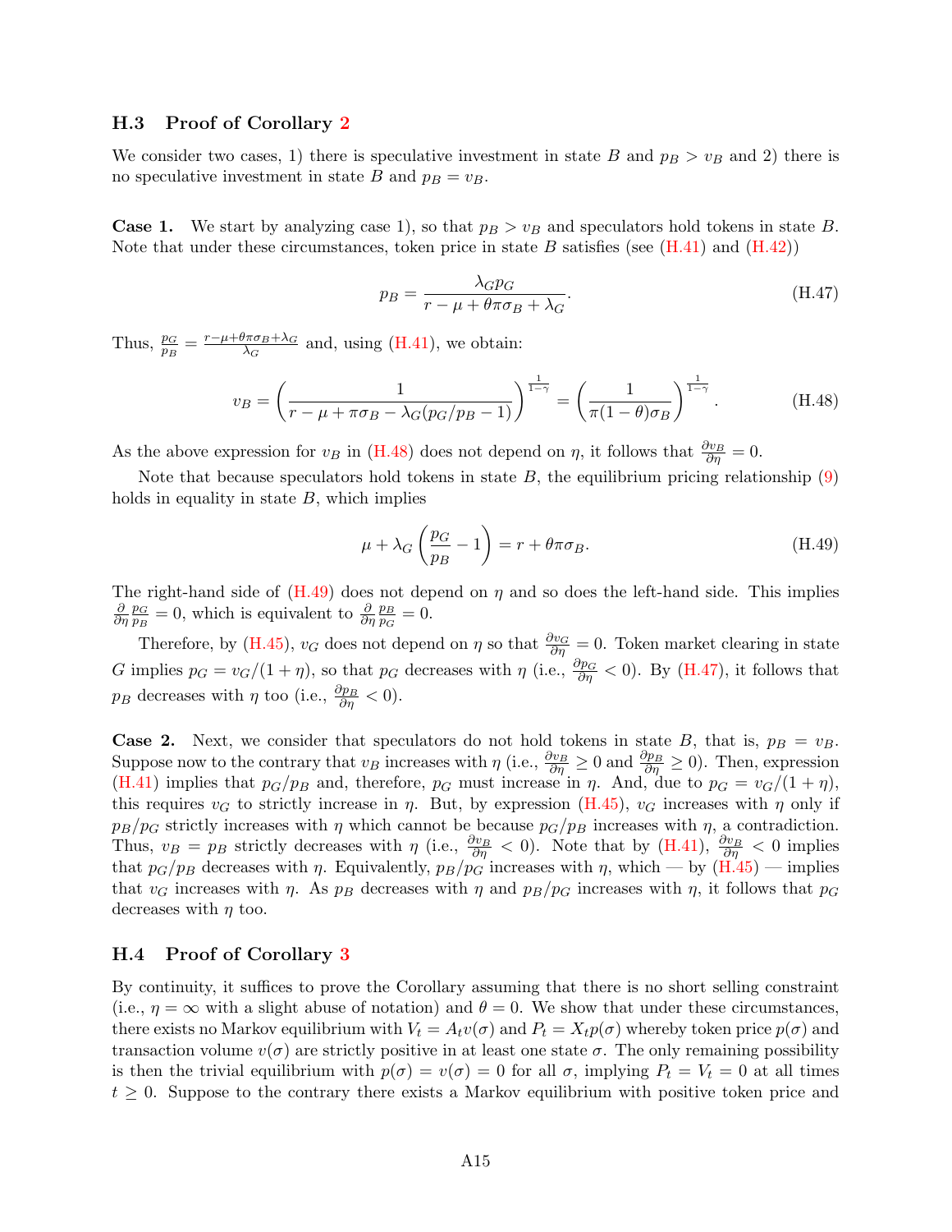### H.3 Proof of Corollary 2

We consider two cases, 1) there is speculative investment in state $B$ and $p_B > v_B$ and 2) there is no speculative investment in state $B$ and $p_B = v_B$.

**Case 1.** We start by analyzing case 1), so that $p_B > v_B$ and speculators hold tokens in state $B$. Note that under these circumstances, token price in state $B$ satisfies (see (H.41) and (H.42))

$$p_B = \frac{\lambda_G p_G}{r - \mu + \theta\pi\sigma_B + \lambda_G}. \tag{H.47}$$

Thus, $\frac{p_G}{p_B} = \frac{r-\mu+\theta\pi\sigma_B+\lambda_G}{\lambda_G}$ and, using (H.41), we obtain:

$$v_B = \left(\frac{1}{r - \mu + \pi\sigma_B - \lambda_G(p_G/p_B - 1)}\right)^{\frac{1}{1-\gamma}} = \left(\frac{1}{\pi(1-\theta)\sigma_B}\right)^{\frac{1}{1-\gamma}}. \tag{H.48}$$

As the above expression for $v_B$ in (H.48) does not depend on $\eta$, it follows that $\frac{\partial v_B}{\partial \eta} = 0$.

Note that because speculators hold tokens in state $B$, the equilibrium pricing relationship (9) holds in equality in state $B$, which implies

$$\mu + \lambda_G\left(\frac{p_G}{p_B} - 1\right) = r + \theta\pi\sigma_B. \tag{H.49}$$

The right-hand side of (H.49) does not depend on $\eta$ and so does the left-hand side. This implies $\frac{\partial}{\partial\eta}\frac{p_G}{p_B} = 0$, which is equivalent to $\frac{\partial}{\partial\eta}\frac{p_B}{p_G} = 0$.

Therefore, by (H.45), $v_G$ does not depend on $\eta$ so that $\frac{\partial v_G}{\partial \eta} = 0$. Token market clearing in state $G$ implies $p_G = v_G/(1+\eta)$, so that $p_G$ decreases with $\eta$ (i.e., $\frac{\partial p_G}{\partial \eta} < 0$). By (H.47), it follows that $p_B$ decreases with $\eta$ too (i.e., $\frac{\partial p_B}{\partial \eta} < 0$).

**Case 2.** Next, we consider that speculators do not hold tokens in state $B$, that is, $p_B = v_B$. Suppose now to the contrary that $v_B$ increases with $\eta$ (i.e., $\frac{\partial v_B}{\partial \eta} \geq 0$ and $\frac{\partial p_B}{\partial \eta} \geq 0$). Then, expression (H.41) implies that $p_G/p_B$ and, therefore, $p_G$ must increase in $\eta$. And, due to $p_G = v_G/(1+\eta)$, this requires $v_G$ to strictly increase in $\eta$. But, by expression (H.45), $v_G$ increases with $\eta$ only if $p_B/p_G$ strictly increases with $\eta$ which cannot be because $p_G/p_B$ increases with $\eta$, a contradiction. Thus, $v_B = p_B$ strictly decreases with $\eta$ (i.e., $\frac{\partial v_B}{\partial \eta} < 0$). Note that by (H.41), $\frac{\partial v_B}{\partial \eta} < 0$ implies that $p_G/p_B$ decreases with $\eta$. Equivalently, $p_B/p_G$ increases with $\eta$, which — by (H.45) — implies that $v_G$ increases with $\eta$. As $p_B$ decreases with $\eta$ and $p_B/p_G$ increases with $\eta$, it follows that $p_G$ decreases with $\eta$ too.

### H.4 Proof of Corollary 3

By continuity, it suffices to prove the Corollary assuming that there is no short selling constraint (i.e., $\eta = \infty$ with a slight abuse of notation) and $\theta = 0$. We show that under these circumstances, there exists no Markov equilibrium with $V_t = A_t v(\sigma)$ and $P_t = X_t p(\sigma)$ whereby token price $p(\sigma)$ and transaction volume $v(\sigma)$ are strictly positive in at least one state $\sigma$. The only remaining possibility is then the trivial equilibrium with $p(\sigma) = v(\sigma) = 0$ for all $\sigma$, implying $P_t = V_t = 0$ at all times $t \geq 0$. Suppose to the contrary there exists a Markov equilibrium with positive token price and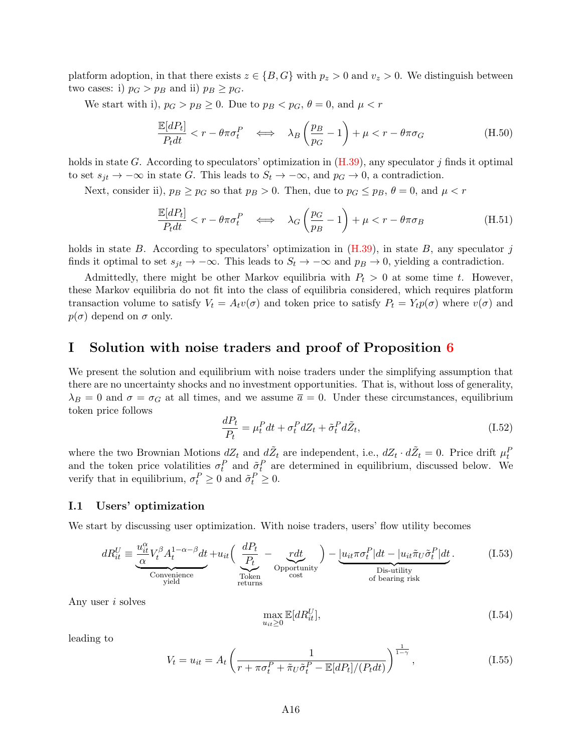platform adoption, in that there exists $z \in \{B, G\}$ with $p_z > 0$ and $v_z > 0$. We distinguish between two cases: i) $p_G > p_B$ and ii) $p_B \geq p_G$.

We start with i), $p_G > p_B \geq 0$. Due to $p_B < p_G$, $\theta = 0$, and $\mu < r$

$$\frac{\mathbb{E}[dP_t]}{P_t dt} < r - \theta\pi\sigma_t^P \iff \lambda_B\left(\frac{p_B}{p_G} - 1\right) + \mu < r - \theta\pi\sigma_G \tag{H.50}$$

holds in state $G$. According to speculators' optimization in (H.39), any speculator $j$ finds it optimal to set $s_{jt} \to -\infty$ in state $G$. This leads to $S_t \to -\infty$, and $p_G \to 0$, a contradiction.

Next, consider ii), $p_B \geq p_G$ so that $p_B > 0$. Then, due to $p_G \leq p_B$, $\theta = 0$, and $\mu < r$

$$\frac{\mathbb{E}[dP_t]}{P_t dt} < r - \theta\pi\sigma_t^P \iff \lambda_G\left(\frac{p_G}{p_B} - 1\right) + \mu < r - \theta\pi\sigma_B \tag{H.51}$$

holds in state $B$. According to speculators' optimization in (H.39), in state $B$, any speculator $j$ finds it optimal to set $s_{jt} \to -\infty$. This leads to $S_t \to -\infty$ and $p_B \to 0$, yielding a contradiction.

Admittedly, there might be other Markov equilibria with $P_t > 0$ at some time $t$. However, these Markov equilibria do not fit into the class of equilibria considered, which requires platform transaction volume to satisfy $V_t = A_t v(\sigma)$ and token price to satisfy $P_t = Y_t p(\sigma)$ where $v(\sigma)$ and $p(\sigma)$ depend on $\sigma$ only.

# I Solution with noise traders and proof of Proposition 6

We present the solution and equilibrium with noise traders under the simplifying assumption that there are no uncertainty shocks and no investment opportunities. That is, without loss of generality, $\lambda_B = 0$ and $\sigma = \sigma_G$ at all times, and we assume $\overline{a} = 0$. Under these circumstances, equilibrium token price follows

$$\frac{dP_t}{P_t} = \mu_t^P dt + \sigma_t^P dZ_t + \tilde{\sigma}_t^P d\tilde{Z}_t, \tag{I.52}$$

where the two Brownian Motions $dZ_t$ and $d\tilde{Z}_t$ are independent, i.e., $dZ_t \cdot d\tilde{Z}_t = 0$. Price drift $\mu_t^P$ and the token price volatilities $\sigma_t^P$ and $\tilde{\sigma}_t^P$ are determined in equilibrium, discussed below. We verify that in equilibrium, $\sigma_t^P \geq 0$ and $\tilde{\sigma}_t^P \geq 0$.

## I.1 Users' optimization

We start by discussing user optimization. With noise traders, users' flow utility becomes

$$dR_{it}^U \equiv \underbrace{\frac{u_{it}^\alpha}{\alpha} V_t^\beta A_t^{1-\alpha-\beta} dt}_{\text{Convenience yield}} + u_{it}\Big(\underbrace{\frac{dP_t}{P_t}}_{\text{Token returns}} - \underbrace{r dt}_{\text{Opportunity cost}}\Big) - \underbrace{|u_{it}\pi\sigma_t^P|dt - |u_{it}\tilde{\pi}_U\tilde{\sigma}_t^P|dt}_{\text{Dis-utility of bearing risk}}. \tag{I.53}$$

Any user $i$ solves

$$\max_{u_{it} \geq 0} \mathbb{E}[dR_{it}^U], \tag{I.54}$$

leading to

$$V_t = u_{it} = A_t\left(\frac{1}{r + \pi\sigma_t^P + \tilde{\pi}_U\tilde{\sigma}_t^P - \mathbb{E}[dP_t]/(P_t dt)}\right)^{\frac{1}{1-\gamma}}, \tag{I.55}$$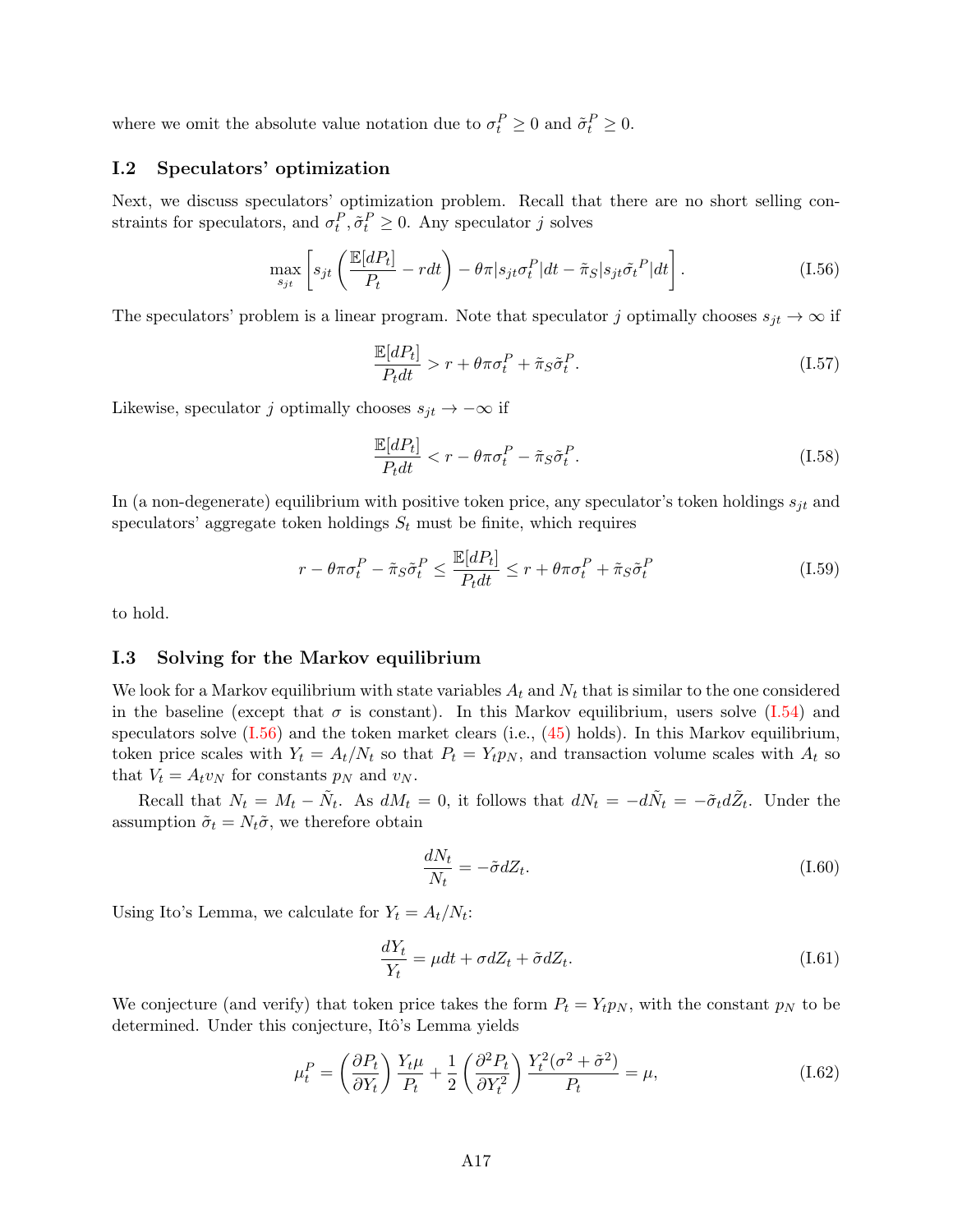where we omit the absolute value notation due to $\sigma_t^P \geq 0$ and $\tilde{\sigma}_t^P \geq 0$.

### I.2 Speculators' optimization

Next, we discuss speculators' optimization problem. Recall that there are no short selling constraints for speculators, and $\sigma_t^P, \tilde{\sigma}_t^P \geq 0$. Any speculator $j$ solves

$$\max_{s_{jt}} \left[ s_{jt} \left( \frac{\mathbb{E}[dP_t]}{P_t} - r dt \right) - \theta\pi |s_{jt}\sigma_t^P| dt - \tilde{\pi}_S |s_{jt}\tilde{\sigma}_t{}^P| dt \right]. \tag{I.56}$$

The speculators' problem is a linear program. Note that speculator $j$ optimally chooses $s_{jt} \to \infty$ if

$$\frac{\mathbb{E}[dP_t]}{P_t dt} > r + \theta\pi\sigma_t^P + \tilde{\pi}_S \tilde{\sigma}_t^P. \tag{I.57}$$

Likewise, speculator $j$ optimally chooses $s_{jt} \to -\infty$ if

$$\frac{\mathbb{E}[dP_t]}{P_t dt} < r - \theta\pi\sigma_t^P - \tilde{\pi}_S \tilde{\sigma}_t^P. \tag{I.58}$$

In (a non-degenerate) equilibrium with positive token price, any speculator's token holdings $s_{jt}$ and speculators' aggregate token holdings $S_t$ must be finite, which requires

$$r - \theta\pi\sigma_t^P - \tilde{\pi}_S \tilde{\sigma}_t^P \leq \frac{\mathbb{E}[dP_t]}{P_t dt} \leq r + \theta\pi\sigma_t^P + \tilde{\pi}_S \tilde{\sigma}_t^P \tag{I.59}$$

to hold.

### I.3 Solving for the Markov equilibrium

We look for a Markov equilibrium with state variables $A_t$ and $N_t$ that is similar to the one considered in the baseline (except that $\sigma$ is constant). In this Markov equilibrium, users solve (I.54) and speculators solve (I.56) and the token market clears (i.e., (45) holds). In this Markov equilibrium, token price scales with $Y_t = A_t/N_t$ so that $P_t = Y_t p_N$, and transaction volume scales with $A_t$ so that $V_t = A_t v_N$ for constants $p_N$ and $v_N$.

Recall that $N_t = M_t - \tilde{N}_t$. As $dM_t = 0$, it follows that $dN_t = -d\tilde{N}_t = -\tilde{\sigma}_t d\tilde{Z}_t$. Under the assumption $\tilde{\sigma}_t = N_t\tilde{\sigma}$, we therefore obtain

$$\frac{dN_t}{N_t} = -\tilde{\sigma} dZ_t. \tag{I.60}$$

Using Ito's Lemma, we calculate for $Y_t = A_t/N_t$:

$$\frac{dY_t}{Y_t} = \mu dt + \sigma dZ_t + \tilde{\sigma} dZ_t. \tag{I.61}$$

We conjecture (and verify) that token price takes the form $P_t = Y_t p_N$, with the constant $p_N$ to be determined. Under this conjecture, Itô's Lemma yields

$$\mu_t^P = \left( \frac{\partial P_t}{\partial Y_t} \right) \frac{Y_t \mu}{P_t} + \frac{1}{2} \left( \frac{\partial^2 P_t}{\partial Y_t^2} \right) \frac{Y_t^2(\sigma^2 + \tilde{\sigma}^2)}{P_t} = \mu, \tag{I.62}$$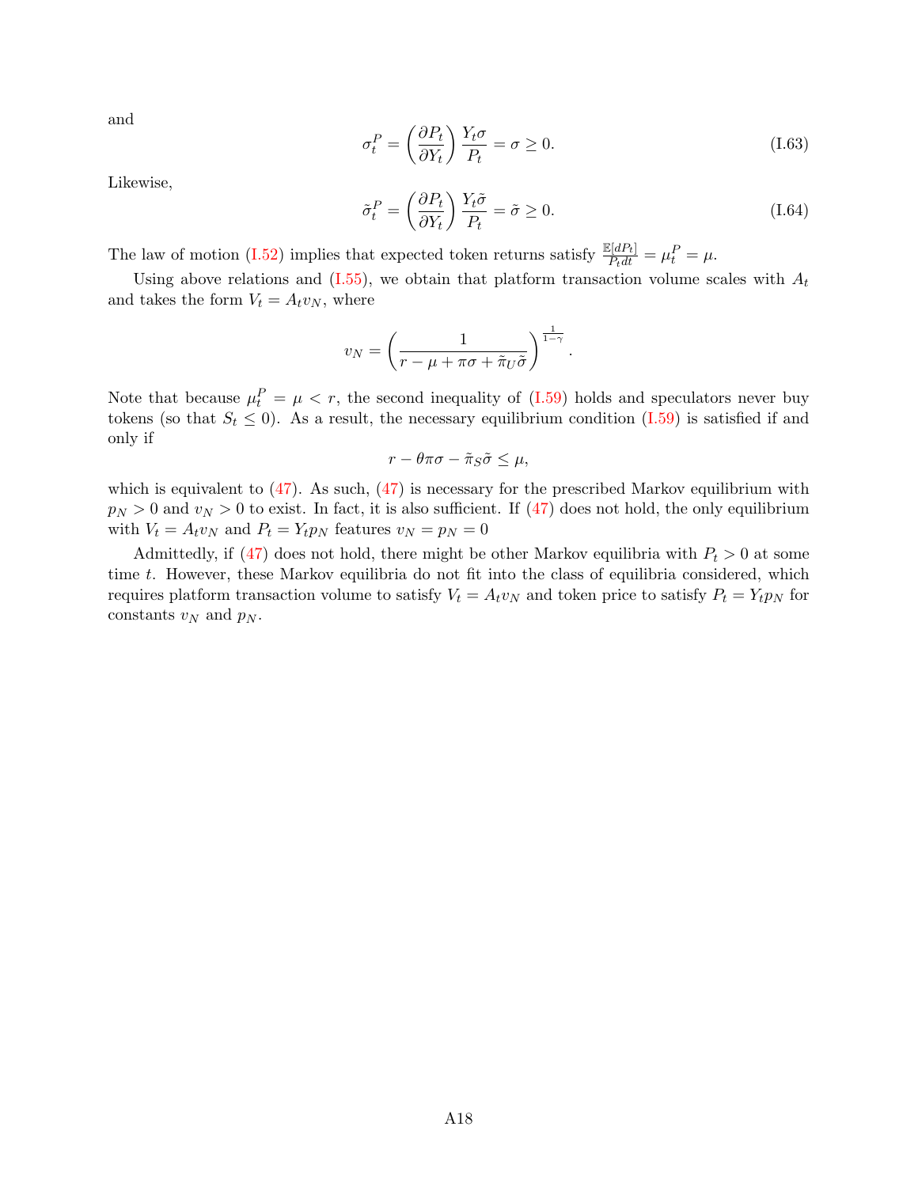and

$$\sigma_t^P = \left(\frac{\partial P_t}{\partial Y_t}\right)\frac{Y_t\sigma}{P_t} = \sigma \geq 0. \tag{I.63}$$

Likewise,

$$\tilde{\sigma}_t^P = \left(\frac{\partial P_t}{\partial Y_t}\right)\frac{Y_t\tilde{\sigma}}{P_t} = \tilde{\sigma} \geq 0. \tag{I.64}$$

The law of motion (I.52) implies that expected token returns satisfy $\frac{\mathbb{E}[dP_t]}{P_t dt} = \mu_t^P = \mu$.

Using above relations and (I.55), we obtain that platform transaction volume scales with $A_t$ and takes the form $V_t = A_t v_N$, where

$$v_N = \left(\frac{1}{r - \mu + \pi\sigma + \tilde{\pi}_U\tilde{\sigma}}\right)^{\frac{1}{1-\gamma}}.$$

Note that because $\mu_t^P = \mu < r$, the second inequality of (I.59) holds and speculators never buy tokens (so that $S_t \leq 0$). As a result, the necessary equilibrium condition (I.59) is satisfied if and only if

$$r - \theta\pi\sigma - \tilde{\pi}_S\tilde{\sigma} \leq \mu,$$

which is equivalent to (47). As such, (47) is necessary for the prescribed Markov equilibrium with $p_N > 0$ and $v_N > 0$ to exist. In fact, it is also sufficient. If (47) does not hold, the only equilibrium with $V_t = A_t v_N$ and $P_t = Y_t p_N$ features $v_N = p_N = 0$

Admittedly, if (47) does not hold, there might be other Markov equilibria with $P_t > 0$ at some time $t$. However, these Markov equilibria do not fit into the class of equilibria considered, which requires platform transaction volume to satisfy $V_t = A_t v_N$ and token price to satisfy $P_t = Y_t p_N$ for constants $v_N$ and $p_N$.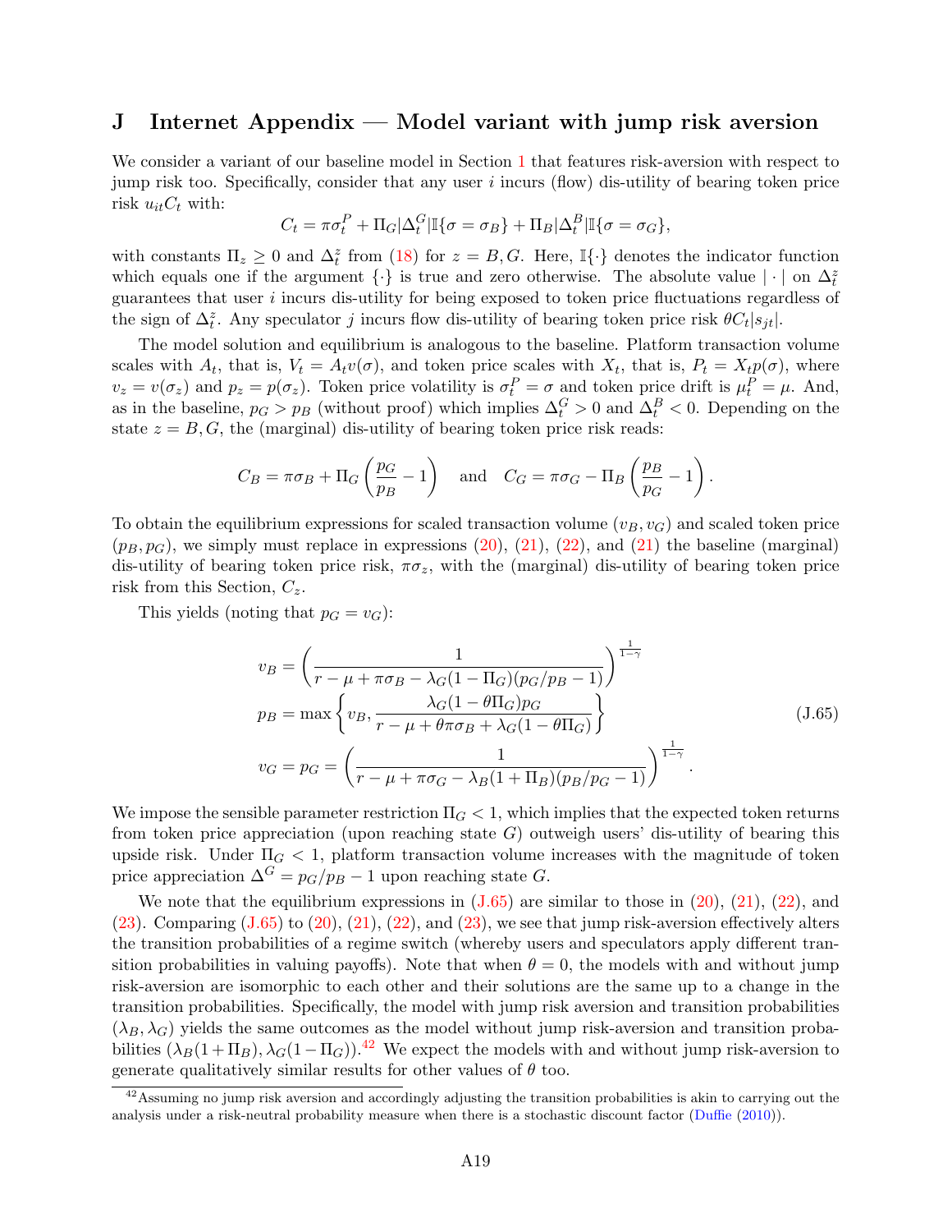## J Internet Appendix — Model variant with jump risk aversion

We consider a variant of our baseline model in Section 1 that features risk-aversion with respect to jump risk too. Specifically, consider that any user $i$ incurs (flow) dis-utility of bearing token price risk $u_{it}C_t$ with:

$$C_t = \pi\sigma_t^P + \Pi_G|\Delta_t^G|\mathbb{I}\{\sigma = \sigma_B\} + \Pi_B|\Delta_t^B|\mathbb{I}\{\sigma = \sigma_G\},$$

with constants $\Pi_z \geq 0$ and $\Delta_t^z$ from (18) for $z = B, G$. Here, $\mathbb{I}\{\cdot\}$ denotes the indicator function which equals one if the argument $\{\cdot\}$ is true and zero otherwise. The absolute value $|\cdot|$ on $\Delta_t^z$ guarantees that user $i$ incurs dis-utility for being exposed to token price fluctuations regardless of the sign of $\Delta_t^z$. Any speculator $j$ incurs flow dis-utility of bearing token price risk $\theta C_t|s_{jt}|$.

The model solution and equilibrium is analogous to the baseline. Platform transaction volume scales with $A_t$, that is, $V_t = A_t v(\sigma)$, and token price scales with $X_t$, that is, $P_t = X_t p(\sigma)$, where $v_z = v(\sigma_z)$ and $p_z = p(\sigma_z)$. Token price volatility is $\sigma_t^P = \sigma$ and token price drift is $\mu_t^P = \mu$. And, as in the baseline, $p_G > p_B$ (without proof) which implies $\Delta_t^G > 0$ and $\Delta_t^B < 0$. Depending on the state $z = B, G$, the (marginal) dis-utility of bearing token price risk reads:

$$C_B = \pi\sigma_B + \Pi_G\left(\frac{p_G}{p_B} - 1\right) \quad \text{and} \quad C_G = \pi\sigma_G - \Pi_B\left(\frac{p_B}{p_G} - 1\right).$$

To obtain the equilibrium expressions for scaled transaction volume ($v_B, v_G$) and scaled token price ($p_B, p_G$), we simply must replace in expressions (20), (21), (22), and (21) the baseline (marginal) dis-utility of bearing token price risk, $\pi\sigma_z$, with the (marginal) dis-utility of bearing token price risk from this Section, $C_z$.

This yields (noting that $p_G = v_G$):

$$\begin{aligned}
v_B &= \left(\frac{1}{r - \mu + \pi\sigma_B - \lambda_G(1 - \Pi_G)(p_G/p_B - 1)}\right)^{\frac{1}{1-\gamma}} \\
p_B &= \max\left\{v_B, \frac{\lambda_G(1 - \theta\Pi_G)p_G}{r - \mu + \theta\pi\sigma_B + \lambda_G(1 - \theta\Pi_G)}\right\} \\
v_G &= p_G = \left(\frac{1}{r - \mu + \pi\sigma_G - \lambda_B(1 + \Pi_B)(p_B/p_G - 1)}\right)^{\frac{1}{1-\gamma}}.
\end{aligned} \tag{J.65}$$

We impose the sensible parameter restriction $\Pi_G < 1$, which implies that the expected token returns from token price appreciation (upon reaching state $G$) outweigh users' dis-utility of bearing this upside risk. Under $\Pi_G < 1$, platform transaction volume increases with the magnitude of token price appreciation $\Delta^G = p_G/p_B - 1$ upon reaching state $G$.

We note that the equilibrium expressions in (J.65) are similar to those in (20), (21), (22), and (23). Comparing (J.65) to (20), (21), (22), and (23), we see that jump risk-aversion effectively alters the transition probabilities of a regime switch (whereby users and speculators apply different transition probabilities in valuing payoffs). Note that when $\theta = 0$, the models with and without jump risk-aversion are isomorphic to each other and their solutions are the same up to a change in the transition probabilities. Specifically, the model with jump risk aversion and transition probabilities $(\lambda_B, \lambda_G)$ yields the same outcomes as the model without jump risk-aversion and transition probabilities $(\lambda_B(1 + \Pi_B), \lambda_G(1 - \Pi_G))$.[42] We expect the models with and without jump risk-aversion to generate qualitatively similar results for other values of $\theta$ too.

[42] Assuming no jump risk aversion and accordingly adjusting the transition probabilities is akin to carrying out the analysis under a risk-neutral probability measure when there is a stochastic discount factor (Duffie (2010)).